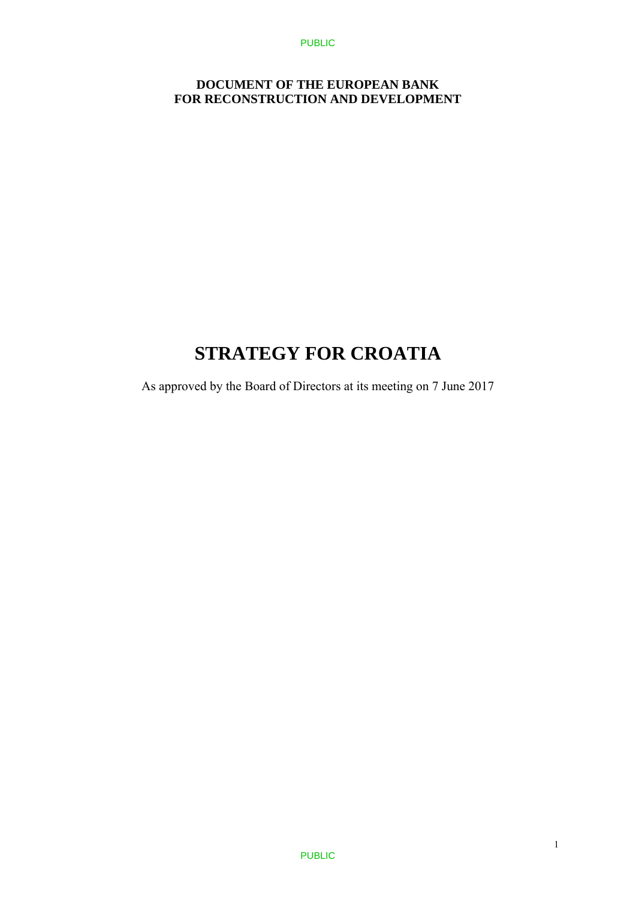**DOCUMENT OF THE EUROPEAN BANK**
**FOR RECONSTRUCTION AND DEVELOPMENT**

# STRATEGY FOR CROATIA

As approved by the Board of Directors at its meeting on 7 June 2017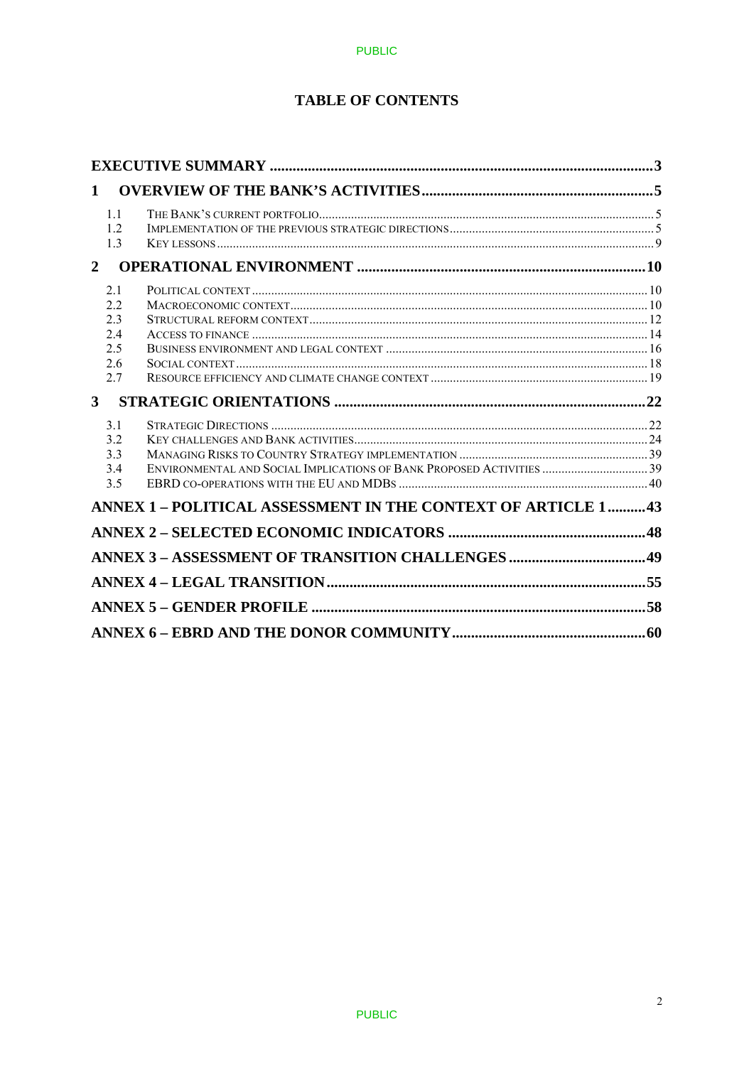# TABLE OF CONTENTS

**EXECUTIVE SUMMARY** .......... 3

**1 OVERVIEW OF THE BANK'S ACTIVITIES** .......... 5

- 1.1 THE BANK'S CURRENT PORTFOLIO .......... 5
- 1.2 IMPLEMENTATION OF THE PREVIOUS STRATEGIC DIRECTIONS .......... 5
- 1.3 KEY LESSONS .......... 9

**2 OPERATIONAL ENVIRONMENT** .......... 10

- 2.1 POLITICAL CONTEXT .......... 10
- 2.2 MACROECONOMIC CONTEXT .......... 10
- 2.3 STRUCTURAL REFORM CONTEXT .......... 12
- 2.4 ACCESS TO FINANCE .......... 14
- 2.5 BUSINESS ENVIRONMENT AND LEGAL CONTEXT .......... 16
- 2.6 SOCIAL CONTEXT .......... 18
- 2.7 RESOURCE EFFICIENCY AND CLIMATE CHANGE CONTEXT .......... 19

**3 STRATEGIC ORIENTATIONS** .......... 22

- 3.1 STRATEGIC DIRECTIONS .......... 22
- 3.2 KEY CHALLENGES AND BANK ACTIVITIES .......... 24
- 3.3 MANAGING RISKS TO COUNTRY STRATEGY IMPLEMENTATION .......... 39
- 3.4 ENVIRONMENTAL AND SOCIAL IMPLICATIONS OF BANK PROPOSED ACTIVITIES .......... 39
- 3.5 EBRD CO-OPERATIONS WITH THE EU AND MDBS .......... 40

**ANNEX 1 – POLITICAL ASSESSMENT IN THE CONTEXT OF ARTICLE 1** .......... 43

**ANNEX 2 – SELECTED ECONOMIC INDICATORS** .......... 48

**ANNEX 3 – ASSESSMENT OF TRANSITION CHALLENGES** .......... 49

**ANNEX 4 – LEGAL TRANSITION** .......... 55

**ANNEX 5 – GENDER PROFILE** .......... 58

**ANNEX 6 – EBRD AND THE DONOR COMMUNITY** .......... 60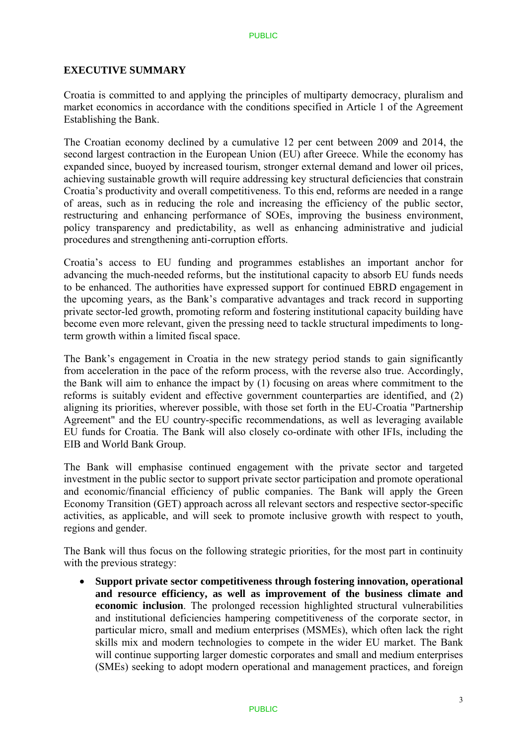## EXECUTIVE SUMMARY

Croatia is committed to and applying the principles of multiparty democracy, pluralism and market economics in accordance with the conditions specified in Article 1 of the Agreement Establishing the Bank.

The Croatian economy declined by a cumulative 12 per cent between 2009 and 2014, the second largest contraction in the European Union (EU) after Greece. While the economy has expanded since, buoyed by increased tourism, stronger external demand and lower oil prices, achieving sustainable growth will require addressing key structural deficiencies that constrain Croatia's productivity and overall competitiveness. To this end, reforms are needed in a range of areas, such as in reducing the role and increasing the efficiency of the public sector, restructuring and enhancing performance of SOEs, improving the business environment, policy transparency and predictability, as well as enhancing administrative and judicial procedures and strengthening anti-corruption efforts.

Croatia's access to EU funding and programmes establishes an important anchor for advancing the much-needed reforms, but the institutional capacity to absorb EU funds needs to be enhanced. The authorities have expressed support for continued EBRD engagement in the upcoming years, as the Bank's comparative advantages and track record in supporting private sector-led growth, promoting reform and fostering institutional capacity building have become even more relevant, given the pressing need to tackle structural impediments to long-term growth within a limited fiscal space.

The Bank's engagement in Croatia in the new strategy period stands to gain significantly from acceleration in the pace of the reform process, with the reverse also true. Accordingly, the Bank will aim to enhance the impact by (1) focusing on areas where commitment to the reforms is suitably evident and effective government counterparties are identified, and (2) aligning its priorities, wherever possible, with those set forth in the EU-Croatia "Partnership Agreement" and the EU country-specific recommendations, as well as leveraging available EU funds for Croatia. The Bank will also closely co-ordinate with other IFIs, including the EIB and World Bank Group.

The Bank will emphasise continued engagement with the private sector and targeted investment in the public sector to support private sector participation and promote operational and economic/financial efficiency of public companies. The Bank will apply the Green Economy Transition (GET) approach across all relevant sectors and respective sector-specific activities, as applicable, and will seek to promote inclusive growth with respect to youth, regions and gender.

The Bank will thus focus on the following strategic priorities, for the most part in continuity with the previous strategy:

- **Support private sector competitiveness through fostering innovation, operational and resource efficiency, as well as improvement of the business climate and economic inclusion**. The prolonged recession highlighted structural vulnerabilities and institutional deficiencies hampering competitiveness of the corporate sector, in particular micro, small and medium enterprises (MSMEs), which often lack the right skills mix and modern technologies to compete in the wider EU market. The Bank will continue supporting larger domestic corporates and small and medium enterprises (SMEs) seeking to adopt modern operational and management practices, and foreign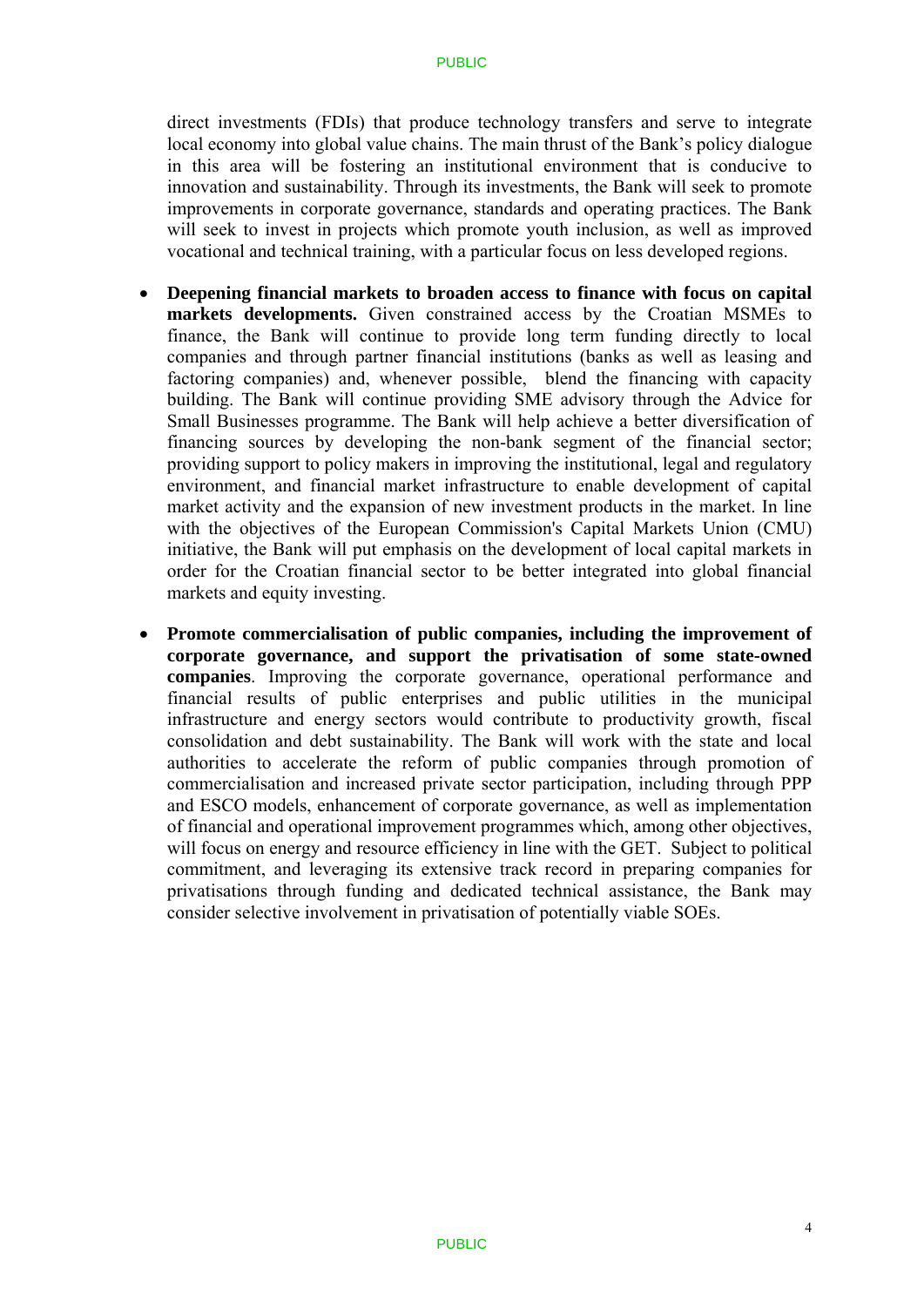direct investments (FDIs) that produce technology transfers and serve to integrate local economy into global value chains. The main thrust of the Bank's policy dialogue in this area will be fostering an institutional environment that is conducive to innovation and sustainability. Through its investments, the Bank will seek to promote improvements in corporate governance, standards and operating practices. The Bank will seek to invest in projects which promote youth inclusion, as well as improved vocational and technical training, with a particular focus on less developed regions.

- **Deepening financial markets to broaden access to finance with focus on capital markets developments.** Given constrained access by the Croatian MSMEs to finance, the Bank will continue to provide long term funding directly to local companies and through partner financial institutions (banks as well as leasing and factoring companies) and, whenever possible, blend the financing with capacity building. The Bank will continue providing SME advisory through the Advice for Small Businesses programme. The Bank will help achieve a better diversification of financing sources by developing the non-bank segment of the financial sector; providing support to policy makers in improving the institutional, legal and regulatory environment, and financial market infrastructure to enable development of capital market activity and the expansion of new investment products in the market. In line with the objectives of the European Commission's Capital Markets Union (CMU) initiative, the Bank will put emphasis on the development of local capital markets in order for the Croatian financial sector to be better integrated into global financial markets and equity investing.

- **Promote commercialisation of public companies, including the improvement of corporate governance, and support the privatisation of some state-owned companies**. Improving the corporate governance, operational performance and financial results of public enterprises and public utilities in the municipal infrastructure and energy sectors would contribute to productivity growth, fiscal consolidation and debt sustainability. The Bank will work with the state and local authorities to accelerate the reform of public companies through promotion of commercialisation and increased private sector participation, including through PPP and ESCO models, enhancement of corporate governance, as well as implementation of financial and operational improvement programmes which, among other objectives, will focus on energy and resource efficiency in line with the GET. Subject to political commitment, and leveraging its extensive track record in preparing companies for privatisations through funding and dedicated technical assistance, the Bank may consider selective involvement in privatisation of potentially viable SOEs.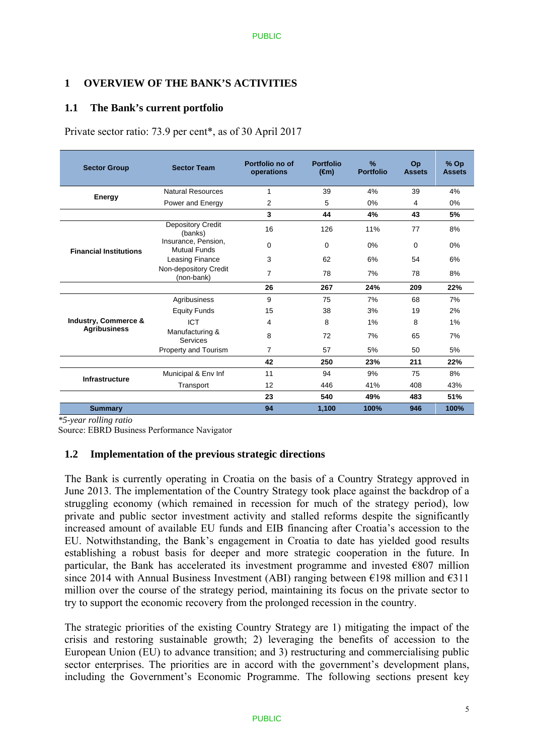# 1 OVERVIEW OF THE BANK'S ACTIVITIES

## 1.1 The Bank's current portfolio

Private sector ratio: 73.9 per cent*, as of 30 April 2017

| Sector Group | Sector Team | Portfolio no of operations | Portfolio (€m) | % Portfolio | Op Assets | % Op Assets |
|---|---|---|---|---|---|---|
| Energy | Natural Resources | 1 | 39 | 4% | 39 | 4% |
| | Power and Energy | 2 | 5 | 0% | 4 | 0% |
| | | **3** | **44** | **4%** | **43** | **5%** |
| Financial Institutions | Depository Credit (banks) | 16 | 126 | 11% | 77 | 8% |
| | Insurance, Pension, Mutual Funds | 0 | 0 | 0% | 0 | 0% |
| | Leasing Finance | 3 | 62 | 6% | 54 | 6% |
| | Non-depository Credit (non-bank) | 7 | 78 | 7% | 78 | 8% |
| | | **26** | **267** | **24%** | **209** | **22%** |
| Industry, Commerce & Agribusiness | Agribusiness | 9 | 75 | 7% | 68 | 7% |
| | Equity Funds | 15 | 38 | 3% | 19 | 2% |
| | ICT | 4 | 8 | 1% | 8 | 1% |
| | Manufacturing & Services | 8 | 72 | 7% | 65 | 7% |
| | Property and Tourism | 7 | 57 | 5% | 50 | 5% |
| | | **42** | **250** | **23%** | **211** | **22%** |
| Infrastructure | Municipal & Env Inf | 11 | 94 | 9% | 75 | 8% |
| | Transport | 12 | 446 | 41% | 408 | 43% |
| | | **23** | **540** | **49%** | **483** | **51%** |
| **Summary** | | **94** | **1,100** | **100%** | **946** | **100%** |

*\*5-year rolling ratio*

Source: EBRD Business Performance Navigator

## 1.2 Implementation of the previous strategic directions

The Bank is currently operating in Croatia on the basis of a Country Strategy approved in June 2013. The implementation of the Country Strategy took place against the backdrop of a struggling economy (which remained in recession for much of the strategy period), low private and public sector investment activity and stalled reforms despite the significantly increased amount of available EU funds and EIB financing after Croatia's accession to the EU. Notwithstanding, the Bank's engagement in Croatia to date has yielded good results establishing a robust basis for deeper and more strategic cooperation in the future. In particular, the Bank has accelerated its investment programme and invested €807 million since 2014 with Annual Business Investment (ABI) ranging between €198 million and €311 million over the course of the strategy period, maintaining its focus on the private sector to try to support the economic recovery from the prolonged recession in the country.

The strategic priorities of the existing Country Strategy are 1) mitigating the impact of the crisis and restoring sustainable growth; 2) leveraging the benefits of accession to the European Union (EU) to advance transition; and 3) restructuring and commercialising public sector enterprises. The priorities are in accord with the government's development plans, including the Government's Economic Programme. The following sections present key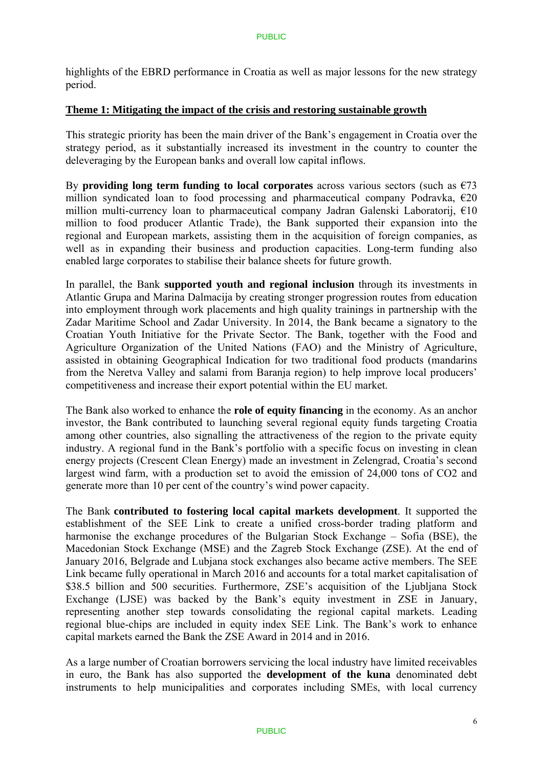highlights of the EBRD performance in Croatia as well as major lessons for the new strategy period.

**Theme 1: Mitigating the impact of the crisis and restoring sustainable growth**

This strategic priority has been the main driver of the Bank's engagement in Croatia over the strategy period, as it substantially increased its investment in the country to counter the deleveraging by the European banks and overall low capital inflows.

By **providing long term funding to local corporates** across various sectors (such as €73 million syndicated loan to food processing and pharmaceutical company Podravka, €20 million multi-currency loan to pharmaceutical company Jadran Galenski Laboratorij, €10 million to food producer Atlantic Trade), the Bank supported their expansion into the regional and European markets, assisting them in the acquisition of foreign companies, as well as in expanding their business and production capacities. Long-term funding also enabled large corporates to stabilise their balance sheets for future growth.

In parallel, the Bank **supported youth and regional inclusion** through its investments in Atlantic Grupa and Marina Dalmacija by creating stronger progression routes from education into employment through work placements and high quality trainings in partnership with the Zadar Maritime School and Zadar University. In 2014, the Bank became a signatory to the Croatian Youth Initiative for the Private Sector. The Bank, together with the Food and Agriculture Organization of the United Nations (FAO) and the Ministry of Agriculture, assisted in obtaining Geographical Indication for two traditional food products (mandarins from the Neretva Valley and salami from Baranja region) to help improve local producers' competitiveness and increase their export potential within the EU market.

The Bank also worked to enhance the **role of equity financing** in the economy. As an anchor investor, the Bank contributed to launching several regional equity funds targeting Croatia among other countries, also signalling the attractiveness of the region to the private equity industry. A regional fund in the Bank's portfolio with a specific focus on investing in clean energy projects (Crescent Clean Energy) made an investment in Zelengrad, Croatia's second largest wind farm, with a production set to avoid the emission of 24,000 tons of $CO_2$ and generate more than 10 per cent of the country's wind power capacity.

The Bank **contributed to fostering local capital markets development**. It supported the establishment of the SEE Link to create a unified cross-border trading platform and harmonise the exchange procedures of the Bulgarian Stock Exchange – Sofia (BSE), the Macedonian Stock Exchange (MSE) and the Zagreb Stock Exchange (ZSE). At the end of January 2016, Belgrade and Lubjana stock exchanges also became active members. The SEE Link became fully operational in March 2016 and accounts for a total market capitalisation of $38.5 billion and 500 securities. Furthermore, ZSE's acquisition of the Ljubljana Stock Exchange (LJSE) was backed by the Bank's equity investment in ZSE in January, representing another step towards consolidating the regional capital markets. Leading regional blue-chips are included in equity index SEE Link. The Bank's work to enhance capital markets earned the Bank the ZSE Award in 2014 and in 2016.

As a large number of Croatian borrowers servicing the local industry have limited receivables in euro, the Bank has also supported the **development of the kuna** denominated debt instruments to help municipalities and corporates including SMEs, with local currency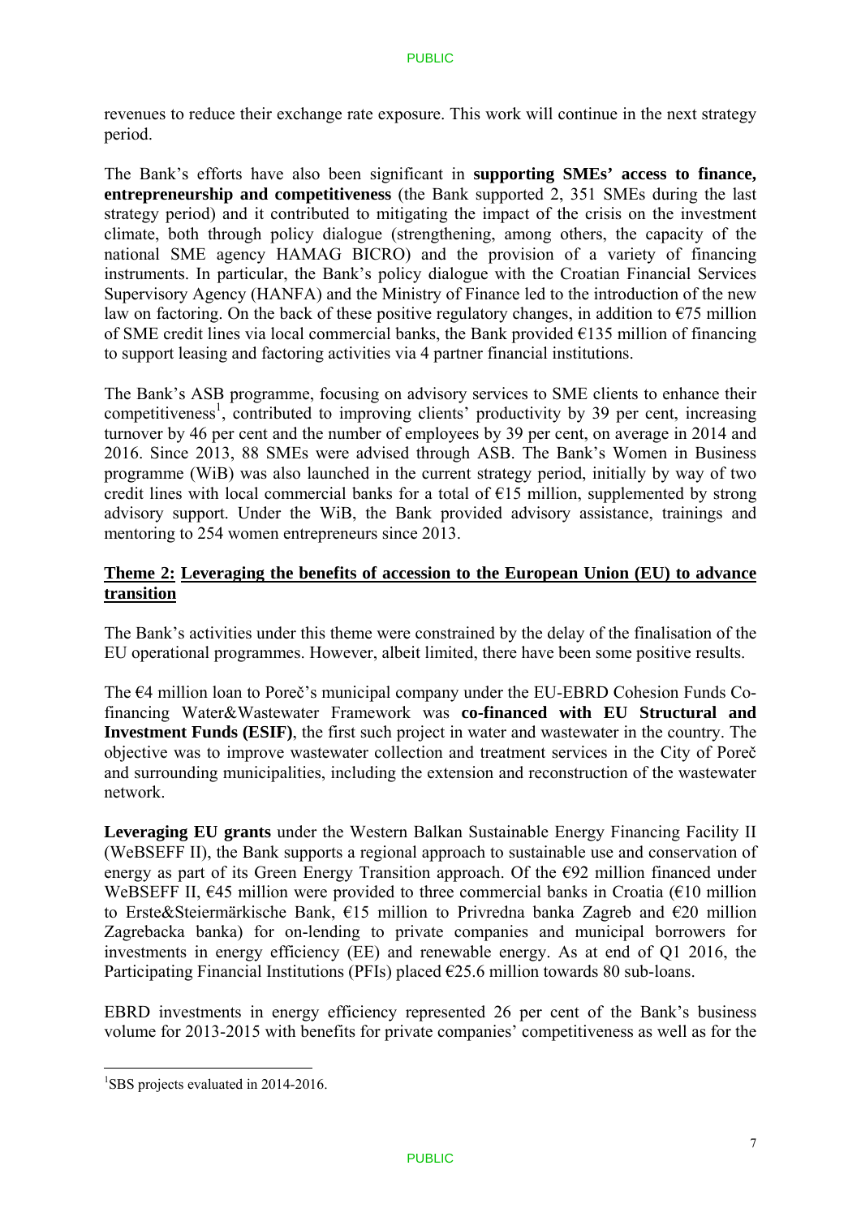revenues to reduce their exchange rate exposure. This work will continue in the next strategy period.

The Bank's efforts have also been significant in **supporting SMEs' access to finance, entrepreneurship and competitiveness** (the Bank supported 2, 351 SMEs during the last strategy period) and it contributed to mitigating the impact of the crisis on the investment climate, both through policy dialogue (strengthening, among others, the capacity of the national SME agency HAMAG BICRO) and the provision of a variety of financing instruments. In particular, the Bank's policy dialogue with the Croatian Financial Services Supervisory Agency (HANFA) and the Ministry of Finance led to the introduction of the new law on factoring. On the back of these positive regulatory changes, in addition to €75 million of SME credit lines via local commercial banks, the Bank provided €135 million of financing to support leasing and factoring activities via 4 partner financial institutions.

The Bank's ASB programme, focusing on advisory services to SME clients to enhance their competitiveness[1], contributed to improving clients' productivity by 39 per cent, increasing turnover by 46 per cent and the number of employees by 39 per cent, on average in 2014 and 2016. Since 2013, 88 SMEs were advised through ASB. The Bank's Women in Business programme (WiB) was also launched in the current strategy period, initially by way of two credit lines with local commercial banks for a total of €15 million, supplemented by strong advisory support. Under the WiB, the Bank provided advisory assistance, trainings and mentoring to 254 women entrepreneurs since 2013.

## Theme 2: Leveraging the benefits of accession to the European Union (EU) to advance transition

The Bank's activities under this theme were constrained by the delay of the finalisation of the EU operational programmes. However, albeit limited, there have been some positive results.

The €4 million loan to Poreč's municipal company under the EU-EBRD Cohesion Funds Co-financing Water&Wastewater Framework was **co-financed with EU Structural and Investment Funds (ESIF)**, the first such project in water and wastewater in the country. The objective was to improve wastewater collection and treatment services in the City of Poreč and surrounding municipalities, including the extension and reconstruction of the wastewater network.

**Leveraging EU grants** under the Western Balkan Sustainable Energy Financing Facility II (WeBSEFF II), the Bank supports a regional approach to sustainable use and conservation of energy as part of its Green Energy Transition approach. Of the €92 million financed under WeBSEFF II, €45 million were provided to three commercial banks in Croatia (€10 million to Erste&Steiermärkische Bank, €15 million to Privredna banka Zagreb and €20 million Zagrebacka banka) for on-lending to private companies and municipal borrowers for investments in energy efficiency (EE) and renewable energy. As at end of Q1 2016, the Participating Financial Institutions (PFIs) placed €25.6 million towards 80 sub-loans.

EBRD investments in energy efficiency represented 26 per cent of the Bank's business volume for 2013-2015 with benefits for private companies' competitiveness as well as for the

[1] SBS projects evaluated in 2014-2016.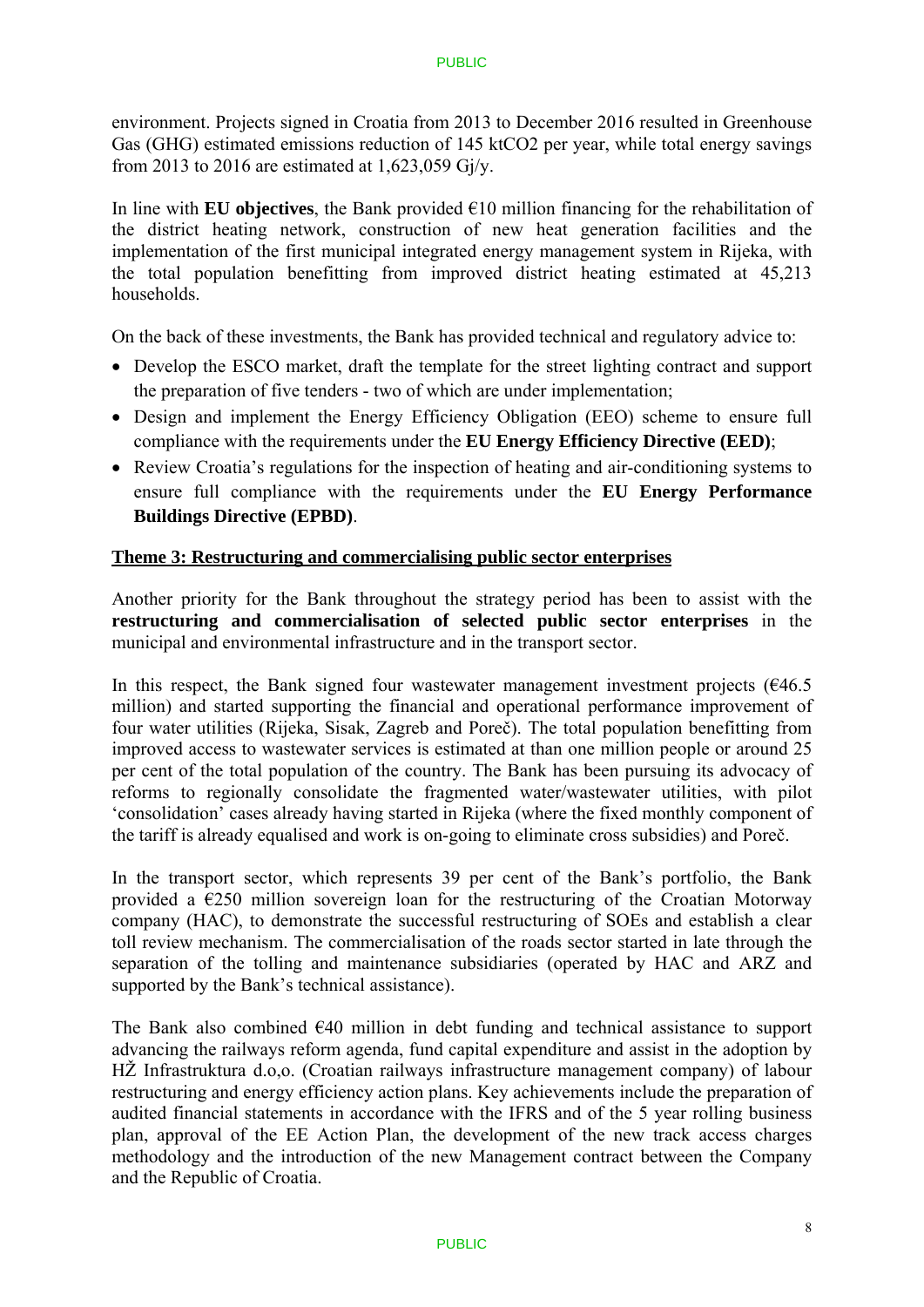environment. Projects signed in Croatia from 2013 to December 2016 resulted in Greenhouse Gas (GHG) estimated emissions reduction of 145 ktCO2 per year, while total energy savings from 2013 to 2016 are estimated at 1,623,059 Gj/y.

In line with **EU objectives**, the Bank provided €10 million financing for the rehabilitation of the district heating network, construction of new heat generation facilities and the implementation of the first municipal integrated energy management system in Rijeka, with the total population benefitting from improved district heating estimated at 45,213 households.

On the back of these investments, the Bank has provided technical and regulatory advice to:

- Develop the ESCO market, draft the template for the street lighting contract and support the preparation of five tenders - two of which are under implementation;
- Design and implement the Energy Efficiency Obligation (EEO) scheme to ensure full compliance with the requirements under the **EU Energy Efficiency Directive (EED)**;
- Review Croatia's regulations for the inspection of heating and air-conditioning systems to ensure full compliance with the requirements under the **EU Energy Performance Buildings Directive (EPBD)**.

**Theme 3: Restructuring and commercialising public sector enterprises**

Another priority for the Bank throughout the strategy period has been to assist with the **restructuring and commercialisation of selected public sector enterprises** in the municipal and environmental infrastructure and in the transport sector.

In this respect, the Bank signed four wastewater management investment projects (€46.5 million) and started supporting the financial and operational performance improvement of four water utilities (Rijeka, Sisak, Zagreb and Poreč). The total population benefitting from improved access to wastewater services is estimated at than one million people or around 25 per cent of the total population of the country. The Bank has been pursuing its advocacy of reforms to regionally consolidate the fragmented water/wastewater utilities, with pilot 'consolidation' cases already having started in Rijeka (where the fixed monthly component of the tariff is already equalised and work is on-going to eliminate cross subsidies) and Poreč.

In the transport sector, which represents 39 per cent of the Bank's portfolio, the Bank provided a €250 million sovereign loan for the restructuring of the Croatian Motorway company (HAC), to demonstrate the successful restructuring of SOEs and establish a clear toll review mechanism. The commercialisation of the roads sector started in late through the separation of the tolling and maintenance subsidiaries (operated by HAC and ARZ and supported by the Bank's technical assistance).

The Bank also combined €40 million in debt funding and technical assistance to support advancing the railways reform agenda, fund capital expenditure and assist in the adoption by HŽ Infrastruktura d.o,o. (Croatian railways infrastructure management company) of labour restructuring and energy efficiency action plans. Key achievements include the preparation of audited financial statements in accordance with the IFRS and of the 5 year rolling business plan, approval of the EE Action Plan, the development of the new track access charges methodology and the introduction of the new Management contract between the Company and the Republic of Croatia.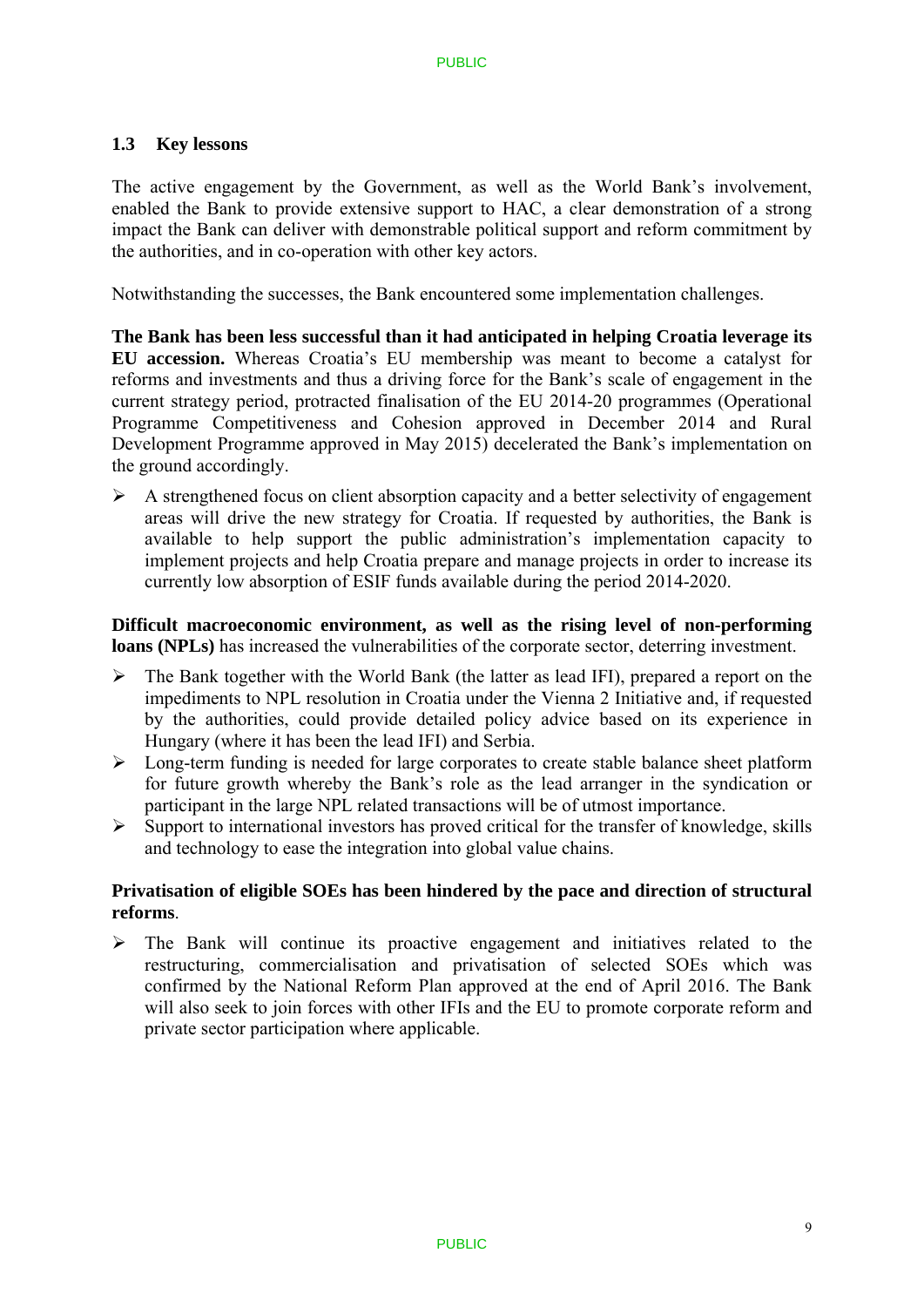## 1.3 Key lessons

The active engagement by the Government, as well as the World Bank's involvement, enabled the Bank to provide extensive support to HAC, a clear demonstration of a strong impact the Bank can deliver with demonstrable political support and reform commitment by the authorities, and in co-operation with other key actors.

Notwithstanding the successes, the Bank encountered some implementation challenges.

**The Bank has been less successful than it had anticipated in helping Croatia leverage its EU accession.** Whereas Croatia's EU membership was meant to become a catalyst for reforms and investments and thus a driving force for the Bank's scale of engagement in the current strategy period, protracted finalisation of the EU 2014-20 programmes (Operational Programme Competitiveness and Cohesion approved in December 2014 and Rural Development Programme approved in May 2015) decelerated the Bank's implementation on the ground accordingly.

- A strengthened focus on client absorption capacity and a better selectivity of engagement areas will drive the new strategy for Croatia. If requested by authorities, the Bank is available to help support the public administration's implementation capacity to implement projects and help Croatia prepare and manage projects in order to increase its currently low absorption of ESIF funds available during the period 2014-2020.

**Difficult macroeconomic environment, as well as the rising level of non-performing loans (NPLs)** has increased the vulnerabilities of the corporate sector, deterring investment.

- The Bank together with the World Bank (the latter as lead IFI), prepared a report on the impediments to NPL resolution in Croatia under the Vienna 2 Initiative and, if requested by the authorities, could provide detailed policy advice based on its experience in Hungary (where it has been the lead IFI) and Serbia.
- Long-term funding is needed for large corporates to create stable balance sheet platform for future growth whereby the Bank's role as the lead arranger in the syndication or participant in the large NPL related transactions will be of utmost importance.
- Support to international investors has proved critical for the transfer of knowledge, skills and technology to ease the integration into global value chains.

**Privatisation of eligible SOEs has been hindered by the pace and direction of structural reforms**.

- The Bank will continue its proactive engagement and initiatives related to the restructuring, commercialisation and privatisation of selected SOEs which was confirmed by the National Reform Plan approved at the end of April 2016. The Bank will also seek to join forces with other IFIs and the EU to promote corporate reform and private sector participation where applicable.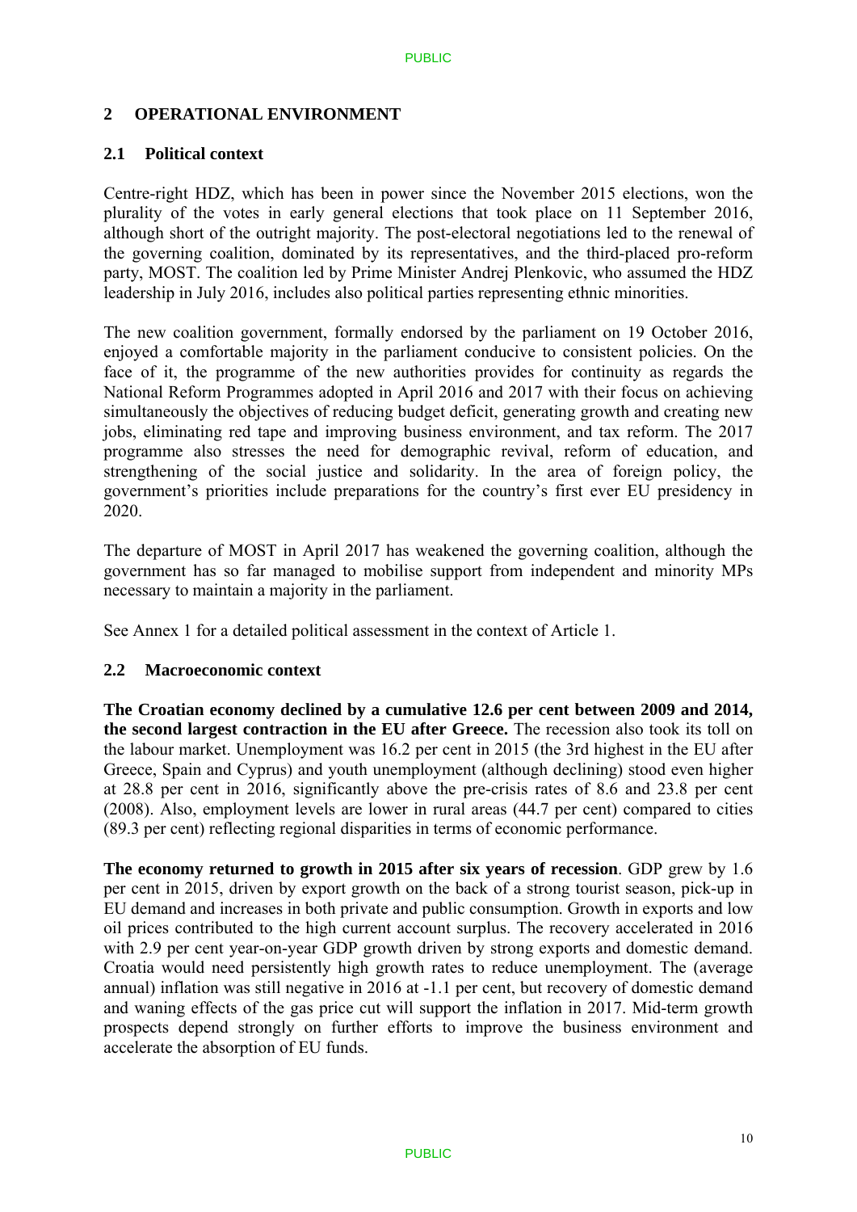## 2 OPERATIONAL ENVIRONMENT

### 2.1 Political context

Centre-right HDZ, which has been in power since the November 2015 elections, won the plurality of the votes in early general elections that took place on 11 September 2016, although short of the outright majority. The post-electoral negotiations led to the renewal of the governing coalition, dominated by its representatives, and the third-placed pro-reform party, MOST. The coalition led by Prime Minister Andrej Plenkovic, who assumed the HDZ leadership in July 2016, includes also political parties representing ethnic minorities.

The new coalition government, formally endorsed by the parliament on 19 October 2016, enjoyed a comfortable majority in the parliament conducive to consistent policies. On the face of it, the programme of the new authorities provides for continuity as regards the National Reform Programmes adopted in April 2016 and 2017 with their focus on achieving simultaneously the objectives of reducing budget deficit, generating growth and creating new jobs, eliminating red tape and improving business environment, and tax reform. The 2017 programme also stresses the need for demographic revival, reform of education, and strengthening of the social justice and solidarity. In the area of foreign policy, the government's priorities include preparations for the country's first ever EU presidency in 2020.

The departure of MOST in April 2017 has weakened the governing coalition, although the government has so far managed to mobilise support from independent and minority MPs necessary to maintain a majority in the parliament.

See Annex 1 for a detailed political assessment in the context of Article 1.

### 2.2 Macroeconomic context

**The Croatian economy declined by a cumulative 12.6 per cent between 2009 and 2014, the second largest contraction in the EU after Greece.** The recession also took its toll on the labour market. Unemployment was 16.2 per cent in 2015 (the 3rd highest in the EU after Greece, Spain and Cyprus) and youth unemployment (although declining) stood even higher at 28.8 per cent in 2016, significantly above the pre-crisis rates of 8.6 and 23.8 per cent (2008). Also, employment levels are lower in rural areas (44.7 per cent) compared to cities (89.3 per cent) reflecting regional disparities in terms of economic performance.

**The economy returned to growth in 2015 after six years of recession**. GDP grew by 1.6 per cent in 2015, driven by export growth on the back of a strong tourist season, pick-up in EU demand and increases in both private and public consumption. Growth in exports and low oil prices contributed to the high current account surplus. The recovery accelerated in 2016 with 2.9 per cent year-on-year GDP growth driven by strong exports and domestic demand. Croatia would need persistently high growth rates to reduce unemployment. The (average annual) inflation was still negative in 2016 at -1.1 per cent, but recovery of domestic demand and waning effects of the gas price cut will support the inflation in 2017. Mid-term growth prospects depend strongly on further efforts to improve the business environment and accelerate the absorption of EU funds.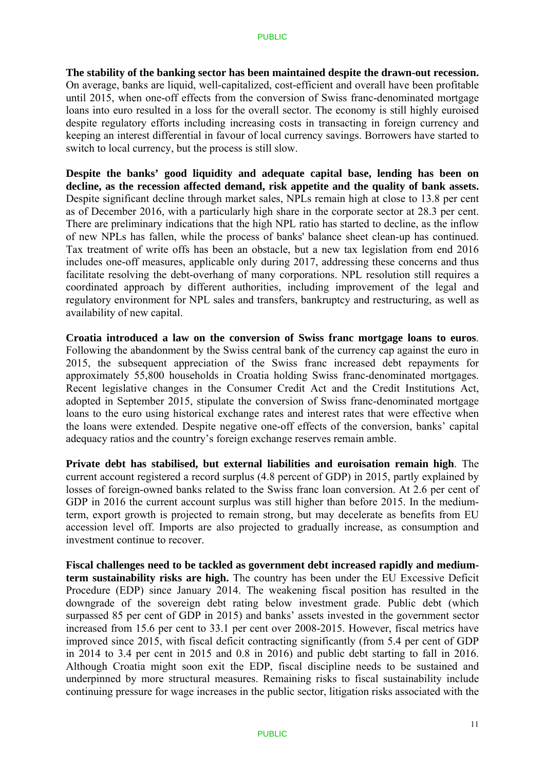**The stability of the banking sector has been maintained despite the drawn-out recession.** On average, banks are liquid, well-capitalized, cost-efficient and overall have been profitable until 2015, when one-off effects from the conversion of Swiss franc-denominated mortgage loans into euro resulted in a loss for the overall sector. The economy is still highly euroised despite regulatory efforts including increasing costs in transacting in foreign currency and keeping an interest differential in favour of local currency savings. Borrowers have started to switch to local currency, but the process is still slow.

**Despite the banks' good liquidity and adequate capital base, lending has been on decline, as the recession affected demand, risk appetite and the quality of bank assets.** Despite significant decline through market sales, NPLs remain high at close to 13.8 per cent as of December 2016, with a particularly high share in the corporate sector at 28.3 per cent. There are preliminary indications that the high NPL ratio has started to decline, as the inflow of new NPLs has fallen, while the process of banks' balance sheet clean-up has continued. Tax treatment of write offs has been an obstacle, but a new tax legislation from end 2016 includes one-off measures, applicable only during 2017, addressing these concerns and thus facilitate resolving the debt-overhang of many corporations. NPL resolution still requires a coordinated approach by different authorities, including improvement of the legal and regulatory environment for NPL sales and transfers, bankruptcy and restructuring, as well as availability of new capital.

**Croatia introduced a law on the conversion of Swiss franc mortgage loans to euros**. Following the abandonment by the Swiss central bank of the currency cap against the euro in 2015, the subsequent appreciation of the Swiss franc increased debt repayments for approximately 55,800 households in Croatia holding Swiss franc-denominated mortgages. Recent legislative changes in the Consumer Credit Act and the Credit Institutions Act, adopted in September 2015, stipulate the conversion of Swiss franc-denominated mortgage loans to the euro using historical exchange rates and interest rates that were effective when the loans were extended. Despite negative one-off effects of the conversion, banks' capital adequacy ratios and the country's foreign exchange reserves remain amble.

**Private debt has stabilised, but external liabilities and euroisation remain high**. The current account registered a record surplus (4.8 percent of GDP) in 2015, partly explained by losses of foreign-owned banks related to the Swiss franc loan conversion. At 2.6 per cent of GDP in 2016 the current account surplus was still higher than before 2015. In the medium-term, export growth is projected to remain strong, but may decelerate as benefits from EU accession level off. Imports are also projected to gradually increase, as consumption and investment continue to recover.

**Fiscal challenges need to be tackled as government debt increased rapidly and medium-term sustainability risks are high.** The country has been under the EU Excessive Deficit Procedure (EDP) since January 2014. The weakening fiscal position has resulted in the downgrade of the sovereign debt rating below investment grade. Public debt (which surpassed 85 per cent of GDP in 2015) and banks' assets invested in the government sector increased from 15.6 per cent to 33.1 per cent over 2008-2015. However, fiscal metrics have improved since 2015, with fiscal deficit contracting significantly (from 5.4 per cent of GDP in 2014 to 3.4 per cent in 2015 and 0.8 in 2016) and public debt starting to fall in 2016. Although Croatia might soon exit the EDP, fiscal discipline needs to be sustained and underpinned by more structural measures. Remaining risks to fiscal sustainability include continuing pressure for wage increases in the public sector, litigation risks associated with the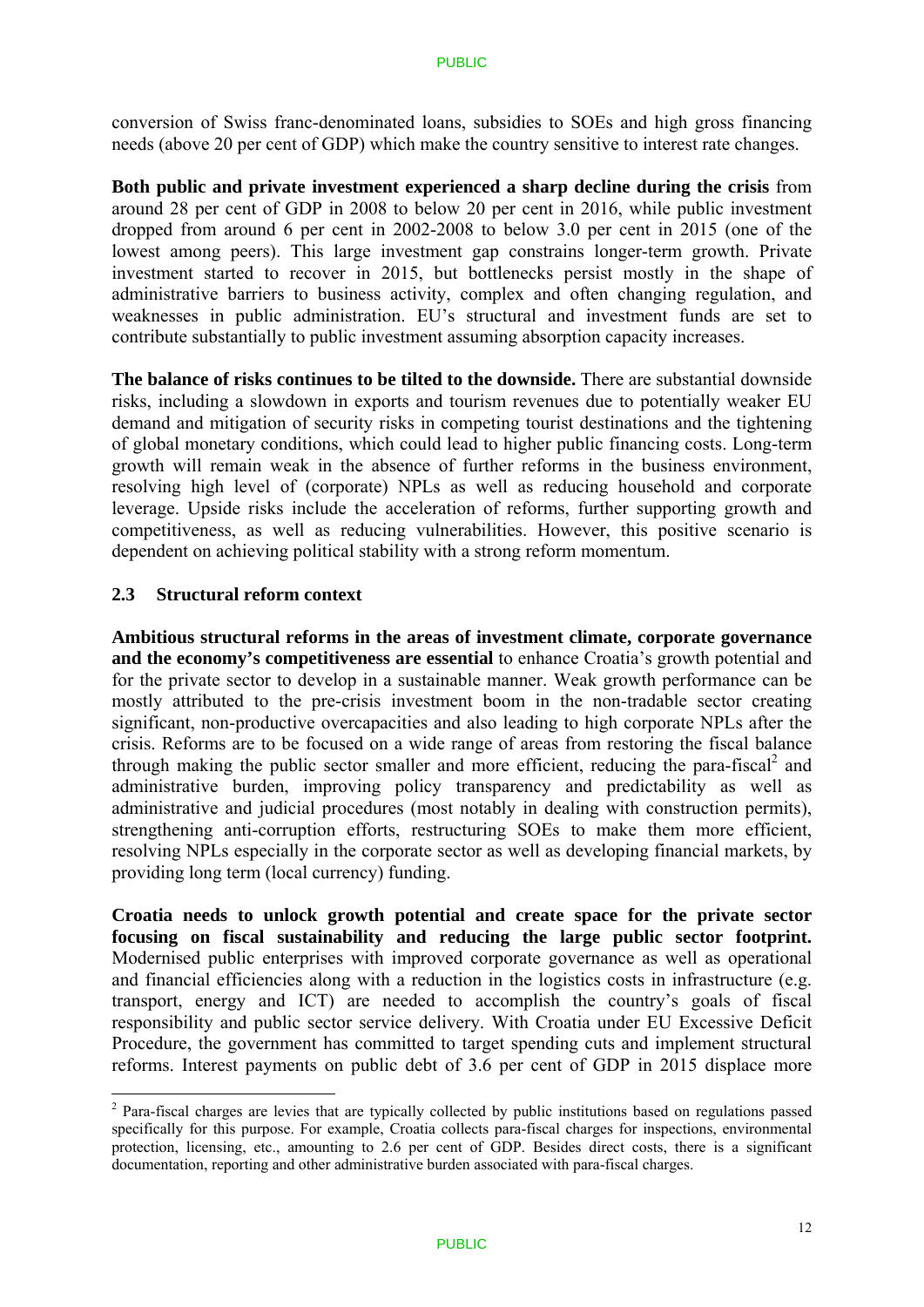conversion of Swiss franc-denominated loans, subsidies to SOEs and high gross financing needs (above 20 per cent of GDP) which make the country sensitive to interest rate changes.

**Both public and private investment experienced a sharp decline during the crisis** from around 28 per cent of GDP in 2008 to below 20 per cent in 2016, while public investment dropped from around 6 per cent in 2002-2008 to below 3.0 per cent in 2015 (one of the lowest among peers). This large investment gap constrains longer-term growth. Private investment started to recover in 2015, but bottlenecks persist mostly in the shape of administrative barriers to business activity, complex and often changing regulation, and weaknesses in public administration. EU's structural and investment funds are set to contribute substantially to public investment assuming absorption capacity increases.

**The balance of risks continues to be tilted to the downside.** There are substantial downside risks, including a slowdown in exports and tourism revenues due to potentially weaker EU demand and mitigation of security risks in competing tourist destinations and the tightening of global monetary conditions, which could lead to higher public financing costs. Long-term growth will remain weak in the absence of further reforms in the business environment, resolving high level of (corporate) NPLs as well as reducing household and corporate leverage. Upside risks include the acceleration of reforms, further supporting growth and competitiveness, as well as reducing vulnerabilities. However, this positive scenario is dependent on achieving political stability with a strong reform momentum.

### 2.3 Structural reform context

**Ambitious structural reforms in the areas of investment climate, corporate governance and the economy's competitiveness are essential** to enhance Croatia's growth potential and for the private sector to develop in a sustainable manner. Weak growth performance can be mostly attributed to the pre-crisis investment boom in the non-tradable sector creating significant, non-productive overcapacities and also leading to high corporate NPLs after the crisis. Reforms are to be focused on a wide range of areas from restoring the fiscal balance through making the public sector smaller and more efficient, reducing the para-fiscal[2] and administrative burden, improving policy transparency and predictability as well as administrative and judicial procedures (most notably in dealing with construction permits), strengthening anti-corruption efforts, restructuring SOEs to make them more efficient, resolving NPLs especially in the corporate sector as well as developing financial markets, by providing long term (local currency) funding.

**Croatia needs to unlock growth potential and create space for the private sector focusing on fiscal sustainability and reducing the large public sector footprint.** Modernised public enterprises with improved corporate governance as well as operational and financial efficiencies along with a reduction in the logistics costs in infrastructure (e.g. transport, energy and ICT) are needed to accomplish the country's goals of fiscal responsibility and public sector service delivery. With Croatia under EU Excessive Deficit Procedure, the government has committed to target spending cuts and implement structural reforms. Interest payments on public debt of 3.6 per cent of GDP in 2015 displace more

[2] Para-fiscal charges are levies that are typically collected by public institutions based on regulations passed specifically for this purpose. For example, Croatia collects para-fiscal charges for inspections, environmental protection, licensing, etc., amounting to 2.6 per cent of GDP. Besides direct costs, there is a significant documentation, reporting and other administrative burden associated with para-fiscal charges.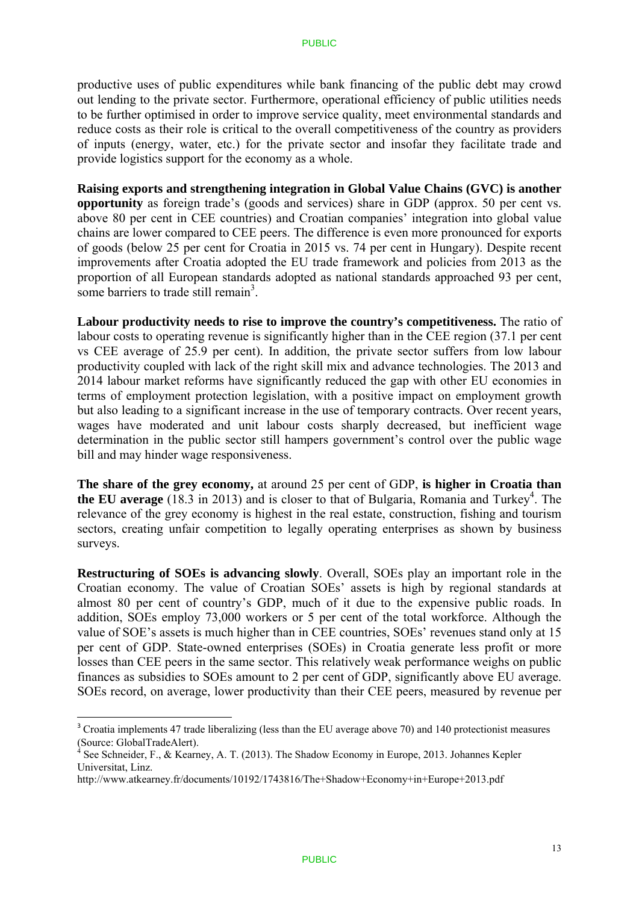productive uses of public expenditures while bank financing of the public debt may crowd out lending to the private sector. Furthermore, operational efficiency of public utilities needs to be further optimised in order to improve service quality, meet environmental standards and reduce costs as their role is critical to the overall competitiveness of the country as providers of inputs (energy, water, etc.) for the private sector and insofar they facilitate trade and provide logistics support for the economy as a whole.

**Raising exports and strengthening integration in Global Value Chains (GVC) is another opportunity** as foreign trade's (goods and services) share in GDP (approx. 50 per cent vs. above 80 per cent in CEE countries) and Croatian companies' integration into global value chains are lower compared to CEE peers. The difference is even more pronounced for exports of goods (below 25 per cent for Croatia in 2015 vs. 74 per cent in Hungary). Despite recent improvements after Croatia adopted the EU trade framework and policies from 2013 as the proportion of all European standards adopted as national standards approached 93 per cent, some barriers to trade still remain[3].

**Labour productivity needs to rise to improve the country's competitiveness.** The ratio of labour costs to operating revenue is significantly higher than in the CEE region (37.1 per cent vs CEE average of 25.9 per cent). In addition, the private sector suffers from low labour productivity coupled with lack of the right skill mix and advance technologies. The 2013 and 2014 labour market reforms have significantly reduced the gap with other EU economies in terms of employment protection legislation, with a positive impact on employment growth but also leading to a significant increase in the use of temporary contracts. Over recent years, wages have moderated and unit labour costs sharply decreased, but inefficient wage determination in the public sector still hampers government's control over the public wage bill and may hinder wage responsiveness.

**The share of the grey economy,** at around 25 per cent of GDP, **is higher in Croatia than the EU average** (18.3 in 2013) and is closer to that of Bulgaria, Romania and Turkey[4]. The relevance of the grey economy is highest in the real estate, construction, fishing and tourism sectors, creating unfair competition to legally operating enterprises as shown by business surveys.

**Restructuring of SOEs is advancing slowly**. Overall, SOEs play an important role in the Croatian economy. The value of Croatian SOEs' assets is high by regional standards at almost 80 per cent of country's GDP, much of it due to the expensive public roads. In addition, SOEs employ 73,000 workers or 5 per cent of the total workforce. Although the value of SOE's assets is much higher than in CEE countries, SOEs' revenues stand only at 15 per cent of GDP. State-owned enterprises (SOEs) in Croatia generate less profit or more losses than CEE peers in the same sector. This relatively weak performance weighs on public finances as subsidies to SOEs amount to 2 per cent of GDP, significantly above EU average. SOEs record, on average, lower productivity than their CEE peers, measured by revenue per

---

[3] Croatia implements 47 trade liberalizing (less than the EU average above 70) and 140 protectionist measures (Source: GlobalTradeAlert).

[4] See Schneider, F., & Kearney, A. T. (2013). The Shadow Economy in Europe, 2013. Johannes Kepler Universitat, Linz.
http://www.atkearney.fr/documents/10192/1743816/The+Shadow+Economy+in+Europe+2013.pdf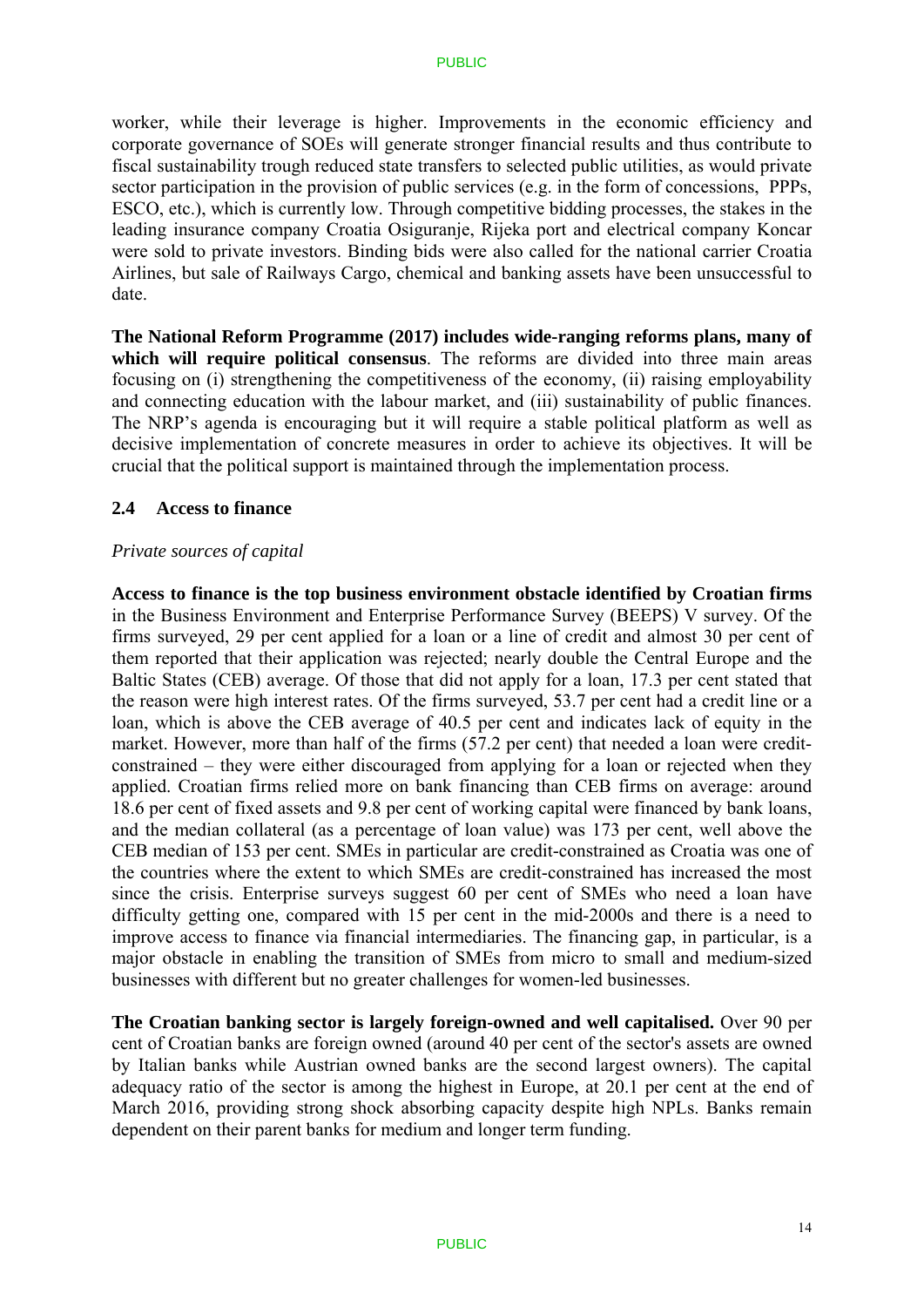worker, while their leverage is higher. Improvements in the economic efficiency and corporate governance of SOEs will generate stronger financial results and thus contribute to fiscal sustainability trough reduced state transfers to selected public utilities, as would private sector participation in the provision of public services (e.g. in the form of concessions, PPPs, ESCO, etc.), which is currently low. Through competitive bidding processes, the stakes in the leading insurance company Croatia Osiguranje, Rijeka port and electrical company Koncar were sold to private investors. Binding bids were also called for the national carrier Croatia Airlines, but sale of Railways Cargo, chemical and banking assets have been unsuccessful to date.

**The National Reform Programme (2017) includes wide-ranging reforms plans, many of which will require political consensus**. The reforms are divided into three main areas focusing on (i) strengthening the competitiveness of the economy, (ii) raising employability and connecting education with the labour market, and (iii) sustainability of public finances. The NRP's agenda is encouraging but it will require a stable political platform as well as decisive implementation of concrete measures in order to achieve its objectives. It will be crucial that the political support is maintained through the implementation process.

### 2.4 Access to finance

*Private sources of capital*

**Access to finance is the top business environment obstacle identified by Croatian firms** in the Business Environment and Enterprise Performance Survey (BEEPS) V survey. Of the firms surveyed, 29 per cent applied for a loan or a line of credit and almost 30 per cent of them reported that their application was rejected; nearly double the Central Europe and the Baltic States (CEB) average. Of those that did not apply for a loan, 17.3 per cent stated that the reason were high interest rates. Of the firms surveyed, 53.7 per cent had a credit line or a loan, which is above the CEB average of 40.5 per cent and indicates lack of equity in the market. However, more than half of the firms (57.2 per cent) that needed a loan were credit-constrained – they were either discouraged from applying for a loan or rejected when they applied. Croatian firms relied more on bank financing than CEB firms on average: around 18.6 per cent of fixed assets and 9.8 per cent of working capital were financed by bank loans, and the median collateral (as a percentage of loan value) was 173 per cent, well above the CEB median of 153 per cent. SMEs in particular are credit-constrained as Croatia was one of the countries where the extent to which SMEs are credit-constrained has increased the most since the crisis. Enterprise surveys suggest 60 per cent of SMEs who need a loan have difficulty getting one, compared with 15 per cent in the mid-2000s and there is a need to improve access to finance via financial intermediaries. The financing gap, in particular, is a major obstacle in enabling the transition of SMEs from micro to small and medium-sized businesses with different but no greater challenges for women-led businesses.

**The Croatian banking sector is largely foreign-owned and well capitalised.** Over 90 per cent of Croatian banks are foreign owned (around 40 per cent of the sector's assets are owned by Italian banks while Austrian owned banks are the second largest owners). The capital adequacy ratio of the sector is among the highest in Europe, at 20.1 per cent at the end of March 2016, providing strong shock absorbing capacity despite high NPLs. Banks remain dependent on their parent banks for medium and longer term funding.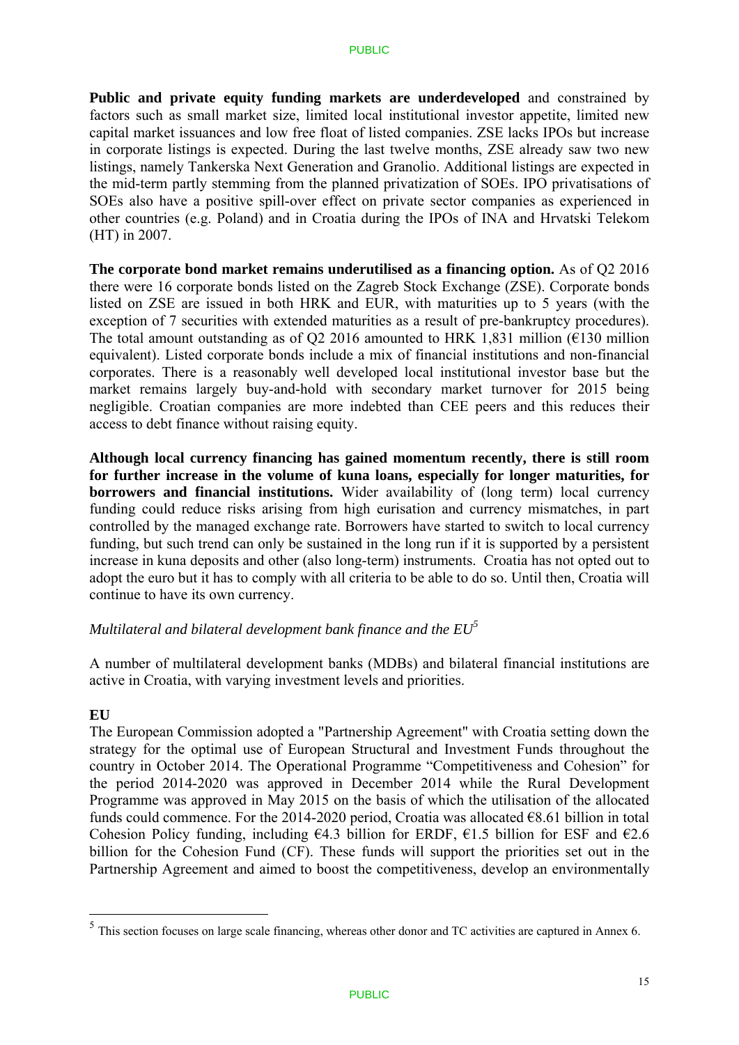**Public and private equity funding markets are underdeveloped** and constrained by factors such as small market size, limited local institutional investor appetite, limited new capital market issuances and low free float of listed companies. ZSE lacks IPOs but increase in corporate listings is expected. During the last twelve months, ZSE already saw two new listings, namely Tankerska Next Generation and Granolio. Additional listings are expected in the mid-term partly stemming from the planned privatization of SOEs. IPO privatisations of SOEs also have a positive spill-over effect on private sector companies as experienced in other countries (e.g. Poland) and in Croatia during the IPOs of INA and Hrvatski Telekom (HT) in 2007.

**The corporate bond market remains underutilised as a financing option.** As of Q2 2016 there were 16 corporate bonds listed on the Zagreb Stock Exchange (ZSE). Corporate bonds listed on ZSE are issued in both HRK and EUR, with maturities up to 5 years (with the exception of 7 securities with extended maturities as a result of pre-bankruptcy procedures). The total amount outstanding as of Q2 2016 amounted to HRK 1,831 million (€130 million equivalent). Listed corporate bonds include a mix of financial institutions and non-financial corporates. There is a reasonably well developed local institutional investor base but the market remains largely buy-and-hold with secondary market turnover for 2015 being negligible. Croatian companies are more indebted than CEE peers and this reduces their access to debt finance without raising equity.

**Although local currency financing has gained momentum recently, there is still room for further increase in the volume of kuna loans, especially for longer maturities, for borrowers and financial institutions.** Wider availability of (long term) local currency funding could reduce risks arising from high eurisation and currency mismatches, in part controlled by the managed exchange rate. Borrowers have started to switch to local currency funding, but such trend can only be sustained in the long run if it is supported by a persistent increase in kuna deposits and other (also long-term) instruments. Croatia has not opted out to adopt the euro but it has to comply with all criteria to be able to do so. Until then, Croatia will continue to have its own currency.

*Multilateral and bilateral development bank finance and the EU*[5]

A number of multilateral development banks (MDBs) and bilateral financial institutions are active in Croatia, with varying investment levels and priorities.

**EU**

The European Commission adopted a "Partnership Agreement" with Croatia setting down the strategy for the optimal use of European Structural and Investment Funds throughout the country in October 2014. The Operational Programme "Competitiveness and Cohesion" for the period 2014-2020 was approved in December 2014 while the Rural Development Programme was approved in May 2015 on the basis of which the utilisation of the allocated funds could commence. For the 2014-2020 period, Croatia was allocated €8.61 billion in total Cohesion Policy funding, including €4.3 billion for ERDF, €1.5 billion for ESF and €2.6 billion for the Cohesion Fund (CF). These funds will support the priorities set out in the Partnership Agreement and aimed to boost the competitiveness, develop an environmentally

[5] This section focuses on large scale financing, whereas other donor and TC activities are captured in Annex 6.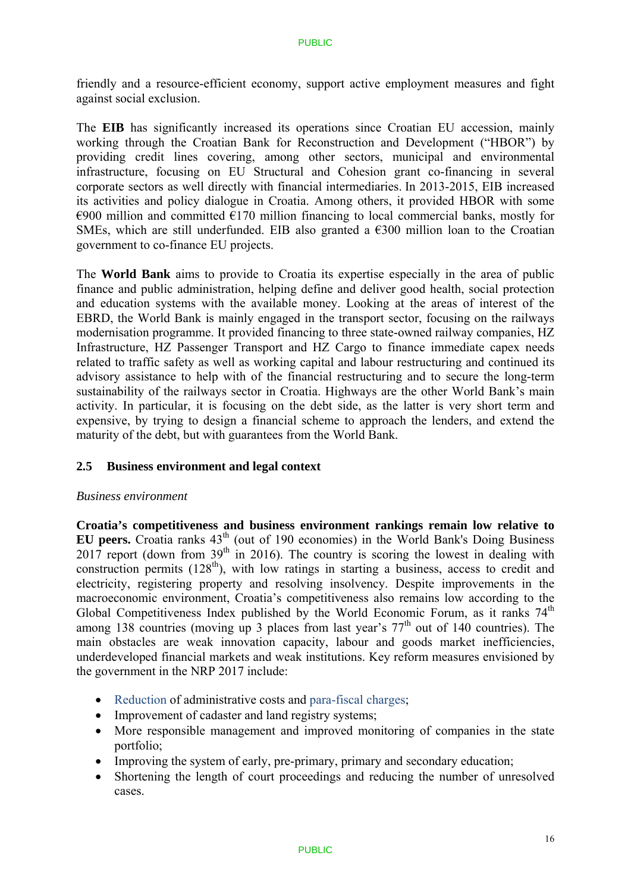friendly and a resource-efficient economy, support active employment measures and fight against social exclusion.

The **EIB** has significantly increased its operations since Croatian EU accession, mainly working through the Croatian Bank for Reconstruction and Development ("HBOR") by providing credit lines covering, among other sectors, municipal and environmental infrastructure, focusing on EU Structural and Cohesion grant co-financing in several corporate sectors as well directly with financial intermediaries. In 2013-2015, EIB increased its activities and policy dialogue in Croatia. Among others, it provided HBOR with some €900 million and committed €170 million financing to local commercial banks, mostly for SMEs, which are still underfunded. EIB also granted a €300 million loan to the Croatian government to co-finance EU projects.

The **World Bank** aims to provide to Croatia its expertise especially in the area of public finance and public administration, helping define and deliver good health, social protection and education systems with the available money. Looking at the areas of interest of the EBRD, the World Bank is mainly engaged in the transport sector, focusing on the railways modernisation programme. It provided financing to three state-owned railway companies, HZ Infrastructure, HZ Passenger Transport and HZ Cargo to finance immediate capex needs related to traffic safety as well as working capital and labour restructuring and continued its advisory assistance to help with of the financial restructuring and to secure the long-term sustainability of the railways sector in Croatia. Highways are the other World Bank's main activity. In particular, it is focusing on the debt side, as the latter is very short term and expensive, by trying to design a financial scheme to approach the lenders, and extend the maturity of the debt, but with guarantees from the World Bank.

## 2.5 Business environment and legal context

*Business environment*

**Croatia's competitiveness and business environment rankings remain low relative to EU peers.** Croatia ranks 43rd (out of 190 economies) in the World Bank's Doing Business 2017 report (down from 39th in 2016). The country is scoring the lowest in dealing with construction permits (128th), with low ratings in starting a business, access to credit and electricity, registering property and resolving insolvency. Despite improvements in the macroeconomic environment, Croatia's competitiveness also remains low according to the Global Competitiveness Index published by the World Economic Forum, as it ranks 74th among 138 countries (moving up 3 places from last year's 77th out of 140 countries). The main obstacles are weak innovation capacity, labour and goods market inefficiencies, underdeveloped financial markets and weak institutions. Key reform measures envisioned by the government in the NRP 2017 include:

- Reduction of administrative costs and para-fiscal charges;
- Improvement of cadaster and land registry systems;
- More responsible management and improved monitoring of companies in the state portfolio;
- Improving the system of early, pre-primary, primary and secondary education;
- Shortening the length of court proceedings and reducing the number of unresolved cases.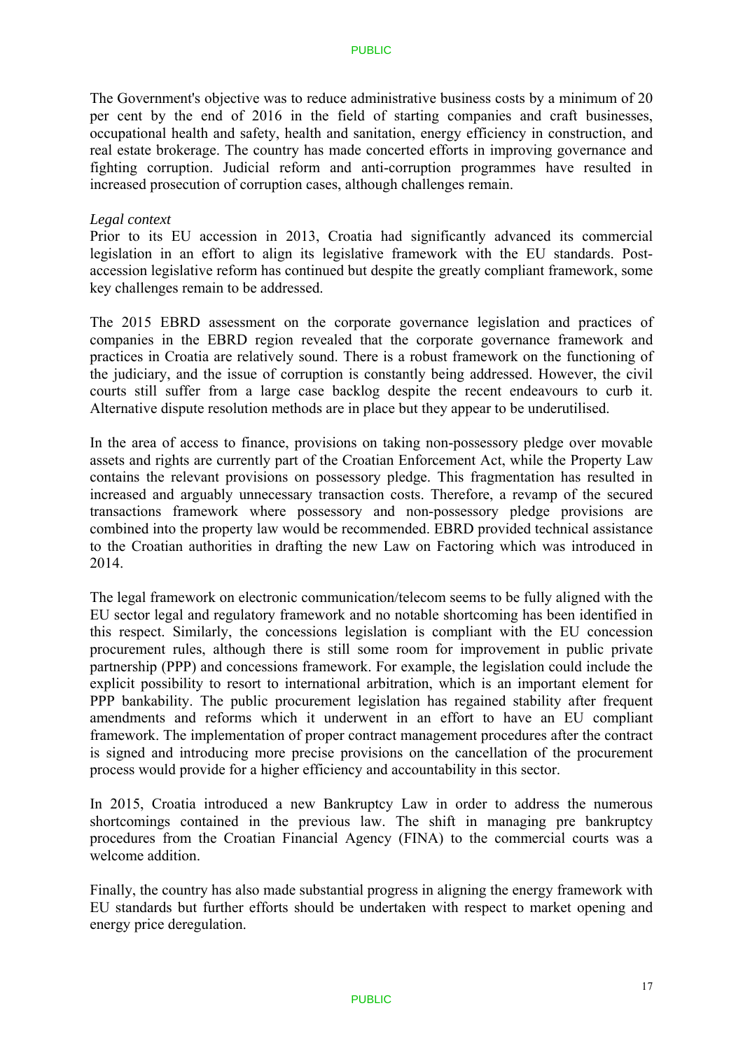The Government's objective was to reduce administrative business costs by a minimum of 20 per cent by the end of 2016 in the field of starting companies and craft businesses, occupational health and safety, health and sanitation, energy efficiency in construction, and real estate brokerage. The country has made concerted efforts in improving governance and fighting corruption. Judicial reform and anti-corruption programmes have resulted in increased prosecution of corruption cases, although challenges remain.

*Legal context*

Prior to its EU accession in 2013, Croatia had significantly advanced its commercial legislation in an effort to align its legislative framework with the EU standards. Post-accession legislative reform has continued but despite the greatly compliant framework, some key challenges remain to be addressed.

The 2015 EBRD assessment on the corporate governance legislation and practices of companies in the EBRD region revealed that the corporate governance framework and practices in Croatia are relatively sound. There is a robust framework on the functioning of the judiciary, and the issue of corruption is constantly being addressed. However, the civil courts still suffer from a large case backlog despite the recent endeavours to curb it. Alternative dispute resolution methods are in place but they appear to be underutilised.

In the area of access to finance, provisions on taking non-possessory pledge over movable assets and rights are currently part of the Croatian Enforcement Act, while the Property Law contains the relevant provisions on possessory pledge. This fragmentation has resulted in increased and arguably unnecessary transaction costs. Therefore, a revamp of the secured transactions framework where possessory and non-possessory pledge provisions are combined into the property law would be recommended. EBRD provided technical assistance to the Croatian authorities in drafting the new Law on Factoring which was introduced in 2014.

The legal framework on electronic communication/telecom seems to be fully aligned with the EU sector legal and regulatory framework and no notable shortcoming has been identified in this respect. Similarly, the concessions legislation is compliant with the EU concession procurement rules, although there is still some room for improvement in public private partnership (PPP) and concessions framework. For example, the legislation could include the explicit possibility to resort to international arbitration, which is an important element for PPP bankability. The public procurement legislation has regained stability after frequent amendments and reforms which it underwent in an effort to have an EU compliant framework. The implementation of proper contract management procedures after the contract is signed and introducing more precise provisions on the cancellation of the procurement process would provide for a higher efficiency and accountability in this sector.

In 2015, Croatia introduced a new Bankruptcy Law in order to address the numerous shortcomings contained in the previous law. The shift in managing pre bankruptcy procedures from the Croatian Financial Agency (FINA) to the commercial courts was a welcome addition.

Finally, the country has also made substantial progress in aligning the energy framework with EU standards but further efforts should be undertaken with respect to market opening and energy price deregulation.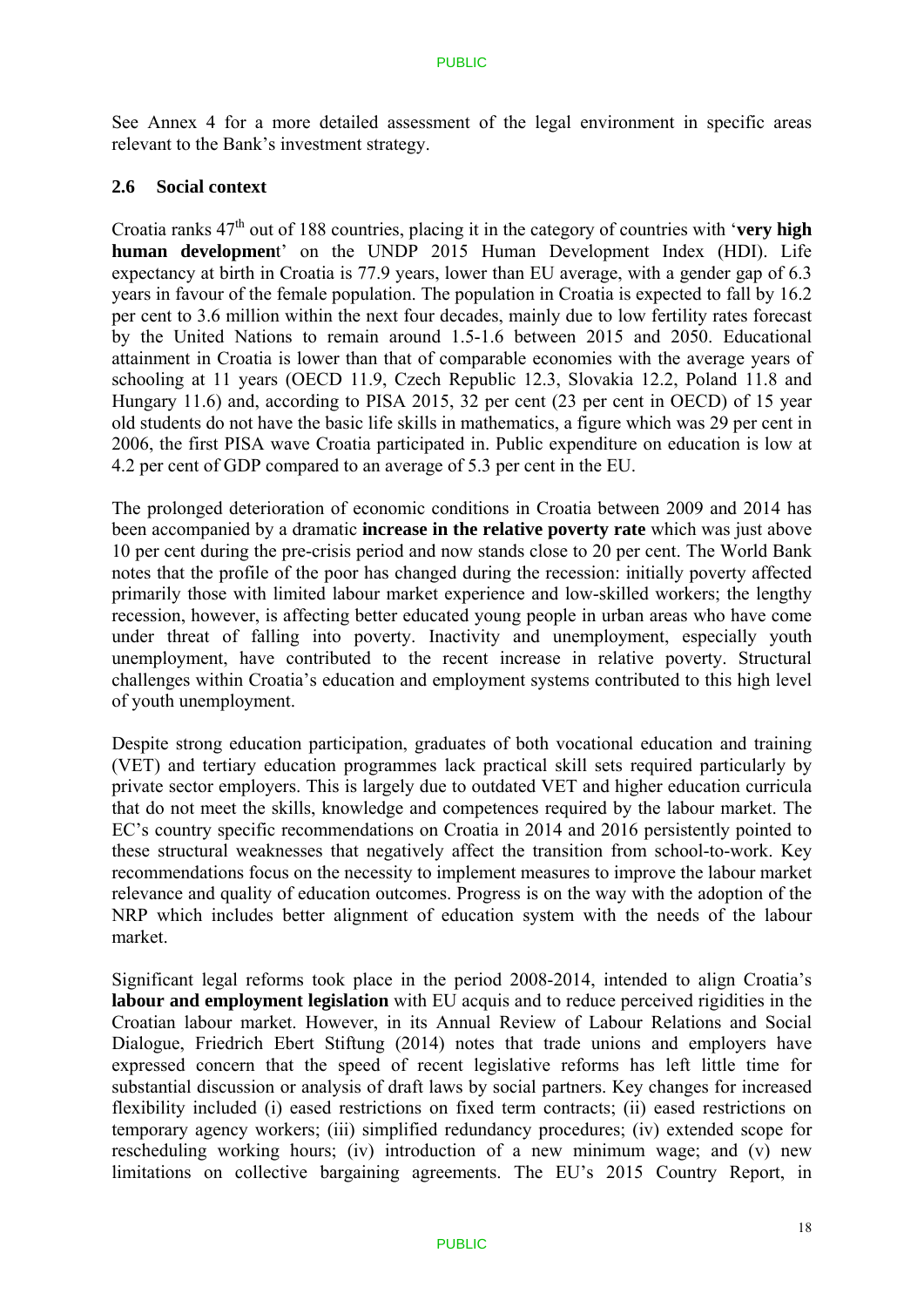See Annex 4 for a more detailed assessment of the legal environment in specific areas relevant to the Bank's investment strategy.

## 2.6 Social context

Croatia ranks 47th out of 188 countries, placing it in the category of countries with '**very high human developmen**t' on the UNDP 2015 Human Development Index (HDI). Life expectancy at birth in Croatia is 77.9 years, lower than EU average, with a gender gap of 6.3 years in favour of the female population. The population in Croatia is expected to fall by 16.2 per cent to 3.6 million within the next four decades, mainly due to low fertility rates forecast by the United Nations to remain around 1.5-1.6 between 2015 and 2050. Educational attainment in Croatia is lower than that of comparable economies with the average years of schooling at 11 years (OECD 11.9, Czech Republic 12.3, Slovakia 12.2, Poland 11.8 and Hungary 11.6) and, according to PISA 2015, 32 per cent (23 per cent in OECD) of 15 year old students do not have the basic life skills in mathematics, a figure which was 29 per cent in 2006, the first PISA wave Croatia participated in. Public expenditure on education is low at 4.2 per cent of GDP compared to an average of 5.3 per cent in the EU.

The prolonged deterioration of economic conditions in Croatia between 2009 and 2014 has been accompanied by a dramatic **increase in the relative poverty rate** which was just above 10 per cent during the pre-crisis period and now stands close to 20 per cent. The World Bank notes that the profile of the poor has changed during the recession: initially poverty affected primarily those with limited labour market experience and low-skilled workers; the lengthy recession, however, is affecting better educated young people in urban areas who have come under threat of falling into poverty. Inactivity and unemployment, especially youth unemployment, have contributed to the recent increase in relative poverty. Structural challenges within Croatia's education and employment systems contributed to this high level of youth unemployment.

Despite strong education participation, graduates of both vocational education and training (VET) and tertiary education programmes lack practical skill sets required particularly by private sector employers. This is largely due to outdated VET and higher education curricula that do not meet the skills, knowledge and competences required by the labour market. The EC's country specific recommendations on Croatia in 2014 and 2016 persistently pointed to these structural weaknesses that negatively affect the transition from school-to-work. Key recommendations focus on the necessity to implement measures to improve the labour market relevance and quality of education outcomes. Progress is on the way with the adoption of the NRP which includes better alignment of education system with the needs of the labour market.

Significant legal reforms took place in the period 2008-2014, intended to align Croatia's **labour and employment legislation** with EU acquis and to reduce perceived rigidities in the Croatian labour market. However, in its Annual Review of Labour Relations and Social Dialogue, Friedrich Ebert Stiftung (2014) notes that trade unions and employers have expressed concern that the speed of recent legislative reforms has left little time for substantial discussion or analysis of draft laws by social partners. Key changes for increased flexibility included (i) eased restrictions on fixed term contracts; (ii) eased restrictions on temporary agency workers; (iii) simplified redundancy procedures; (iv) extended scope for rescheduling working hours; (iv) introduction of a new minimum wage; and (v) new limitations on collective bargaining agreements. The EU's 2015 Country Report, in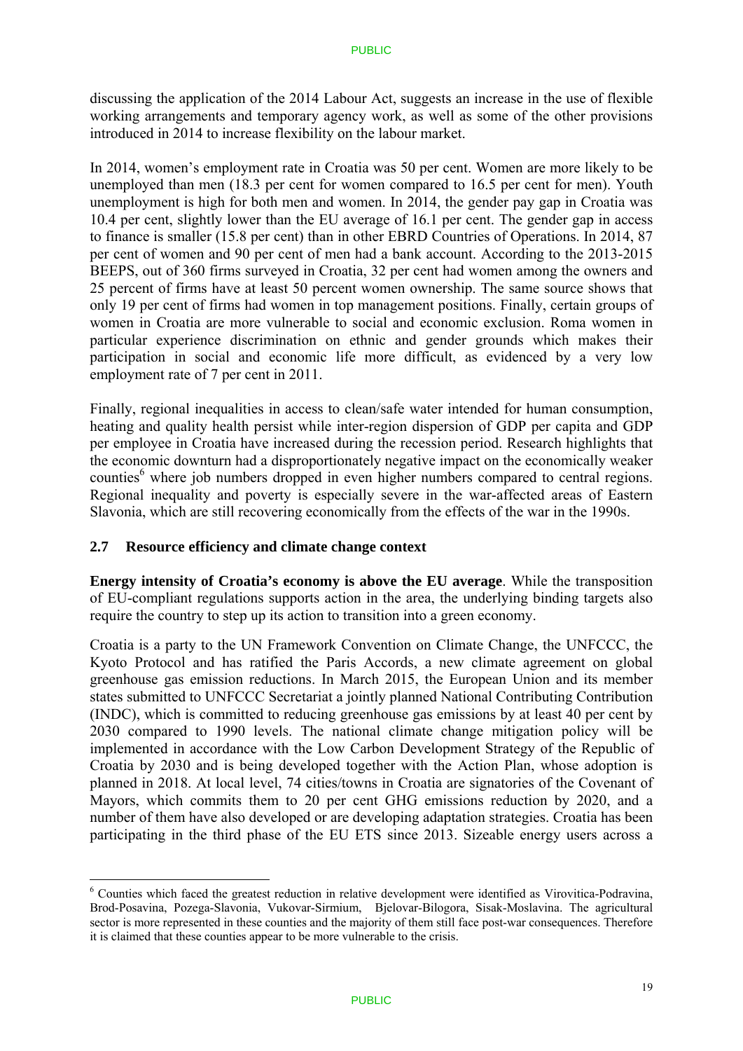discussing the application of the 2014 Labour Act, suggests an increase in the use of flexible working arrangements and temporary agency work, as well as some of the other provisions introduced in 2014 to increase flexibility on the labour market.

In 2014, women's employment rate in Croatia was 50 per cent. Women are more likely to be unemployed than men (18.3 per cent for women compared to 16.5 per cent for men). Youth unemployment is high for both men and women. In 2014, the gender pay gap in Croatia was 10.4 per cent, slightly lower than the EU average of 16.1 per cent. The gender gap in access to finance is smaller (15.8 per cent) than in other EBRD Countries of Operations. In 2014, 87 per cent of women and 90 per cent of men had a bank account. According to the 2013-2015 BEEPS, out of 360 firms surveyed in Croatia, 32 per cent had women among the owners and 25 percent of firms have at least 50 percent women ownership. The same source shows that only 19 per cent of firms had women in top management positions. Finally, certain groups of women in Croatia are more vulnerable to social and economic exclusion. Roma women in particular experience discrimination on ethnic and gender grounds which makes their participation in social and economic life more difficult, as evidenced by a very low employment rate of 7 per cent in 2011.

Finally, regional inequalities in access to clean/safe water intended for human consumption, heating and quality health persist while inter-region dispersion of GDP per capita and GDP per employee in Croatia have increased during the recession period. Research highlights that the economic downturn had a disproportionately negative impact on the economically weaker counties[6] where job numbers dropped in even higher numbers compared to central regions. Regional inequality and poverty is especially severe in the war-affected areas of Eastern Slavonia, which are still recovering economically from the effects of the war in the 1990s.

## 2.7 Resource efficiency and climate change context

**Energy intensity of Croatia's economy is above the EU average**. While the transposition of EU-compliant regulations supports action in the area, the underlying binding targets also require the country to step up its action to transition into a green economy.

Croatia is a party to the UN Framework Convention on Climate Change, the UNFCCC, the Kyoto Protocol and has ratified the Paris Accords, a new climate agreement on global greenhouse gas emission reductions. In March 2015, the European Union and its member states submitted to UNFCCC Secretariat a jointly planned National Contributing Contribution (INDC), which is committed to reducing greenhouse gas emissions by at least 40 per cent by 2030 compared to 1990 levels. The national climate change mitigation policy will be implemented in accordance with the Low Carbon Development Strategy of the Republic of Croatia by 2030 and is being developed together with the Action Plan, whose adoption is planned in 2018. At local level, 74 cities/towns in Croatia are signatories of the Covenant of Mayors, which commits them to 20 per cent GHG emissions reduction by 2020, and a number of them have also developed or are developing adaptation strategies. Croatia has been participating in the third phase of the EU ETS since 2013. Sizeable energy users across a

[6] Counties which faced the greatest reduction in relative development were identified as Virovitica-Podravina, Brod-Posavina, Pozega-Slavonia, Vukovar-Sirmium, Bjelovar-Bilogora, Sisak-Moslavina. The agricultural sector is more represented in these counties and the majority of them still face post-war consequences. Therefore it is claimed that these counties appear to be more vulnerable to the crisis.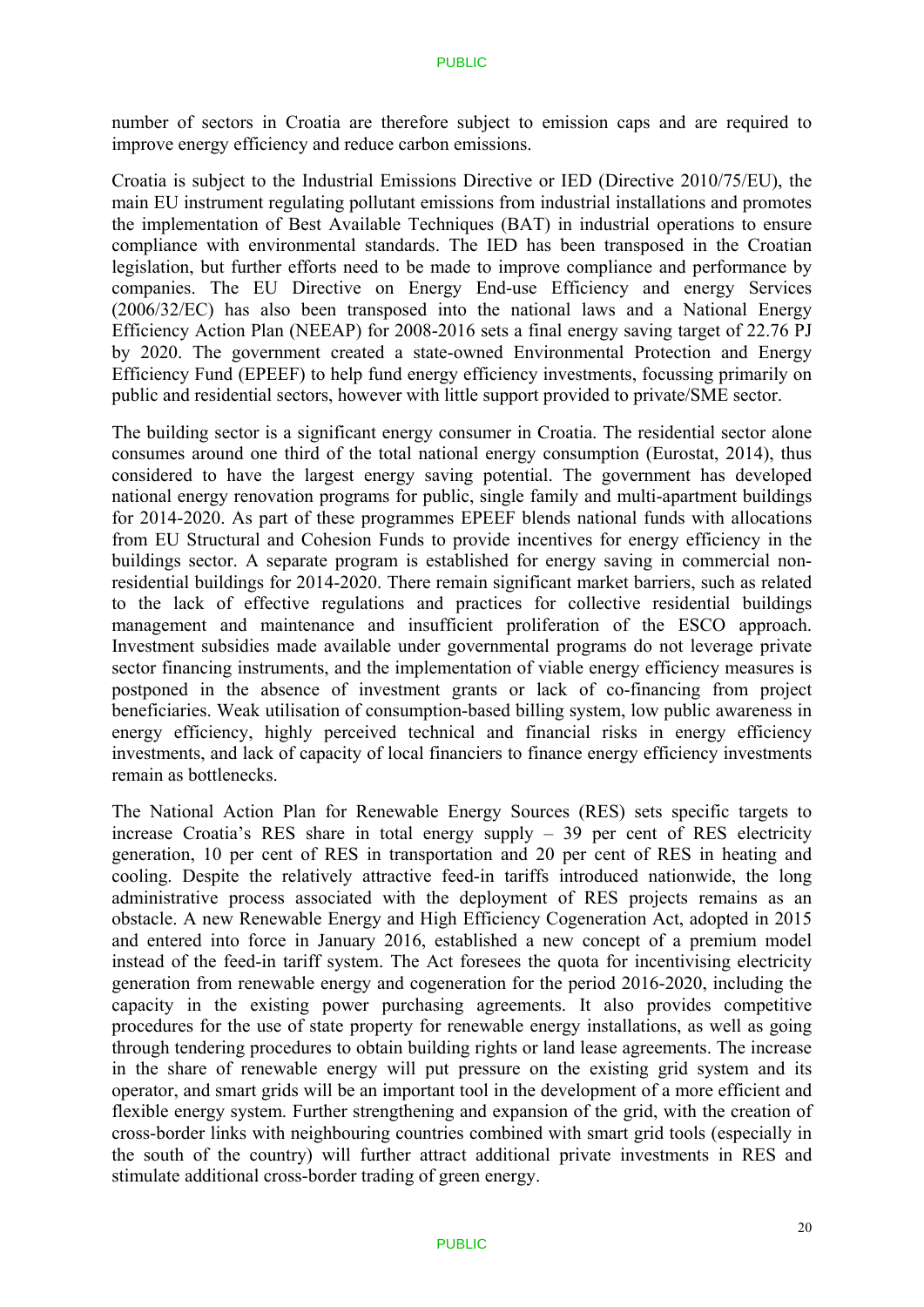number of sectors in Croatia are therefore subject to emission caps and are required to improve energy efficiency and reduce carbon emissions.

Croatia is subject to the Industrial Emissions Directive or IED (Directive 2010/75/EU), the main EU instrument regulating pollutant emissions from industrial installations and promotes the implementation of Best Available Techniques (BAT) in industrial operations to ensure compliance with environmental standards. The IED has been transposed in the Croatian legislation, but further efforts need to be made to improve compliance and performance by companies. The EU Directive on Energy End-use Efficiency and energy Services (2006/32/EC) has also been transposed into the national laws and a National Energy Efficiency Action Plan (NEEAP) for 2008-2016 sets a final energy saving target of 22.76 PJ by 2020. The government created a state-owned Environmental Protection and Energy Efficiency Fund (EPEEF) to help fund energy efficiency investments, focussing primarily on public and residential sectors, however with little support provided to private/SME sector.

The building sector is a significant energy consumer in Croatia. The residential sector alone consumes around one third of the total national energy consumption (Eurostat, 2014), thus considered to have the largest energy saving potential. The government has developed national energy renovation programs for public, single family and multi-apartment buildings for 2014-2020. As part of these programmes EPEEF blends national funds with allocations from EU Structural and Cohesion Funds to provide incentives for energy efficiency in the buildings sector. A separate program is established for energy saving in commercial non-residential buildings for 2014-2020. There remain significant market barriers, such as related to the lack of effective regulations and practices for collective residential buildings management and maintenance and insufficient proliferation of the ESCO approach. Investment subsidies made available under governmental programs do not leverage private sector financing instruments, and the implementation of viable energy efficiency measures is postponed in the absence of investment grants or lack of co-financing from project beneficiaries. Weak utilisation of consumption-based billing system, low public awareness in energy efficiency, highly perceived technical and financial risks in energy efficiency investments, and lack of capacity of local financiers to finance energy efficiency investments remain as bottlenecks.

The National Action Plan for Renewable Energy Sources (RES) sets specific targets to increase Croatia's RES share in total energy supply – 39 per cent of RES electricity generation, 10 per cent of RES in transportation and 20 per cent of RES in heating and cooling. Despite the relatively attractive feed-in tariffs introduced nationwide, the long administrative process associated with the deployment of RES projects remains as an obstacle. A new Renewable Energy and High Efficiency Cogeneration Act, adopted in 2015 and entered into force in January 2016, established a new concept of a premium model instead of the feed-in tariff system. The Act foresees the quota for incentivising electricity generation from renewable energy and cogeneration for the period 2016-2020, including the capacity in the existing power purchasing agreements. It also provides competitive procedures for the use of state property for renewable energy installations, as well as going through tendering procedures to obtain building rights or land lease agreements. The increase in the share of renewable energy will put pressure on the existing grid system and its operator, and smart grids will be an important tool in the development of a more efficient and flexible energy system. Further strengthening and expansion of the grid, with the creation of cross-border links with neighbouring countries combined with smart grid tools (especially in the south of the country) will further attract additional private investments in RES and stimulate additional cross-border trading of green energy.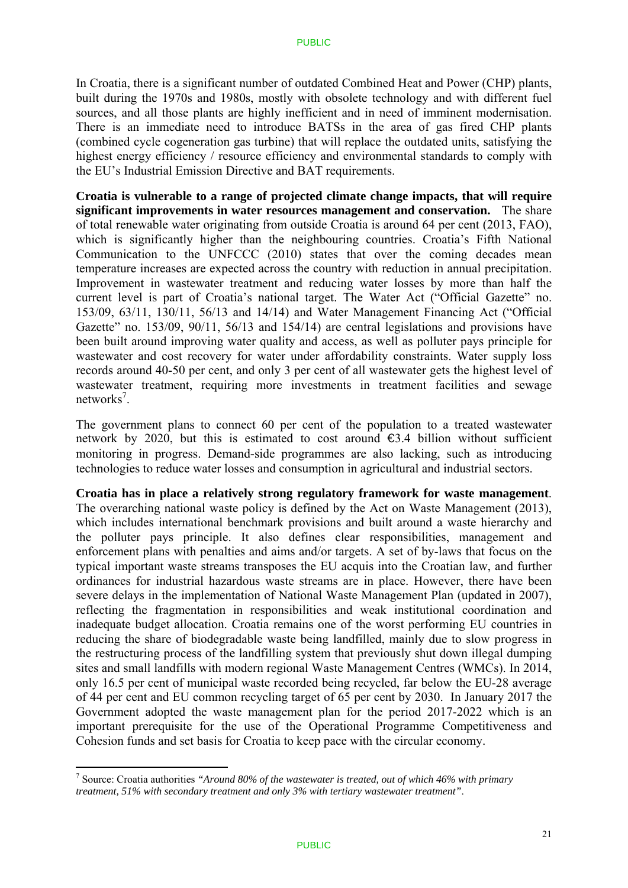In Croatia, there is a significant number of outdated Combined Heat and Power (CHP) plants, built during the 1970s and 1980s, mostly with obsolete technology and with different fuel sources, and all those plants are highly inefficient and in need of imminent modernisation. There is an immediate need to introduce BATSs in the area of gas fired CHP plants (combined cycle cogeneration gas turbine) that will replace the outdated units, satisfying the highest energy efficiency / resource efficiency and environmental standards to comply with the EU's Industrial Emission Directive and BAT requirements.

**Croatia is vulnerable to a range of projected climate change impacts, that will require significant improvements in water resources management and conservation.** The share of total renewable water originating from outside Croatia is around 64 per cent (2013, FAO), which is significantly higher than the neighbouring countries. Croatia's Fifth National Communication to the UNFCCC (2010) states that over the coming decades mean temperature increases are expected across the country with reduction in annual precipitation. Improvement in wastewater treatment and reducing water losses by more than half the current level is part of Croatia's national target. The Water Act ("Official Gazette" no. 153/09, 63/11, 130/11, 56/13 and 14/14) and Water Management Financing Act ("Official Gazette" no. 153/09, 90/11, 56/13 and 154/14) are central legislations and provisions have been built around improving water quality and access, as well as polluter pays principle for wastewater and cost recovery for water under affordability constraints. Water supply loss records around 40-50 per cent, and only 3 per cent of all wastewater gets the highest level of wastewater treatment, requiring more investments in treatment facilities and sewage networks[7].

The government plans to connect 60 per cent of the population to a treated wastewater network by 2020, but this is estimated to cost around €3.4 billion without sufficient monitoring in progress. Demand-side programmes are also lacking, such as introducing technologies to reduce water losses and consumption in agricultural and industrial sectors.

**Croatia has in place a relatively strong regulatory framework for waste management**. The overarching national waste policy is defined by the Act on Waste Management (2013), which includes international benchmark provisions and built around a waste hierarchy and the polluter pays principle. It also defines clear responsibilities, management and enforcement plans with penalties and aims and/or targets. A set of by-laws that focus on the typical important waste streams transposes the EU acquis into the Croatian law, and further ordinances for industrial hazardous waste streams are in place. However, there have been severe delays in the implementation of National Waste Management Plan (updated in 2007), reflecting the fragmentation in responsibilities and weak institutional coordination and inadequate budget allocation. Croatia remains one of the worst performing EU countries in reducing the share of biodegradable waste being landfilled, mainly due to slow progress in the restructuring process of the landfilling system that previously shut down illegal dumping sites and small landfills with modern regional Waste Management Centres (WMCs). In 2014, only 16.5 per cent of municipal waste recorded being recycled, far below the EU-28 average of 44 per cent and EU common recycling target of 65 per cent by 2030. In January 2017 the Government adopted the waste management plan for the period 2017-2022 which is an important prerequisite for the use of the Operational Programme Competitiveness and Cohesion funds and set basis for Croatia to keep pace with the circular economy.

---

[7] Source: Croatia authorities *"Around 80% of the wastewater is treated, out of which 46% with primary treatment, 51% with secondary treatment and only 3% with tertiary wastewater treatment"*.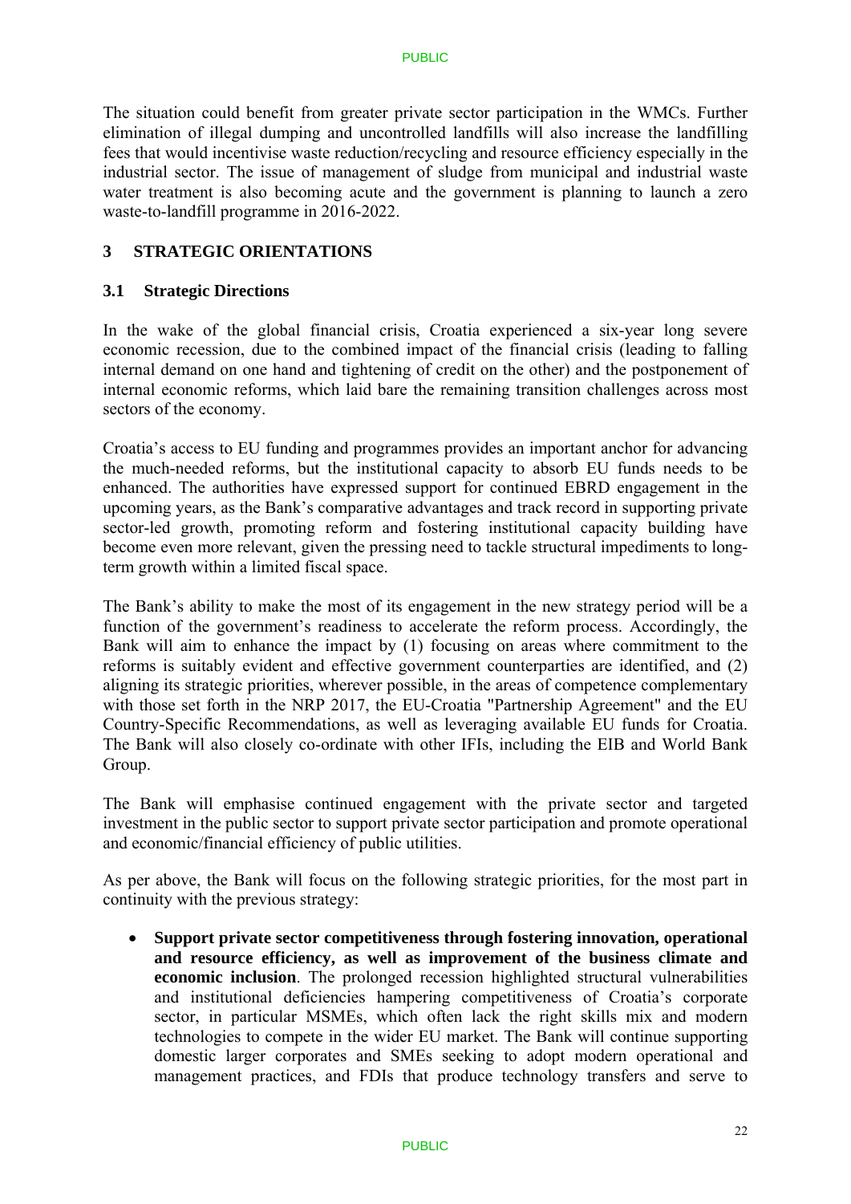The situation could benefit from greater private sector participation in the WMCs. Further elimination of illegal dumping and uncontrolled landfills will also increase the landfilling fees that would incentivise waste reduction/recycling and resource efficiency especially in the industrial sector. The issue of management of sludge from municipal and industrial waste water treatment is also becoming acute and the government is planning to launch a zero waste-to-landfill programme in 2016-2022.

# 3 STRATEGIC ORIENTATIONS

## 3.1 Strategic Directions

In the wake of the global financial crisis, Croatia experienced a six-year long severe economic recession, due to the combined impact of the financial crisis (leading to falling internal demand on one hand and tightening of credit on the other) and the postponement of internal economic reforms, which laid bare the remaining transition challenges across most sectors of the economy.

Croatia's access to EU funding and programmes provides an important anchor for advancing the much-needed reforms, but the institutional capacity to absorb EU funds needs to be enhanced. The authorities have expressed support for continued EBRD engagement in the upcoming years, as the Bank's comparative advantages and track record in supporting private sector-led growth, promoting reform and fostering institutional capacity building have become even more relevant, given the pressing need to tackle structural impediments to long-term growth within a limited fiscal space.

The Bank's ability to make the most of its engagement in the new strategy period will be a function of the government's readiness to accelerate the reform process. Accordingly, the Bank will aim to enhance the impact by (1) focusing on areas where commitment to the reforms is suitably evident and effective government counterparties are identified, and (2) aligning its strategic priorities, wherever possible, in the areas of competence complementary with those set forth in the NRP 2017, the EU-Croatia "Partnership Agreement" and the EU Country-Specific Recommendations, as well as leveraging available EU funds for Croatia. The Bank will also closely co-ordinate with other IFIs, including the EIB and World Bank Group.

The Bank will emphasise continued engagement with the private sector and targeted investment in the public sector to support private sector participation and promote operational and economic/financial efficiency of public utilities.

As per above, the Bank will focus on the following strategic priorities, for the most part in continuity with the previous strategy:

- **Support private sector competitiveness through fostering innovation, operational and resource efficiency, as well as improvement of the business climate and economic inclusion**. The prolonged recession highlighted structural vulnerabilities and institutional deficiencies hampering competitiveness of Croatia's corporate sector, in particular MSMEs, which often lack the right skills mix and modern technologies to compete in the wider EU market. The Bank will continue supporting domestic larger corporates and SMEs seeking to adopt modern operational and management practices, and FDIs that produce technology transfers and serve to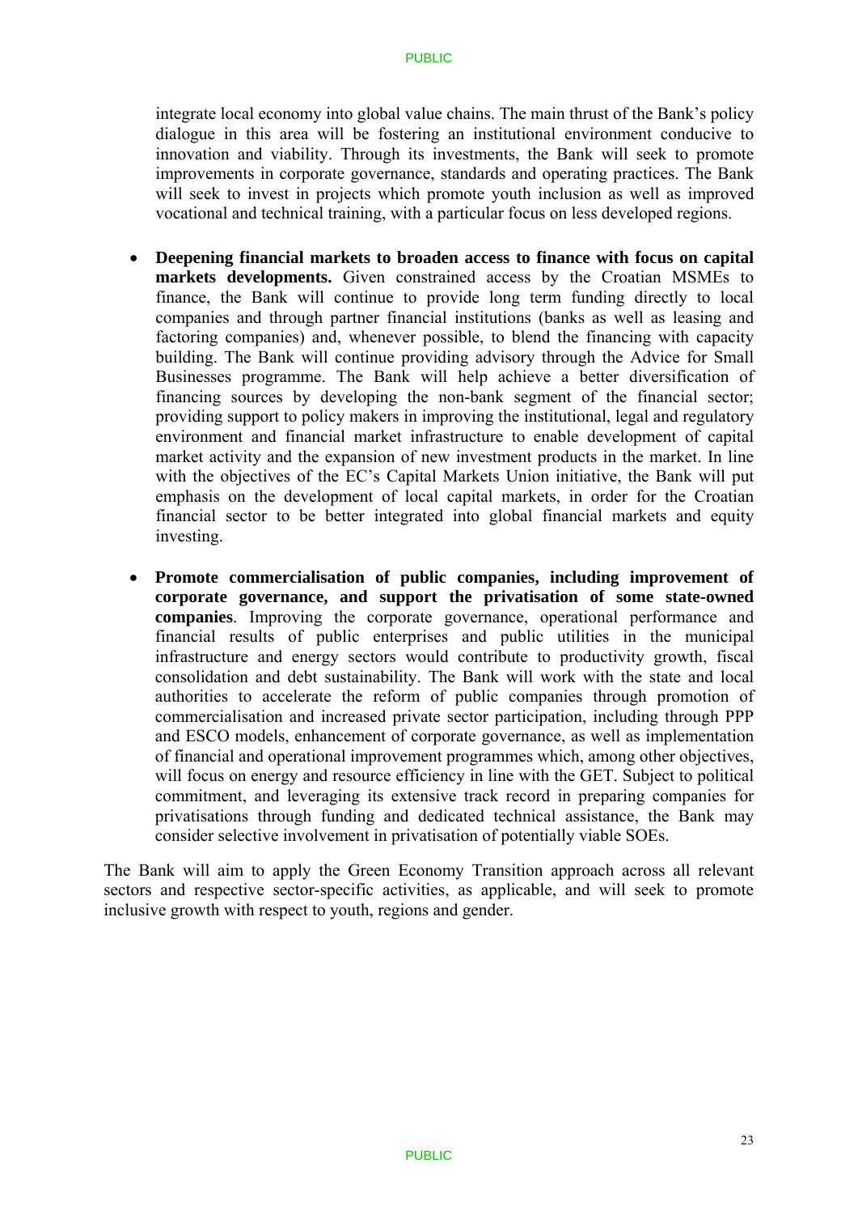integrate local economy into global value chains. The main thrust of the Bank's policy dialogue in this area will be fostering an institutional environment conducive to innovation and viability. Through its investments, the Bank will seek to promote improvements in corporate governance, standards and operating practices. The Bank will seek to invest in projects which promote youth inclusion as well as improved vocational and technical training, with a particular focus on less developed regions.

- **Deepening financial markets to broaden access to finance with focus on capital markets developments.** Given constrained access by the Croatian MSMEs to finance, the Bank will continue to provide long term funding directly to local companies and through partner financial institutions (banks as well as leasing and factoring companies) and, whenever possible, to blend the financing with capacity building. The Bank will continue providing advisory through the Advice for Small Businesses programme. The Bank will help achieve a better diversification of financing sources by developing the non-bank segment of the financial sector; providing support to policy makers in improving the institutional, legal and regulatory environment and financial market infrastructure to enable development of capital market activity and the expansion of new investment products in the market. In line with the objectives of the EC's Capital Markets Union initiative, the Bank will put emphasis on the development of local capital markets, in order for the Croatian financial sector to be better integrated into global financial markets and equity investing.

- **Promote commercialisation of public companies, including improvement of corporate governance, and support the privatisation of some state-owned companies**. Improving the corporate governance, operational performance and financial results of public enterprises and public utilities in the municipal infrastructure and energy sectors would contribute to productivity growth, fiscal consolidation and debt sustainability. The Bank will work with the state and local authorities to accelerate the reform of public companies through promotion of commercialisation and increased private sector participation, including through PPP and ESCO models, enhancement of corporate governance, as well as implementation of financial and operational improvement programmes which, among other objectives, will focus on energy and resource efficiency in line with the GET. Subject to political commitment, and leveraging its extensive track record in preparing companies for privatisations through funding and dedicated technical assistance, the Bank may consider selective involvement in privatisation of potentially viable SOEs.

The Bank will aim to apply the Green Economy Transition approach across all relevant sectors and respective sector-specific activities, as applicable, and will seek to promote inclusive growth with respect to youth, regions and gender.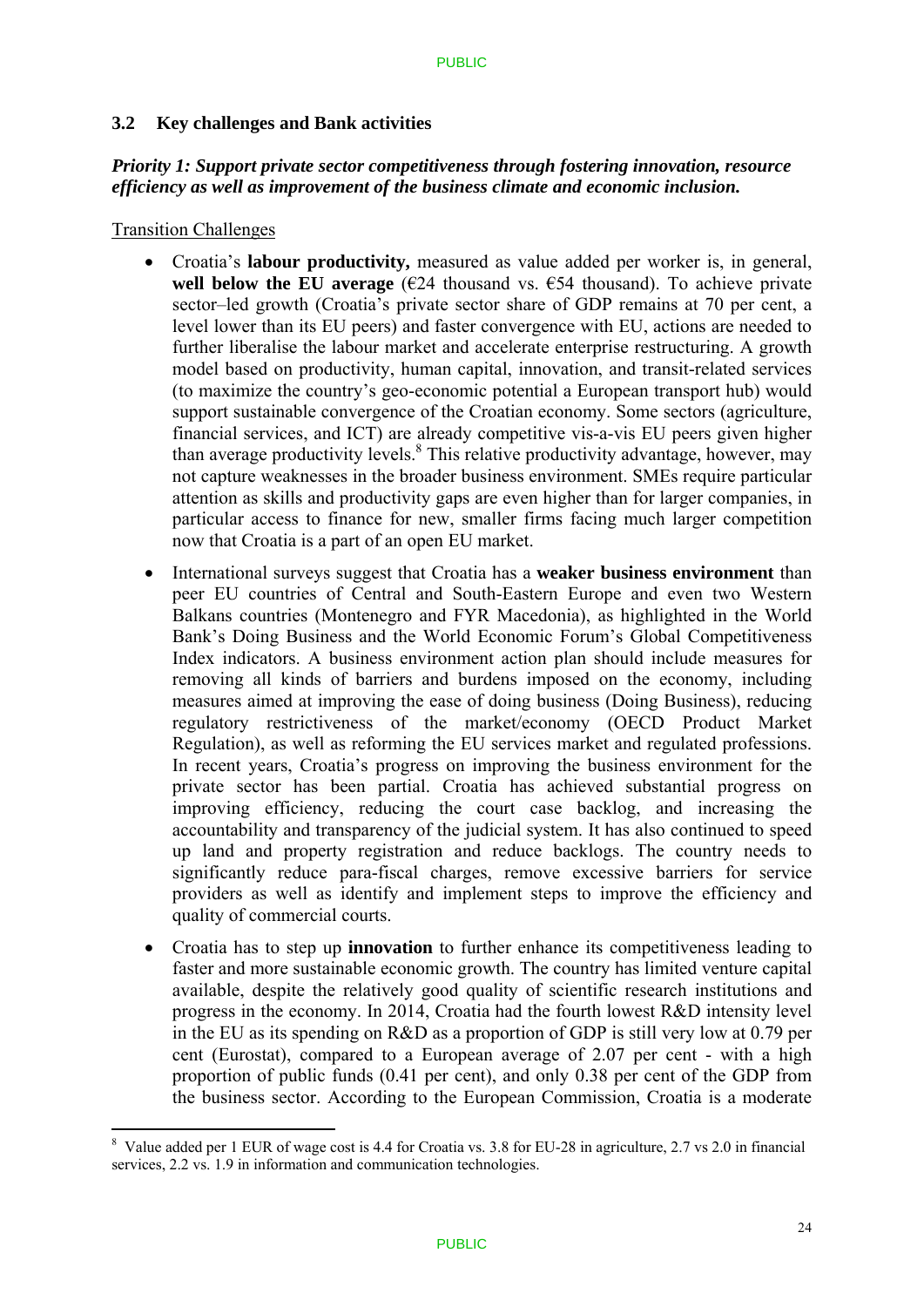### 3.2 Key challenges and Bank activities

***Priority 1: Support private sector competitiveness through fostering innovation, resource efficiency as well as improvement of the business climate and economic inclusion.***

Transition Challenges

- Croatia's **labour productivity,** measured as value added per worker is, in general, **well below the EU average** (€24 thousand vs. €54 thousand). To achieve private sector–led growth (Croatia's private sector share of GDP remains at 70 per cent, a level lower than its EU peers) and faster convergence with EU, actions are needed to further liberalise the labour market and accelerate enterprise restructuring. A growth model based on productivity, human capital, innovation, and transit-related services (to maximize the country's geo-economic potential a European transport hub) would support sustainable convergence of the Croatian economy. Some sectors (agriculture, financial services, and ICT) are already competitive vis-a-vis EU peers given higher than average productivity levels.[8] This relative productivity advantage, however, may not capture weaknesses in the broader business environment. SMEs require particular attention as skills and productivity gaps are even higher than for larger companies, in particular access to finance for new, smaller firms facing much larger competition now that Croatia is a part of an open EU market.
- International surveys suggest that Croatia has a **weaker business environment** than peer EU countries of Central and South-Eastern Europe and even two Western Balkans countries (Montenegro and FYR Macedonia), as highlighted in the World Bank's Doing Business and the World Economic Forum's Global Competitiveness Index indicators. A business environment action plan should include measures for removing all kinds of barriers and burdens imposed on the economy, including measures aimed at improving the ease of doing business (Doing Business), reducing regulatory restrictiveness of the market/economy (OECD Product Market Regulation), as well as reforming the EU services market and regulated professions. In recent years, Croatia's progress on improving the business environment for the private sector has been partial. Croatia has achieved substantial progress on improving efficiency, reducing the court case backlog, and increasing the accountability and transparency of the judicial system. It has also continued to speed up land and property registration and reduce backlogs. The country needs to significantly reduce para-fiscal charges, remove excessive barriers for service providers as well as identify and implement steps to improve the efficiency and quality of commercial courts.
- Croatia has to step up **innovation** to further enhance its competitiveness leading to faster and more sustainable economic growth. The country has limited venture capital available, despite the relatively good quality of scientific research institutions and progress in the economy. In 2014, Croatia had the fourth lowest R&D intensity level in the EU as its spending on R&D as a proportion of GDP is still very low at 0.79 per cent (Eurostat), compared to a European average of 2.07 per cent - with a high proportion of public funds (0.41 per cent), and only 0.38 per cent of the GDP from the business sector. According to the European Commission, Croatia is a moderate

[8] Value added per 1 EUR of wage cost is 4.4 for Croatia vs. 3.8 for EU-28 in agriculture, 2.7 vs 2.0 in financial services, 2.2 vs. 1.9 in information and communication technologies.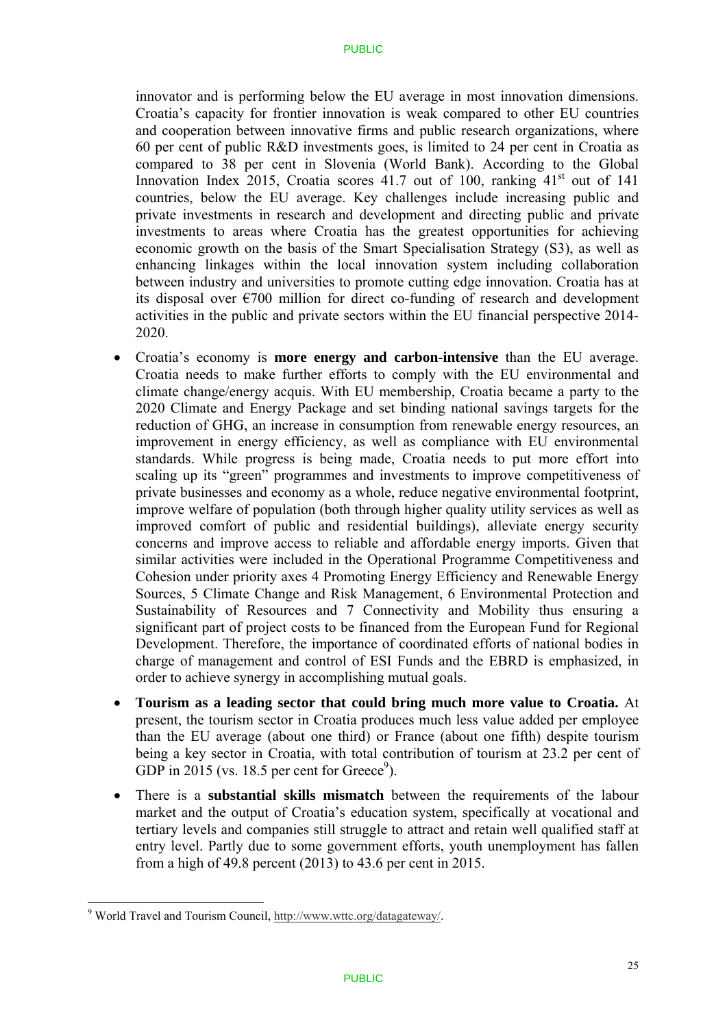innovator and is performing below the EU average in most innovation dimensions. Croatia's capacity for frontier innovation is weak compared to other EU countries and cooperation between innovative firms and public research organizations, where 60 per cent of public R&D investments goes, is limited to 24 per cent in Croatia as compared to 38 per cent in Slovenia (World Bank). According to the Global Innovation Index 2015, Croatia scores 41.7 out of 100, ranking 41st out of 141 countries, below the EU average. Key challenges include increasing public and private investments in research and development and directing public and private investments to areas where Croatia has the greatest opportunities for achieving economic growth on the basis of the Smart Specialisation Strategy (S3), as well as enhancing linkages within the local innovation system including collaboration between industry and universities to promote cutting edge innovation. Croatia has at its disposal over €700 million for direct co-funding of research and development activities in the public and private sectors within the EU financial perspective 2014-2020.

- Croatia's economy is **more energy and carbon-intensive** than the EU average. Croatia needs to make further efforts to comply with the EU environmental and climate change/energy acquis. With EU membership, Croatia became a party to the 2020 Climate and Energy Package and set binding national savings targets for the reduction of GHG, an increase in consumption from renewable energy resources, an improvement in energy efficiency, as well as compliance with EU environmental standards. While progress is being made, Croatia needs to put more effort into scaling up its "green" programmes and investments to improve competitiveness of private businesses and economy as a whole, reduce negative environmental footprint, improve welfare of population (both through higher quality utility services as well as improved comfort of public and residential buildings), alleviate energy security concerns and improve access to reliable and affordable energy imports. Given that similar activities were included in the Operational Programme Competitiveness and Cohesion under priority axes 4 Promoting Energy Efficiency and Renewable Energy Sources, 5 Climate Change and Risk Management, 6 Environmental Protection and Sustainability of Resources and 7 Connectivity and Mobility thus ensuring a significant part of project costs to be financed from the European Fund for Regional Development. Therefore, the importance of coordinated efforts of national bodies in charge of management and control of ESI Funds and the EBRD is emphasized, in order to achieve synergy in accomplishing mutual goals.
- **Tourism as a leading sector that could bring much more value to Croatia.** At present, the tourism sector in Croatia produces much less value added per employee than the EU average (about one third) or France (about one fifth) despite tourism being a key sector in Croatia, with total contribution of tourism at 23.2 per cent of GDP in 2015 (vs. 18.5 per cent for Greece[9]).
- There is a **substantial skills mismatch** between the requirements of the labour market and the output of Croatia's education system, specifically at vocational and tertiary levels and companies still struggle to attract and retain well qualified staff at entry level. Partly due to some government efforts, youth unemployment has fallen from a high of 49.8 percent (2013) to 43.6 per cent in 2015.

[9] World Travel and Tourism Council, http://www.wttc.org/datagateway/.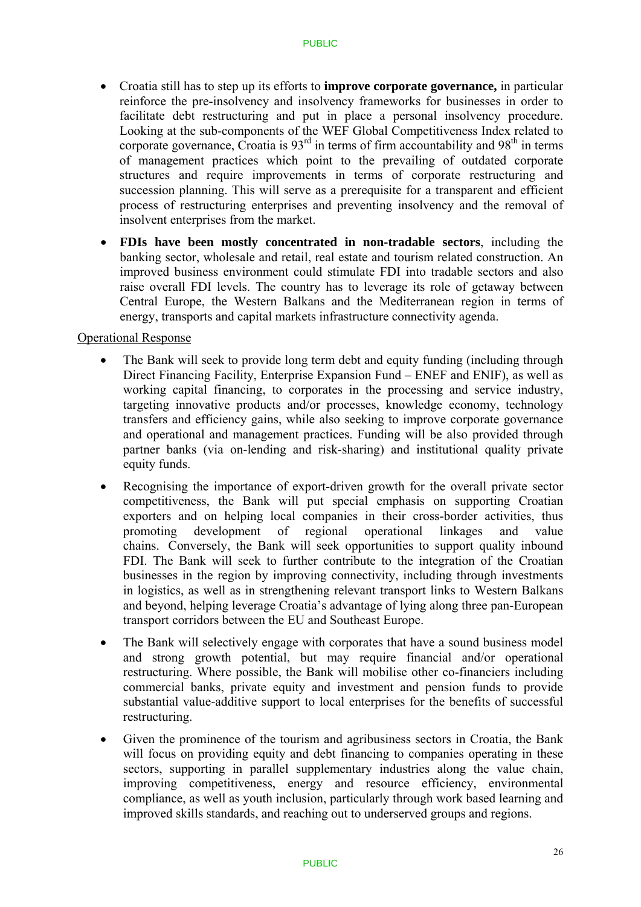- Croatia still has to step up its efforts to **improve corporate governance,** in particular reinforce the pre-insolvency and insolvency frameworks for businesses in order to facilitate debt restructuring and put in place a personal insolvency procedure. Looking at the sub-components of the WEF Global Competitiveness Index related to corporate governance, Croatia is 93rd in terms of firm accountability and 98th in terms of management practices which point to the prevailing of outdated corporate structures and require improvements in terms of corporate restructuring and succession planning. This will serve as a prerequisite for a transparent and efficient process of restructuring enterprises and preventing insolvency and the removal of insolvent enterprises from the market.
- **FDIs have been mostly concentrated in non-tradable sectors**, including the banking sector, wholesale and retail, real estate and tourism related construction. An improved business environment could stimulate FDI into tradable sectors and also raise overall FDI levels. The country has to leverage its role of getaway between Central Europe, the Western Balkans and the Mediterranean region in terms of energy, transports and capital markets infrastructure connectivity agenda.

<u>Operational Response</u>

- The Bank will seek to provide long term debt and equity funding (including through Direct Financing Facility, Enterprise Expansion Fund – ENEF and ENIF), as well as working capital financing, to corporates in the processing and service industry, targeting innovative products and/or processes, knowledge economy, technology transfers and efficiency gains, while also seeking to improve corporate governance and operational and management practices. Funding will be also provided through partner banks (via on-lending and risk-sharing) and institutional quality private equity funds.
- Recognising the importance of export-driven growth for the overall private sector competitiveness, the Bank will put special emphasis on supporting Croatian exporters and on helping local companies in their cross-border activities, thus promoting development of regional operational linkages and value chains. Conversely, the Bank will seek opportunities to support quality inbound FDI. The Bank will seek to further contribute to the integration of the Croatian businesses in the region by improving connectivity, including through investments in logistics, as well as in strengthening relevant transport links to Western Balkans and beyond, helping leverage Croatia's advantage of lying along three pan-European transport corridors between the EU and Southeast Europe.
- The Bank will selectively engage with corporates that have a sound business model and strong growth potential, but may require financial and/or operational restructuring. Where possible, the Bank will mobilise other co-financiers including commercial banks, private equity and investment and pension funds to provide substantial value-additive support to local enterprises for the benefits of successful restructuring.
- Given the prominence of the tourism and agribusiness sectors in Croatia, the Bank will focus on providing equity and debt financing to companies operating in these sectors, supporting in parallel supplementary industries along the value chain, improving competitiveness, energy and resource efficiency, environmental compliance, as well as youth inclusion, particularly through work based learning and improved skills standards, and reaching out to underserved groups and regions.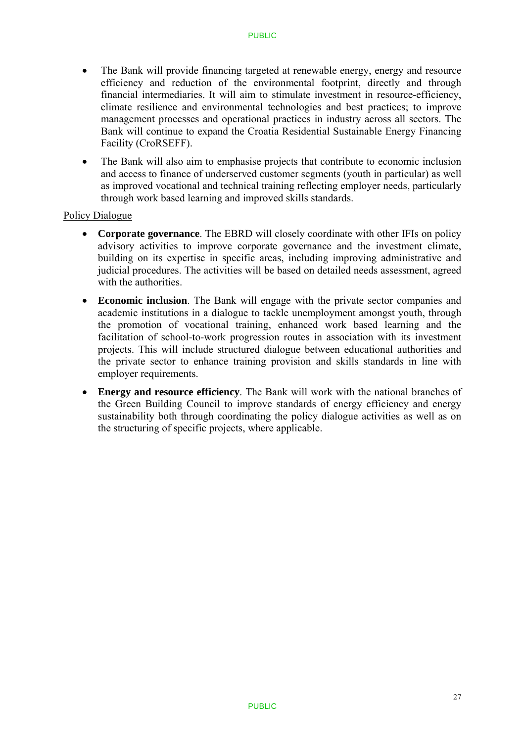- The Bank will provide financing targeted at renewable energy, energy and resource efficiency and reduction of the environmental footprint, directly and through financial intermediaries. It will aim to stimulate investment in resource-efficiency, climate resilience and environmental technologies and best practices; to improve management processes and operational practices in industry across all sectors. The Bank will continue to expand the Croatia Residential Sustainable Energy Financing Facility (CroRSEFF).
- The Bank will also aim to emphasise projects that contribute to economic inclusion and access to finance of underserved customer segments (youth in particular) as well as improved vocational and technical training reflecting employer needs, particularly through work based learning and improved skills standards.

Policy Dialogue

- **Corporate governance**. The EBRD will closely coordinate with other IFIs on policy advisory activities to improve corporate governance and the investment climate, building on its expertise in specific areas, including improving administrative and judicial procedures. The activities will be based on detailed needs assessment, agreed with the authorities.
- **Economic inclusion**. The Bank will engage with the private sector companies and academic institutions in a dialogue to tackle unemployment amongst youth, through the promotion of vocational training, enhanced work based learning and the facilitation of school-to-work progression routes in association with its investment projects. This will include structured dialogue between educational authorities and the private sector to enhance training provision and skills standards in line with employer requirements.
- **Energy and resource efficiency**. The Bank will work with the national branches of the Green Building Council to improve standards of energy efficiency and energy sustainability both through coordinating the policy dialogue activities as well as on the structuring of specific projects, where applicable.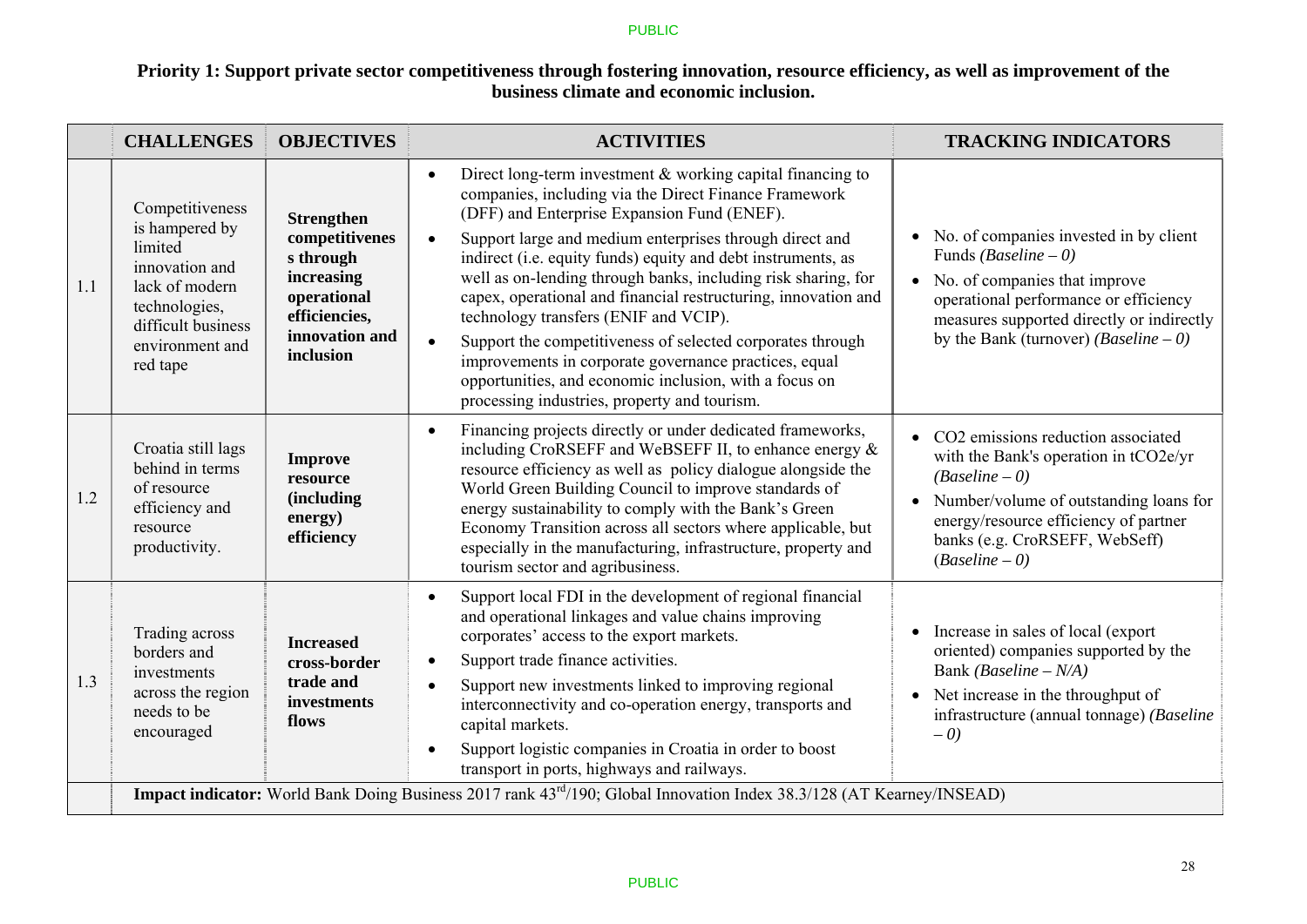**Priority 1: Support private sector competitiveness through fostering innovation, resource efficiency, as well as improvement of the business climate and economic inclusion.**

| | CHALLENGES | OBJECTIVES | ACTIVITIES | TRACKING INDICATORS |
|---|---|---|---|---|
| 1.1 | Competitiveness is hampered by limited innovation and lack of modern technologies, difficult business environment and red tape | **Strengthen competitiveness through increasing operational efficiencies, innovation and inclusion** | • Direct long-term investment & working capital financing to companies, including via the Direct Finance Framework (DFF) and Enterprise Expansion Fund (ENEF).<br>• Support large and medium enterprises through direct and indirect (i.e. equity funds) equity and debt instruments, as well as on-lending through banks, including risk sharing, for capex, operational and financial restructuring, innovation and technology transfers (ENIF and VCIP).<br>• Support the competitiveness of selected corporates through improvements in corporate governance practices, equal opportunities, and economic inclusion, with a focus on processing industries, property and tourism. | • No. of companies invested in by client Funds *(Baseline – 0)*<br>• No. of companies that improve operational performance or efficiency measures supported directly or indirectly by the Bank (turnover) *(Baseline – 0)* |
| 1.2 | Croatia still lags behind in terms of resource efficiency and resource productivity. | **Improve resource (including energy) efficiency** | • Financing projects directly or under dedicated frameworks, including CroRSEFF and WeBSEFF II, to enhance energy & resource efficiency as well as policy dialogue alongside the World Green Building Council to improve standards of energy sustainability to comply with the Bank's Green Economy Transition across all sectors where applicable, but especially in the manufacturing, infrastructure, property and tourism sector and agribusiness. | • CO2 emissions reduction associated with the Bank's operation in tCO2e/yr *(Baseline – 0)*<br>• Number/volume of outstanding loans for energy/resource efficiency of partner banks (e.g. CroRSEFF, WebSeff) (*Baseline – 0)* |
| 1.3 | Trading across borders and investments across the region needs to be encouraged | **Increased cross-border trade and investments flows** | • Support local FDI in the development of regional financial and operational linkages and value chains improving corporates' access to the export markets.<br>• Support trade finance activities.<br>• Support new investments linked to improving regional interconnectivity and co-operation energy, transports and capital markets.<br>• Support logistic companies in Croatia in order to boost transport in ports, highways and railways. | • Increase in sales of local (export oriented) companies supported by the Bank *(Baseline – N/A)*<br>• Net increase in the throughput of infrastructure (annual tonnage) *(Baseline – 0)* |
| | **Impact indicator:** World Bank Doing Business 2017 rank 43rd/190; Global Innovation Index 38.3/128 (AT Kearney/INSEAD) | | | |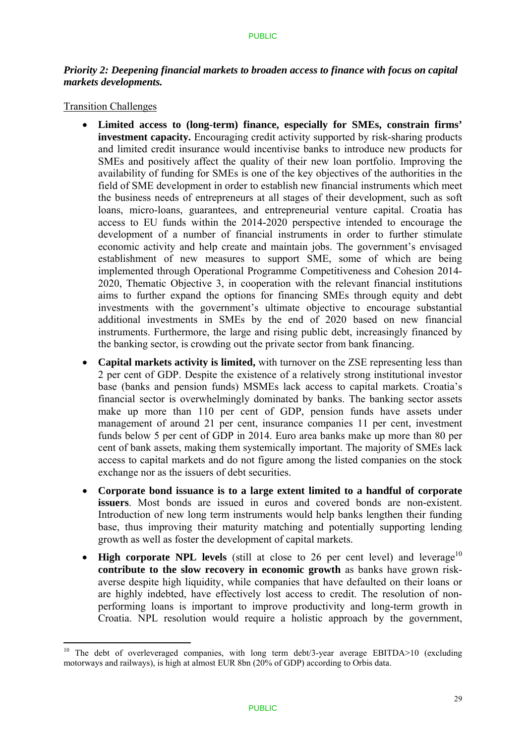***Priority 2: Deepening financial markets to broaden access to finance with focus on capital markets developments.***

Transition Challenges

- **Limited access to (long-term) finance, especially for SMEs, constrain firms' investment capacity.** Encouraging credit activity supported by risk-sharing products and limited credit insurance would incentivise banks to introduce new products for SMEs and positively affect the quality of their new loan portfolio. Improving the availability of funding for SMEs is one of the key objectives of the authorities in the field of SME development in order to establish new financial instruments which meet the business needs of entrepreneurs at all stages of their development, such as soft loans, micro-loans, guarantees, and entrepreneurial venture capital. Croatia has access to EU funds within the 2014-2020 perspective intended to encourage the development of a number of financial instruments in order to further stimulate economic activity and help create and maintain jobs. The government's envisaged establishment of new measures to support SME, some of which are being implemented through Operational Programme Competitiveness and Cohesion 2014-2020, Thematic Objective 3, in cooperation with the relevant financial institutions aims to further expand the options for financing SMEs through equity and debt investments with the government's ultimate objective to encourage substantial additional investments in SMEs by the end of 2020 based on new financial instruments. Furthermore, the large and rising public debt, increasingly financed by the banking sector, is crowding out the private sector from bank financing.
- **Capital markets activity is limited,** with turnover on the ZSE representing less than 2 per cent of GDP. Despite the existence of a relatively strong institutional investor base (banks and pension funds) MSMEs lack access to capital markets. Croatia's financial sector is overwhelmingly dominated by banks. The banking sector assets make up more than 110 per cent of GDP, pension funds have assets under management of around 21 per cent, insurance companies 11 per cent, investment funds below 5 per cent of GDP in 2014. Euro area banks make up more than 80 per cent of bank assets, making them systemically important. The majority of SMEs lack access to capital markets and do not figure among the listed companies on the stock exchange nor as the issuers of debt securities.
- **Corporate bond issuance is to a large extent limited to a handful of corporate issuers**. Most bonds are issued in euros and covered bonds are non-existent. Introduction of new long term instruments would help banks lengthen their funding base, thus improving their maturity matching and potentially supporting lending growth as well as foster the development of capital markets.
- **High corporate NPL levels** (still at close to 26 per cent level) and leverage[10] **contribute to the slow recovery in economic growth** as banks have grown risk-averse despite high liquidity, while companies that have defaulted on their loans or are highly indebted, have effectively lost access to credit. The resolution of non-performing loans is important to improve productivity and long-term growth in Croatia. NPL resolution would require a holistic approach by the government,

---

[10] The debt of overleveraged companies, with long term debt/3-year average EBITDA>10 (excluding motorways and railways), is high at almost EUR 8bn (20% of GDP) according to Orbis data.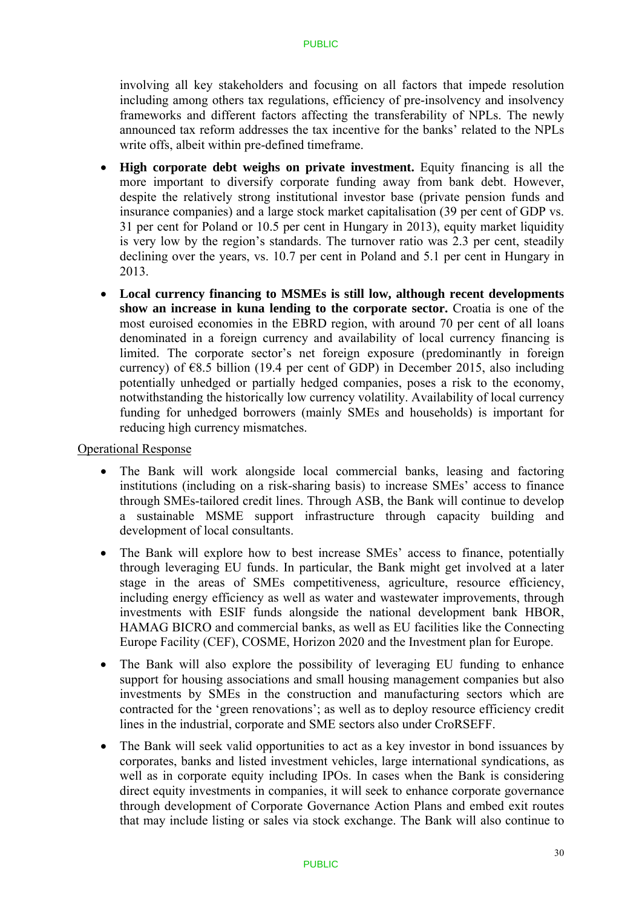involving all key stakeholders and focusing on all factors that impede resolution including among others tax regulations, efficiency of pre-insolvency and insolvency frameworks and different factors affecting the transferability of NPLs. The newly announced tax reform addresses the tax incentive for the banks' related to the NPLs write offs, albeit within pre-defined timeframe.

- **High corporate debt weighs on private investment.** Equity financing is all the more important to diversify corporate funding away from bank debt. However, despite the relatively strong institutional investor base (private pension funds and insurance companies) and a large stock market capitalisation (39 per cent of GDP vs. 31 per cent for Poland or 10.5 per cent in Hungary in 2013), equity market liquidity is very low by the region's standards. The turnover ratio was 2.3 per cent, steadily declining over the years, vs. 10.7 per cent in Poland and 5.1 per cent in Hungary in 2013.
- **Local currency financing to MSMEs is still low, although recent developments show an increase in kuna lending to the corporate sector.** Croatia is one of the most euroised economies in the EBRD region, with around 70 per cent of all loans denominated in a foreign currency and availability of local currency financing is limited. The corporate sector's net foreign exposure (predominantly in foreign currency) of €8.5 billion (19.4 per cent of GDP) in December 2015, also including potentially unhedged or partially hedged companies, poses a risk to the economy, notwithstanding the historically low currency volatility. Availability of local currency funding for unhedged borrowers (mainly SMEs and households) is important for reducing high currency mismatches.

Operational Response

- The Bank will work alongside local commercial banks, leasing and factoring institutions (including on a risk-sharing basis) to increase SMEs' access to finance through SMEs-tailored credit lines. Through ASB, the Bank will continue to develop a sustainable MSME support infrastructure through capacity building and development of local consultants.
- The Bank will explore how to best increase SMEs' access to finance, potentially through leveraging EU funds. In particular, the Bank might get involved at a later stage in the areas of SMEs competitiveness, agriculture, resource efficiency, including energy efficiency as well as water and wastewater improvements, through investments with ESIF funds alongside the national development bank HBOR, HAMAG BICRO and commercial banks, as well as EU facilities like the Connecting Europe Facility (CEF), COSME, Horizon 2020 and the Investment plan for Europe.
- The Bank will also explore the possibility of leveraging EU funding to enhance support for housing associations and small housing management companies but also investments by SMEs in the construction and manufacturing sectors which are contracted for the 'green renovations'; as well as to deploy resource efficiency credit lines in the industrial, corporate and SME sectors also under CroRSEFF.
- The Bank will seek valid opportunities to act as a key investor in bond issuances by corporates, banks and listed investment vehicles, large international syndications, as well as in corporate equity including IPOs. In cases when the Bank is considering direct equity investments in companies, it will seek to enhance corporate governance through development of Corporate Governance Action Plans and embed exit routes that may include listing or sales via stock exchange. The Bank will also continue to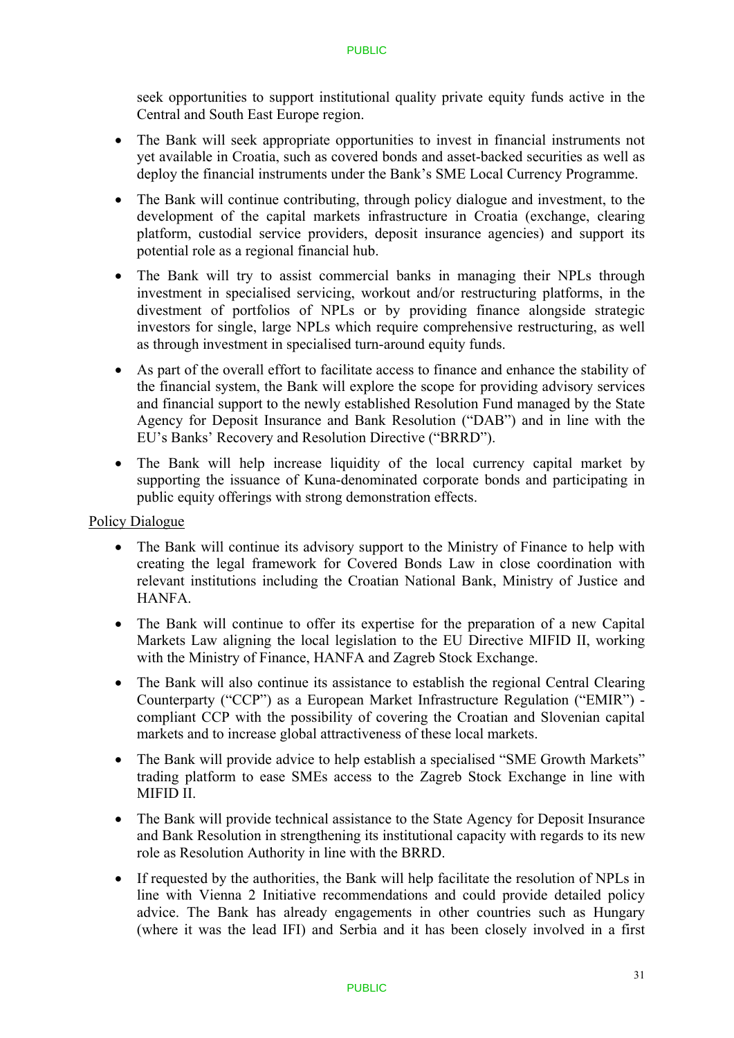seek opportunities to support institutional quality private equity funds active in the Central and South East Europe region.

- The Bank will seek appropriate opportunities to invest in financial instruments not yet available in Croatia, such as covered bonds and asset-backed securities as well as deploy the financial instruments under the Bank's SME Local Currency Programme.
- The Bank will continue contributing, through policy dialogue and investment, to the development of the capital markets infrastructure in Croatia (exchange, clearing platform, custodial service providers, deposit insurance agencies) and support its potential role as a regional financial hub.
- The Bank will try to assist commercial banks in managing their NPLs through investment in specialised servicing, workout and/or restructuring platforms, in the divestment of portfolios of NPLs or by providing finance alongside strategic investors for single, large NPLs which require comprehensive restructuring, as well as through investment in specialised turn-around equity funds.
- As part of the overall effort to facilitate access to finance and enhance the stability of the financial system, the Bank will explore the scope for providing advisory services and financial support to the newly established Resolution Fund managed by the State Agency for Deposit Insurance and Bank Resolution ("DAB") and in line with the EU's Banks' Recovery and Resolution Directive ("BRRD").
- The Bank will help increase liquidity of the local currency capital market by supporting the issuance of Kuna-denominated corporate bonds and participating in public equity offerings with strong demonstration effects.

Policy Dialogue

- The Bank will continue its advisory support to the Ministry of Finance to help with creating the legal framework for Covered Bonds Law in close coordination with relevant institutions including the Croatian National Bank, Ministry of Justice and HANFA.
- The Bank will continue to offer its expertise for the preparation of a new Capital Markets Law aligning the local legislation to the EU Directive MIFID II, working with the Ministry of Finance, HANFA and Zagreb Stock Exchange.
- The Bank will also continue its assistance to establish the regional Central Clearing Counterparty ("CCP") as a European Market Infrastructure Regulation ("EMIR") - compliant CCP with the possibility of covering the Croatian and Slovenian capital markets and to increase global attractiveness of these local markets.
- The Bank will provide advice to help establish a specialised "SME Growth Markets" trading platform to ease SMEs access to the Zagreb Stock Exchange in line with MIFID II.
- The Bank will provide technical assistance to the State Agency for Deposit Insurance and Bank Resolution in strengthening its institutional capacity with regards to its new role as Resolution Authority in line with the BRRD.
- If requested by the authorities, the Bank will help facilitate the resolution of NPLs in line with Vienna 2 Initiative recommendations and could provide detailed policy advice. The Bank has already engagements in other countries such as Hungary (where it was the lead IFI) and Serbia and it has been closely involved in a first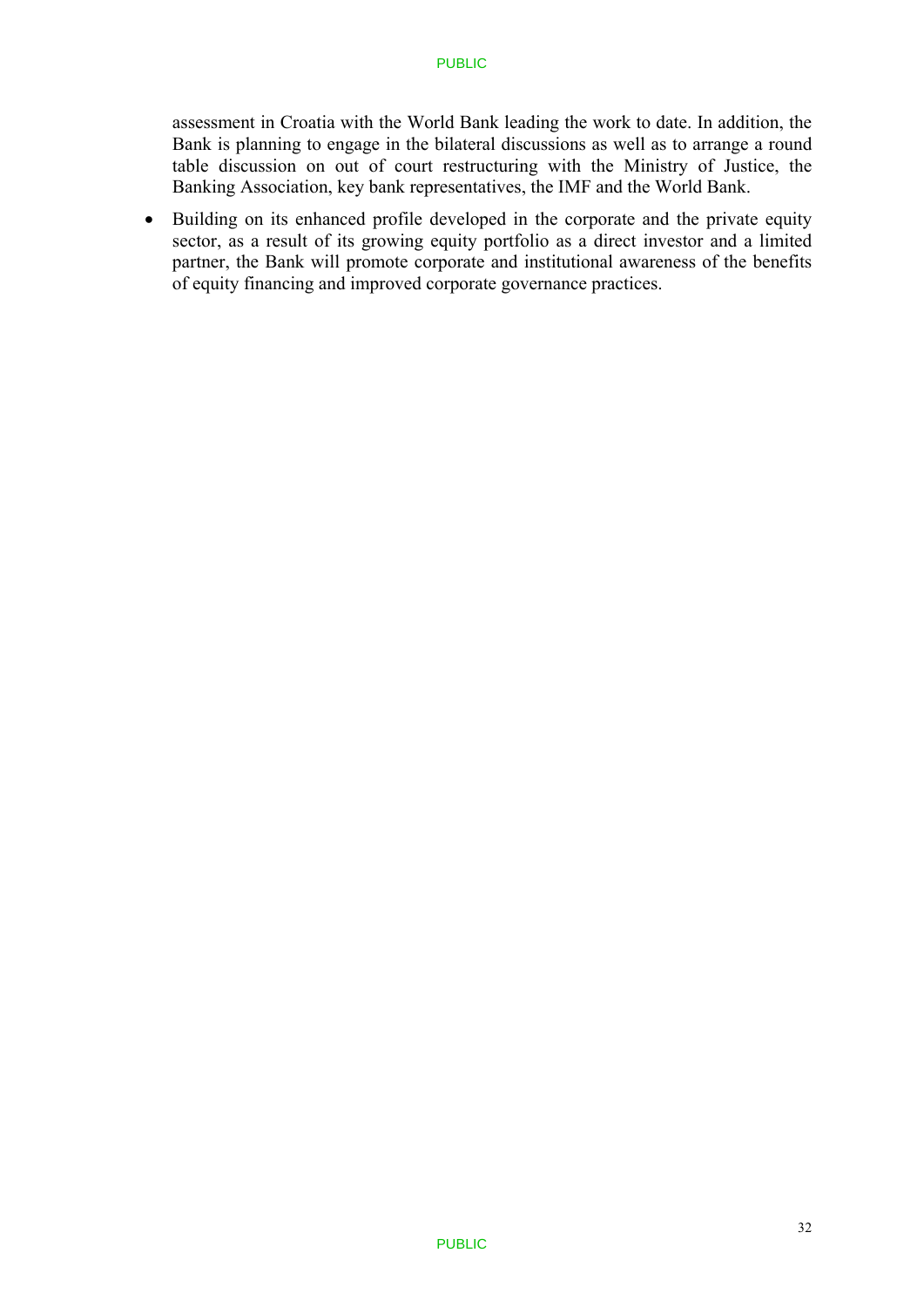assessment in Croatia with the World Bank leading the work to date. In addition, the Bank is planning to engage in the bilateral discussions as well as to arrange a round table discussion on out of court restructuring with the Ministry of Justice, the Banking Association, key bank representatives, the IMF and the World Bank.

- Building on its enhanced profile developed in the corporate and the private equity sector, as a result of its growing equity portfolio as a direct investor and a limited partner, the Bank will promote corporate and institutional awareness of the benefits of equity financing and improved corporate governance practices.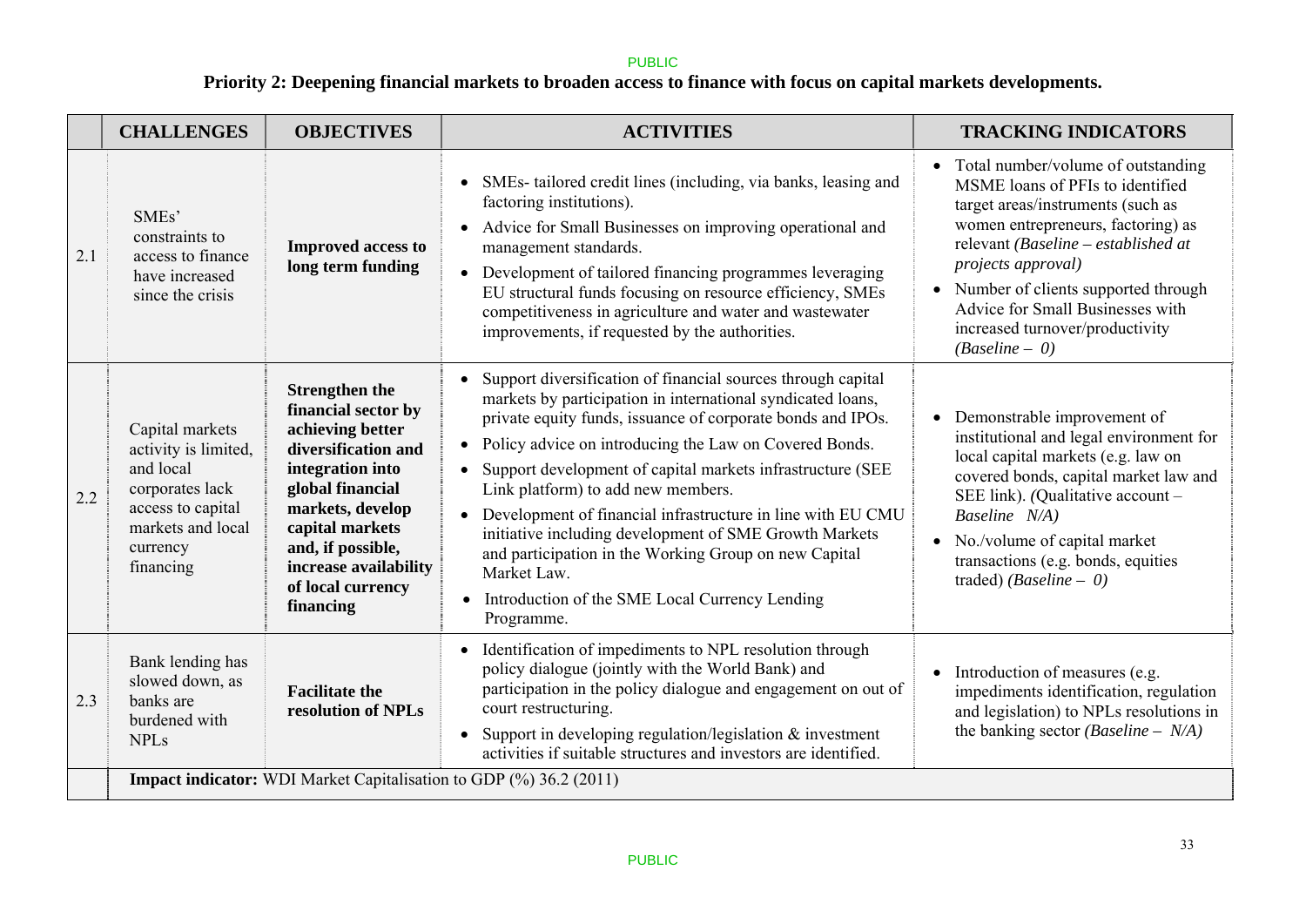**Priority 2: Deepening financial markets to broaden access to finance with focus on capital markets developments.**

| | CHALLENGES | OBJECTIVES | ACTIVITIES | TRACKING INDICATORS |
|---|---|---|---|---|
| 2.1 | SMEs' constraints to access to finance have increased since the crisis | **Improved access to long term funding** | • SMEs- tailored credit lines (including, via banks, leasing and factoring institutions).<br>• Advice for Small Businesses on improving operational and management standards.<br>• Development of tailored financing programmes leveraging EU structural funds focusing on resource efficiency, SMEs competitiveness in agriculture and water and wastewater improvements, if requested by the authorities. | • Total number/volume of outstanding MSME loans of PFIs to identified target areas/instruments (such as women entrepreneurs, factoring) as relevant *(Baseline – established at projects approval)*<br>• Number of clients supported through Advice for Small Businesses with increased turnover/productivity *(Baseline – 0)* |
| 2.2 | Capital markets activity is limited, and local corporates lack access to capital markets and local currency financing | **Strengthen the financial sector by achieving better diversification and integration into global financial markets, develop capital markets and, if possible, increase availability of local currency financing** | • Support diversification of financial sources through capital markets by participation in international syndicated loans, private equity funds, issuance of corporate bonds and IPOs.<br>• Policy advice on introducing the Law on Covered Bonds.<br>• Support development of capital markets infrastructure (SEE Link platform) to add new members.<br>• Development of financial infrastructure in line with EU CMU initiative including development of SME Growth Markets and participation in the Working Group on new Capital Market Law.<br>• Introduction of the SME Local Currency Lending Programme. | • Demonstrable improvement of institutional and legal environment for local capital markets (e.g. law on covered bonds, capital market law and SEE link). *(*Qualitative account – *Baseline N/A)*<br>• No./volume of capital market transactions (e.g. bonds, equities traded) *(Baseline – 0)* |
| 2.3 | Bank lending has slowed down, as banks are burdened with NPLs | **Facilitate the resolution of NPLs** | • Identification of impediments to NPL resolution through policy dialogue (jointly with the World Bank) and participation in the policy dialogue and engagement on out of court restructuring.<br>• Support in developing regulation/legislation & investment activities if suitable structures and investors are identified. | • Introduction of measures (e.g. impediments identification, regulation and legislation) to NPLs resolutions in the banking sector *(Baseline – N/A)* |
| | **Impact indicator:** WDI Market Capitalisation to GDP (%) 36.2 (2011) | | | |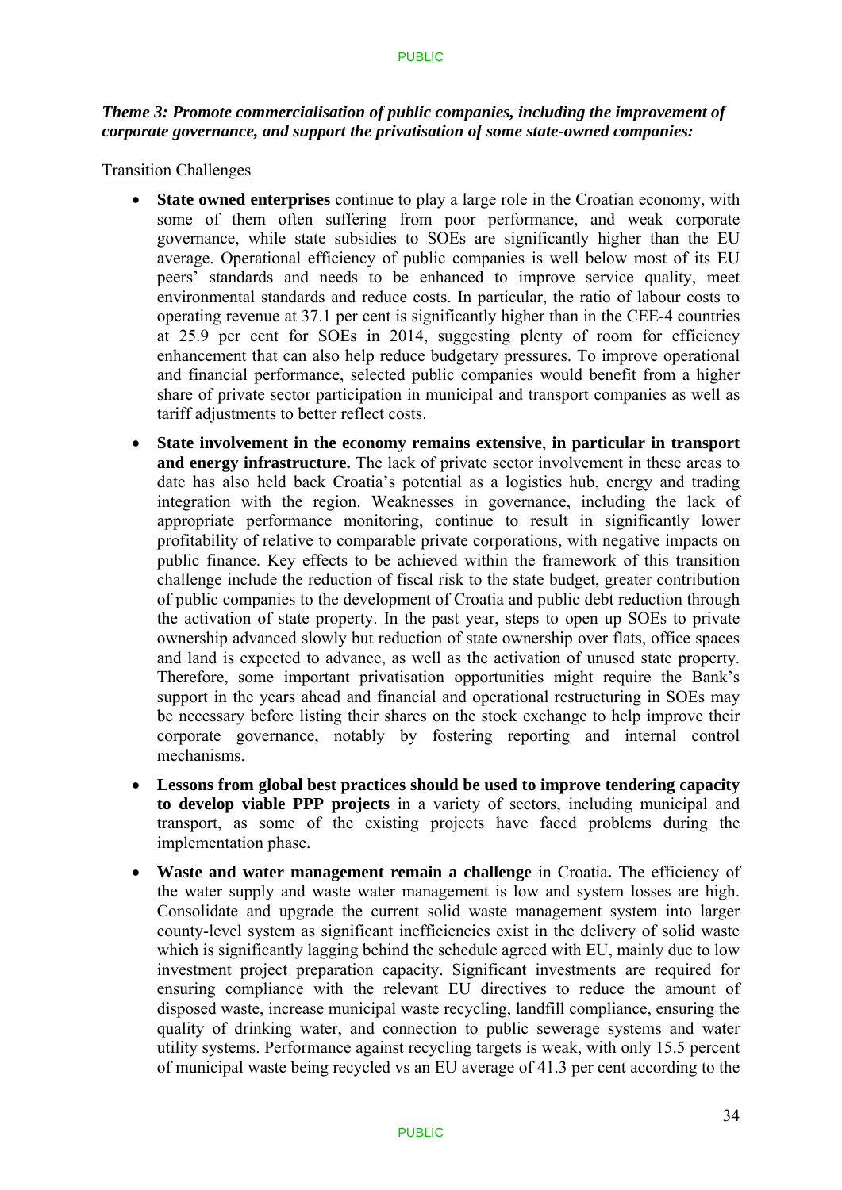***Theme 3: Promote commercialisation of public companies, including the improvement of corporate governance, and support the privatisation of some state-owned companies:***

Transition Challenges

- **State owned enterprises** continue to play a large role in the Croatian economy, with some of them often suffering from poor performance, and weak corporate governance, while state subsidies to SOEs are significantly higher than the EU average. Operational efficiency of public companies is well below most of its EU peers' standards and needs to be enhanced to improve service quality, meet environmental standards and reduce costs. In particular, the ratio of labour costs to operating revenue at 37.1 per cent is significantly higher than in the CEE-4 countries at 25.9 per cent for SOEs in 2014, suggesting plenty of room for efficiency enhancement that can also help reduce budgetary pressures. To improve operational and financial performance, selected public companies would benefit from a higher share of private sector participation in municipal and transport companies as well as tariff adjustments to better reflect costs.
- **State involvement in the economy remains extensive**, **in particular in transport and energy infrastructure.** The lack of private sector involvement in these areas to date has also held back Croatia's potential as a logistics hub, energy and trading integration with the region. Weaknesses in governance, including the lack of appropriate performance monitoring, continue to result in significantly lower profitability of relative to comparable private corporations, with negative impacts on public finance. Key effects to be achieved within the framework of this transition challenge include the reduction of fiscal risk to the state budget, greater contribution of public companies to the development of Croatia and public debt reduction through the activation of state property. In the past year, steps to open up SOEs to private ownership advanced slowly but reduction of state ownership over flats, office spaces and land is expected to advance, as well as the activation of unused state property. Therefore, some important privatisation opportunities might require the Bank's support in the years ahead and financial and operational restructuring in SOEs may be necessary before listing their shares on the stock exchange to help improve their corporate governance, notably by fostering reporting and internal control mechanisms.
- **Lessons from global best practices should be used to improve tendering capacity to develop viable PPP projects** in a variety of sectors, including municipal and transport, as some of the existing projects have faced problems during the implementation phase.
- **Waste and water management remain a challenge** in Croatia**.** The efficiency of the water supply and waste water management is low and system losses are high. Consolidate and upgrade the current solid waste management system into larger county-level system as significant inefficiencies exist in the delivery of solid waste which is significantly lagging behind the schedule agreed with EU, mainly due to low investment project preparation capacity. Significant investments are required for ensuring compliance with the relevant EU directives to reduce the amount of disposed waste, increase municipal waste recycling, landfill compliance, ensuring the quality of drinking water, and connection to public sewerage systems and water utility systems. Performance against recycling targets is weak, with only 15.5 percent of municipal waste being recycled vs an EU average of 41.3 per cent according to the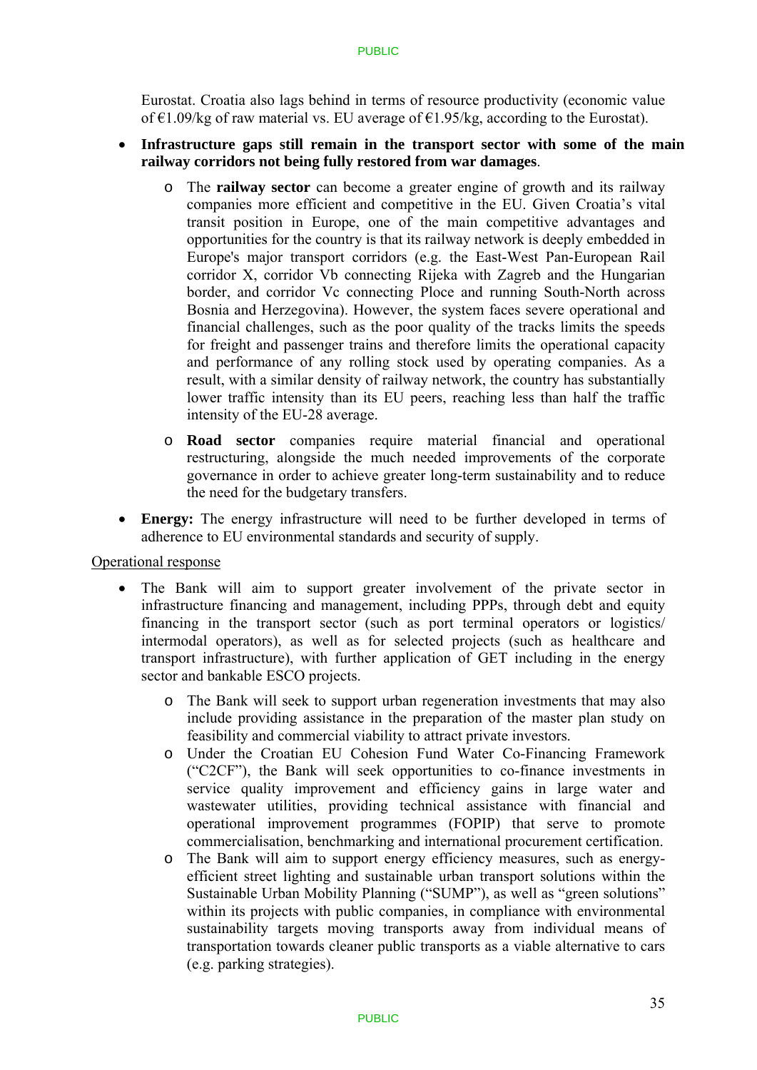Eurostat. Croatia also lags behind in terms of resource productivity (economic value of €1.09/kg of raw material vs. EU average of €1.95/kg, according to the Eurostat).

- **Infrastructure gaps still remain in the transport sector with some of the main railway corridors not being fully restored from war damages**.
  - The **railway sector** can become a greater engine of growth and its railway companies more efficient and competitive in the EU. Given Croatia's vital transit position in Europe, one of the main competitive advantages and opportunities for the country is that its railway network is deeply embedded in Europe's major transport corridors (e.g. the East-West Pan-European Rail corridor X, corridor Vb connecting Rijeka with Zagreb and the Hungarian border, and corridor Vc connecting Ploce and running South-North across Bosnia and Herzegovina). However, the system faces severe operational and financial challenges, such as the poor quality of the tracks limits the speeds for freight and passenger trains and therefore limits the operational capacity and performance of any rolling stock used by operating companies. As a result, with a similar density of railway network, the country has substantially lower traffic intensity than its EU peers, reaching less than half the traffic intensity of the EU-28 average.
  - **Road sector** companies require material financial and operational restructuring, alongside the much needed improvements of the corporate governance in order to achieve greater long-term sustainability and to reduce the need for the budgetary transfers.
- **Energy:** The energy infrastructure will need to be further developed in terms of adherence to EU environmental standards and security of supply.

Operational response

- The Bank will aim to support greater involvement of the private sector in infrastructure financing and management, including PPPs, through debt and equity financing in the transport sector (such as port terminal operators or logistics/ intermodal operators), as well as for selected projects (such as healthcare and transport infrastructure), with further application of GET including in the energy sector and bankable ESCO projects.
  - The Bank will seek to support urban regeneration investments that may also include providing assistance in the preparation of the master plan study on feasibility and commercial viability to attract private investors.
  - Under the Croatian EU Cohesion Fund Water Co-Financing Framework ("C2CF"), the Bank will seek opportunities to co-finance investments in service quality improvement and efficiency gains in large water and wastewater utilities, providing technical assistance with financial and operational improvement programmes (FOPIP) that serve to promote commercialisation, benchmarking and international procurement certification.
  - The Bank will aim to support energy efficiency measures, such as energy-efficient street lighting and sustainable urban transport solutions within the Sustainable Urban Mobility Planning ("SUMP"), as well as "green solutions" within its projects with public companies, in compliance with environmental sustainability targets moving transports away from individual means of transportation towards cleaner public transports as a viable alternative to cars (e.g. parking strategies).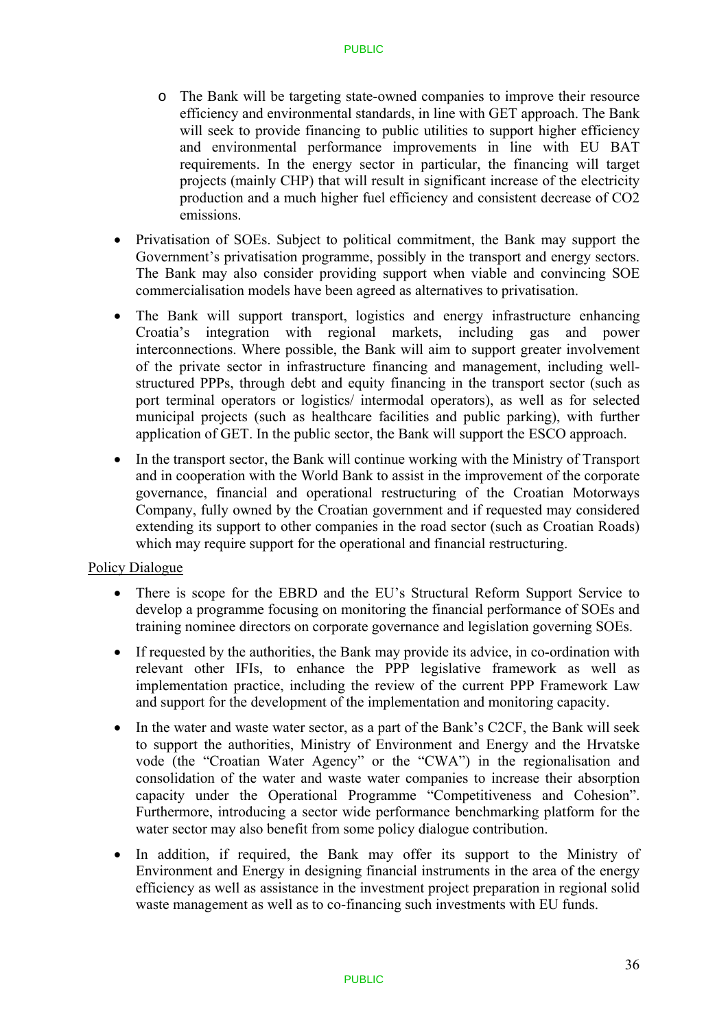- The Bank will be targeting state-owned companies to improve their resource efficiency and environmental standards, in line with GET approach. The Bank will seek to provide financing to public utilities to support higher efficiency and environmental performance improvements in line with EU BAT requirements. In the energy sector in particular, the financing will target projects (mainly CHP) that will result in significant increase of the electricity production and a much higher fuel efficiency and consistent decrease of $CO_2$ emissions.

- Privatisation of SOEs. Subject to political commitment, the Bank may support the Government's privatisation programme, possibly in the transport and energy sectors. The Bank may also consider providing support when viable and convincing SOE commercialisation models have been agreed as alternatives to privatisation.

- The Bank will support transport, logistics and energy infrastructure enhancing Croatia's integration with regional markets, including gas and power interconnections. Where possible, the Bank will aim to support greater involvement of the private sector in infrastructure financing and management, including well-structured PPPs, through debt and equity financing in the transport sector (such as port terminal operators or logistics/ intermodal operators), as well as for selected municipal projects (such as healthcare facilities and public parking), with further application of GET. In the public sector, the Bank will support the ESCO approach.

- In the transport sector, the Bank will continue working with the Ministry of Transport and in cooperation with the World Bank to assist in the improvement of the corporate governance, financial and operational restructuring of the Croatian Motorways Company, fully owned by the Croatian government and if requested may considered extending its support to other companies in the road sector (such as Croatian Roads) which may require support for the operational and financial restructuring.

<u>Policy Dialogue</u>

- There is scope for the EBRD and the EU's Structural Reform Support Service to develop a programme focusing on monitoring the financial performance of SOEs and training nominee directors on corporate governance and legislation governing SOEs.

- If requested by the authorities, the Bank may provide its advice, in co-ordination with relevant other IFIs, to enhance the PPP legislative framework as well as implementation practice, including the review of the current PPP Framework Law and support for the development of the implementation and monitoring capacity.

- In the water and waste water sector, as a part of the Bank's C2CF, the Bank will seek to support the authorities, Ministry of Environment and Energy and the Hrvatske vode (the "Croatian Water Agency" or the "CWA") in the regionalisation and consolidation of the water and waste water companies to increase their absorption capacity under the Operational Programme "Competitiveness and Cohesion". Furthermore, introducing a sector wide performance benchmarking platform for the water sector may also benefit from some policy dialogue contribution.

- In addition, if required, the Bank may offer its support to the Ministry of Environment and Energy in designing financial instruments in the area of the energy efficiency as well as assistance in the investment project preparation in regional solid waste management as well as to co-financing such investments with EU funds.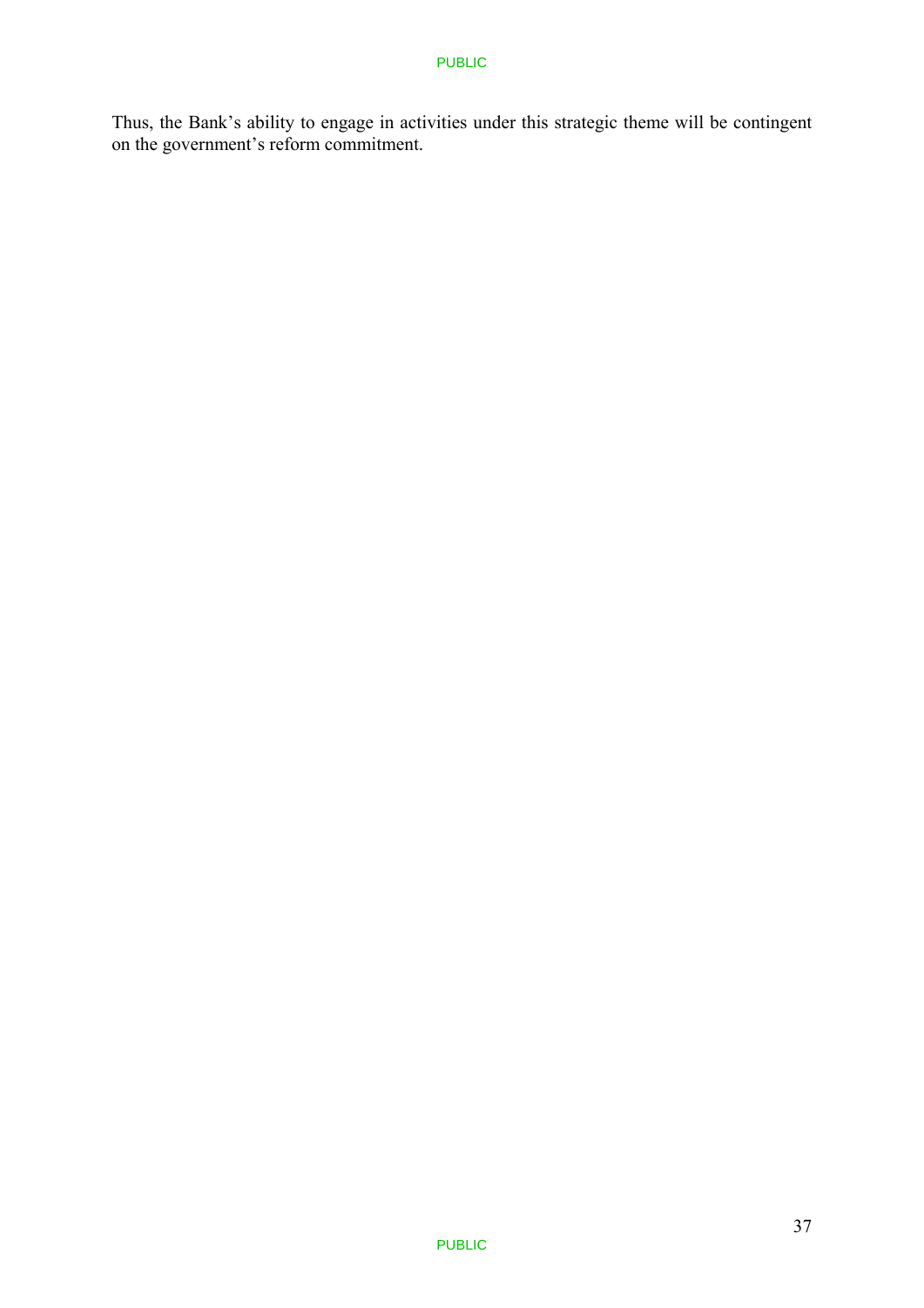Thus, the Bank’s ability to engage in activities under this strategic theme will be contingent on the government’s reform commitment.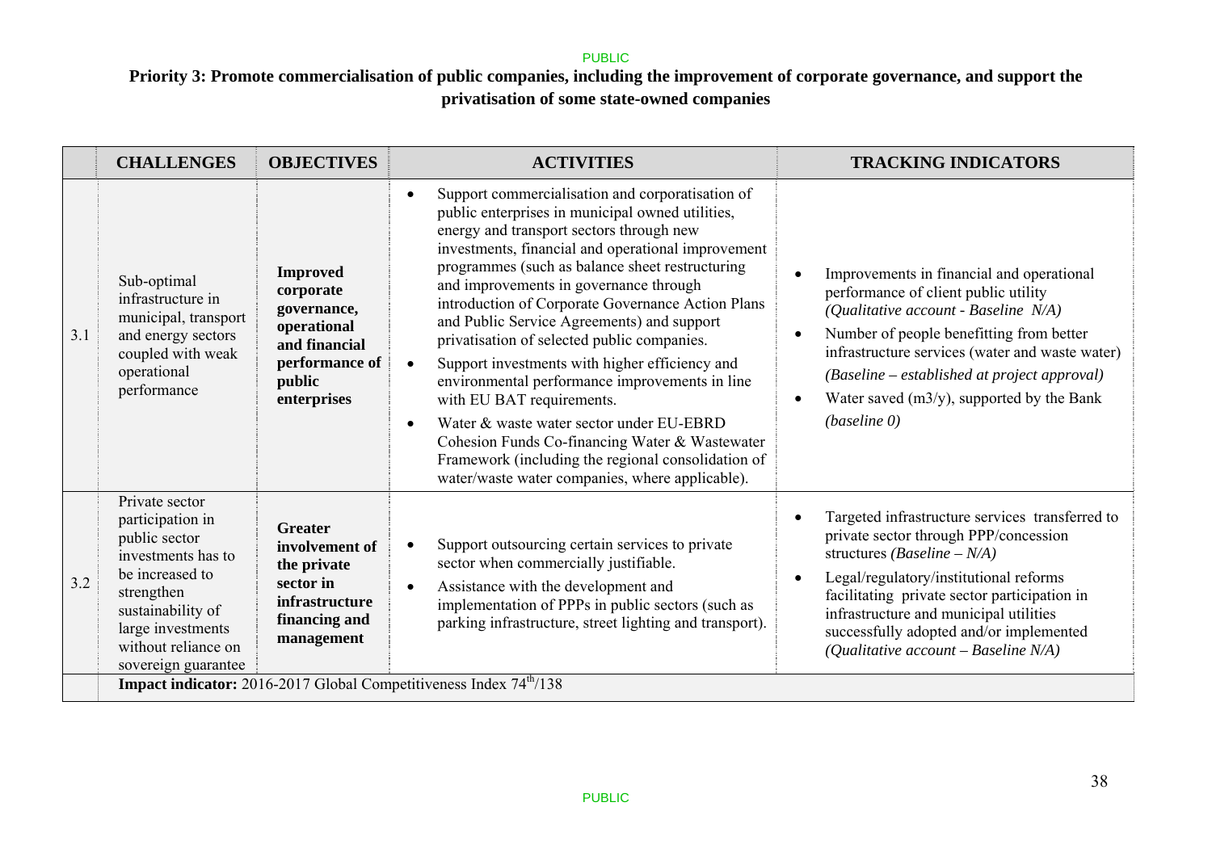# Priority 3: Promote commercialisation of public companies, including the improvement of corporate governance, and support the privatisation of some state-owned companies

| | CHALLENGES | OBJECTIVES | ACTIVITIES | TRACKING INDICATORS |
|---|---|---|---|---|
| 3.1 | Sub-optimal infrastructure in municipal, transport and energy sectors coupled with weak operational performance | **Improved corporate governance, operational and financial performance of public enterprises** | • Support commercialisation and corporatisation of public enterprises in municipal owned utilities, energy and transport sectors through new investments, financial and operational improvement programmes (such as balance sheet restructuring and improvements in governance through introduction of Corporate Governance Action Plans and Public Service Agreements) and support privatisation of selected public companies.<br>• Support investments with higher efficiency and environmental performance improvements in line with EU BAT requirements.<br>• Water & waste water sector under EU-EBRD Cohesion Funds Co-financing Water & Wastewater Framework (including the regional consolidation of water/waste water companies, where applicable). | • Improvements in financial and operational performance of client public utility *(Qualitative account - Baseline N/A)*<br>• Number of people benefitting from better infrastructure services (water and waste water) *(Baseline – established at project approval)*<br>• Water saved (m3/y), supported by the Bank *(baseline 0)* |
| 3.2 | Private sector participation in public sector investments has to be increased to strengthen sustainability of large investments without reliance on sovereign guarantee | **Greater involvement of the private sector in infrastructure financing and management** | • Support outsourcing certain services to private sector when commercially justifiable.<br>• Assistance with the development and implementation of PPPs in public sectors (such as parking infrastructure, street lighting and transport). | • Targeted infrastructure services transferred to private sector through PPP/concession structures *(Baseline – N/A)*<br>• Legal/regulatory/institutional reforms facilitating private sector participation in infrastructure and municipal utilities successfully adopted and/or implemented *(Qualitative account – Baseline N/A)* |
| | **Impact indicator:** 2016-2017 Global Competitiveness Index 74th/138 | | | |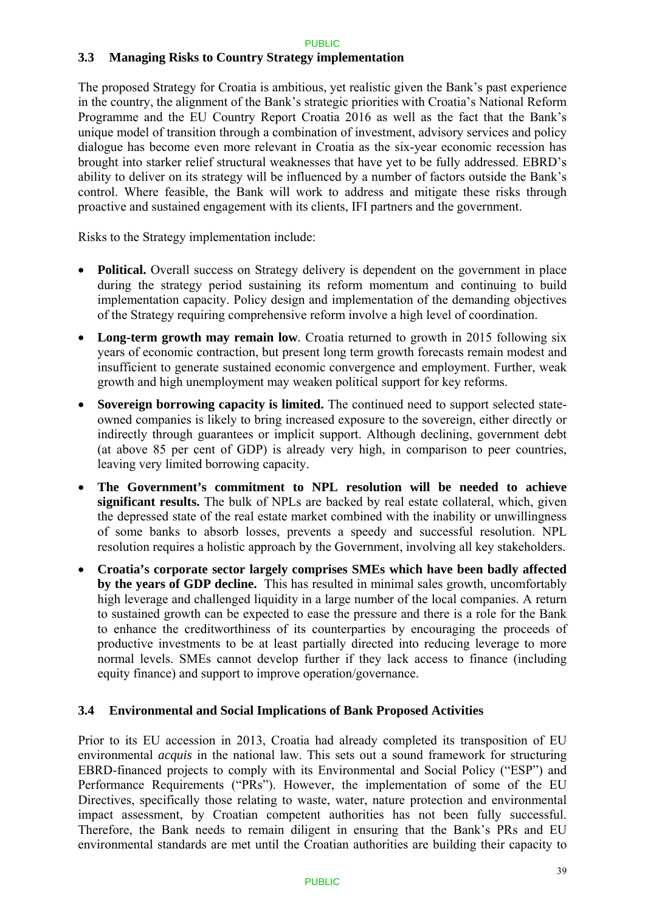### 3.3 Managing Risks to Country Strategy implementation

The proposed Strategy for Croatia is ambitious, yet realistic given the Bank's past experience in the country, the alignment of the Bank's strategic priorities with Croatia's National Reform Programme and the EU Country Report Croatia 2016 as well as the fact that the Bank's unique model of transition through a combination of investment, advisory services and policy dialogue has become even more relevant in Croatia as the six-year economic recession has brought into starker relief structural weaknesses that have yet to be fully addressed. EBRD's ability to deliver on its strategy will be influenced by a number of factors outside the Bank's control. Where feasible, the Bank will work to address and mitigate these risks through proactive and sustained engagement with its clients, IFI partners and the government.

Risks to the Strategy implementation include:

- **Political.** Overall success on Strategy delivery is dependent on the government in place during the strategy period sustaining its reform momentum and continuing to build implementation capacity. Policy design and implementation of the demanding objectives of the Strategy requiring comprehensive reform involve a high level of coordination.
- **Long-term growth may remain low**. Croatia returned to growth in 2015 following six years of economic contraction, but present long term growth forecasts remain modest and insufficient to generate sustained economic convergence and employment. Further, weak growth and high unemployment may weaken political support for key reforms.
- **Sovereign borrowing capacity is limited.** The continued need to support selected state-owned companies is likely to bring increased exposure to the sovereign, either directly or indirectly through guarantees or implicit support. Although declining, government debt (at above 85 per cent of GDP) is already very high, in comparison to peer countries, leaving very limited borrowing capacity.
- **The Government's commitment to NPL resolution will be needed to achieve significant results.** The bulk of NPLs are backed by real estate collateral, which, given the depressed state of the real estate market combined with the inability or unwillingness of some banks to absorb losses, prevents a speedy and successful resolution. NPL resolution requires a holistic approach by the Government, involving all key stakeholders.
- **Croatia's corporate sector largely comprises SMEs which have been badly affected by the years of GDP decline.** This has resulted in minimal sales growth, uncomfortably high leverage and challenged liquidity in a large number of the local companies. A return to sustained growth can be expected to ease the pressure and there is a role for the Bank to enhance the creditworthiness of its counterparties by encouraging the proceeds of productive investments to be at least partially directed into reducing leverage to more normal levels. SMEs cannot develop further if they lack access to finance (including equity finance) and support to improve operation/governance.

### 3.4 Environmental and Social Implications of Bank Proposed Activities

Prior to its EU accession in 2013, Croatia had already completed its transposition of EU environmental *acquis* in the national law. This sets out a sound framework for structuring EBRD-financed projects to comply with its Environmental and Social Policy ("ESP") and Performance Requirements ("PRs"). However, the implementation of some of the EU Directives, specifically those relating to waste, water, nature protection and environmental impact assessment, by Croatian competent authorities has not been fully successful. Therefore, the Bank needs to remain diligent in ensuring that the Bank's PRs and EU environmental standards are met until the Croatian authorities are building their capacity to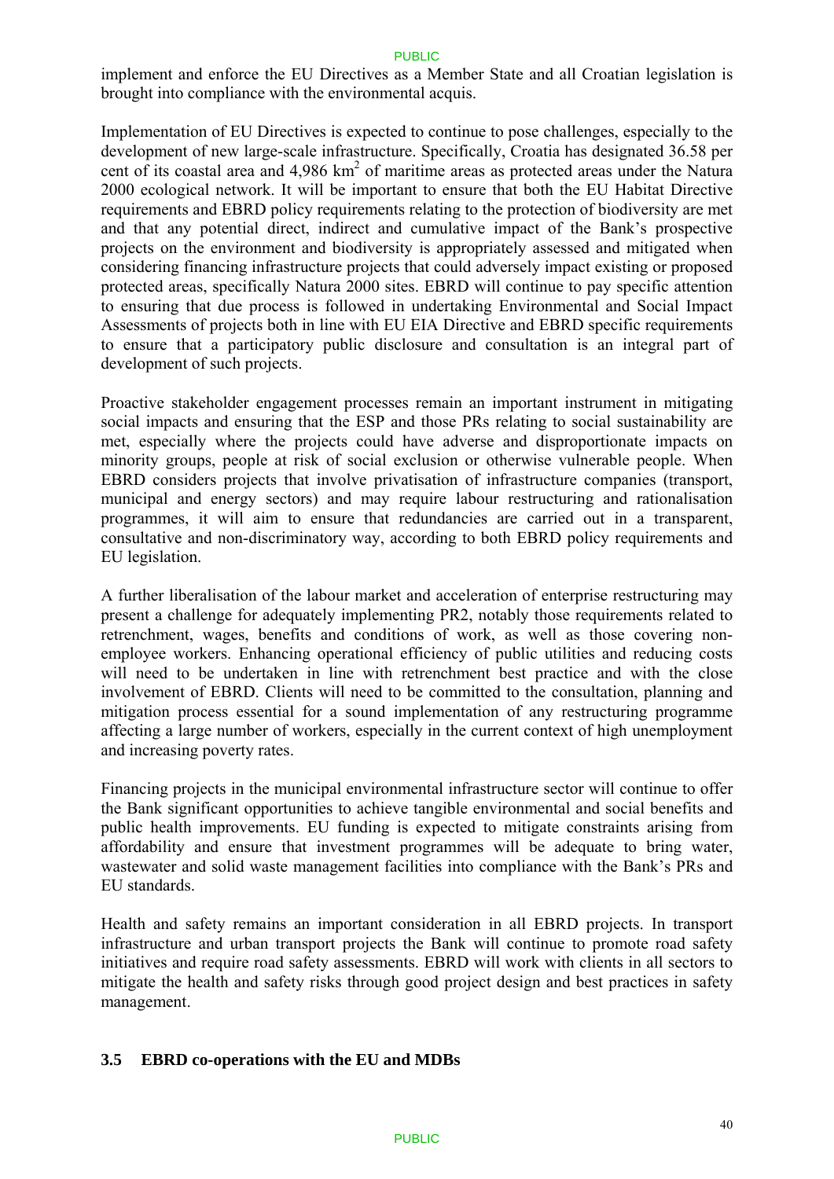implement and enforce the EU Directives as a Member State and all Croatian legislation is brought into compliance with the environmental acquis.

Implementation of EU Directives is expected to continue to pose challenges, especially to the development of new large-scale infrastructure. Specifically, Croatia has designated 36.58 per cent of its coastal area and 4,986 km$^2$ of maritime areas as protected areas under the Natura 2000 ecological network. It will be important to ensure that both the EU Habitat Directive requirements and EBRD policy requirements relating to the protection of biodiversity are met and that any potential direct, indirect and cumulative impact of the Bank's prospective projects on the environment and biodiversity is appropriately assessed and mitigated when considering financing infrastructure projects that could adversely impact existing or proposed protected areas, specifically Natura 2000 sites. EBRD will continue to pay specific attention to ensuring that due process is followed in undertaking Environmental and Social Impact Assessments of projects both in line with EU EIA Directive and EBRD specific requirements to ensure that a participatory public disclosure and consultation is an integral part of development of such projects.

Proactive stakeholder engagement processes remain an important instrument in mitigating social impacts and ensuring that the ESP and those PRs relating to social sustainability are met, especially where the projects could have adverse and disproportionate impacts on minority groups, people at risk of social exclusion or otherwise vulnerable people. When EBRD considers projects that involve privatisation of infrastructure companies (transport, municipal and energy sectors) and may require labour restructuring and rationalisation programmes, it will aim to ensure that redundancies are carried out in a transparent, consultative and non-discriminatory way, according to both EBRD policy requirements and EU legislation.

A further liberalisation of the labour market and acceleration of enterprise restructuring may present a challenge for adequately implementing PR2, notably those requirements related to retrenchment, wages, benefits and conditions of work, as well as those covering non-employee workers. Enhancing operational efficiency of public utilities and reducing costs will need to be undertaken in line with retrenchment best practice and with the close involvement of EBRD. Clients will need to be committed to the consultation, planning and mitigation process essential for a sound implementation of any restructuring programme affecting a large number of workers, especially in the current context of high unemployment and increasing poverty rates.

Financing projects in the municipal environmental infrastructure sector will continue to offer the Bank significant opportunities to achieve tangible environmental and social benefits and public health improvements. EU funding is expected to mitigate constraints arising from affordability and ensure that investment programmes will be adequate to bring water, wastewater and solid waste management facilities into compliance with the Bank's PRs and EU standards.

Health and safety remains an important consideration in all EBRD projects. In transport infrastructure and urban transport projects the Bank will continue to promote road safety initiatives and require road safety assessments. EBRD will work with clients in all sectors to mitigate the health and safety risks through good project design and best practices in safety management.

### 3.5 EBRD co-operations with the EU and MDBs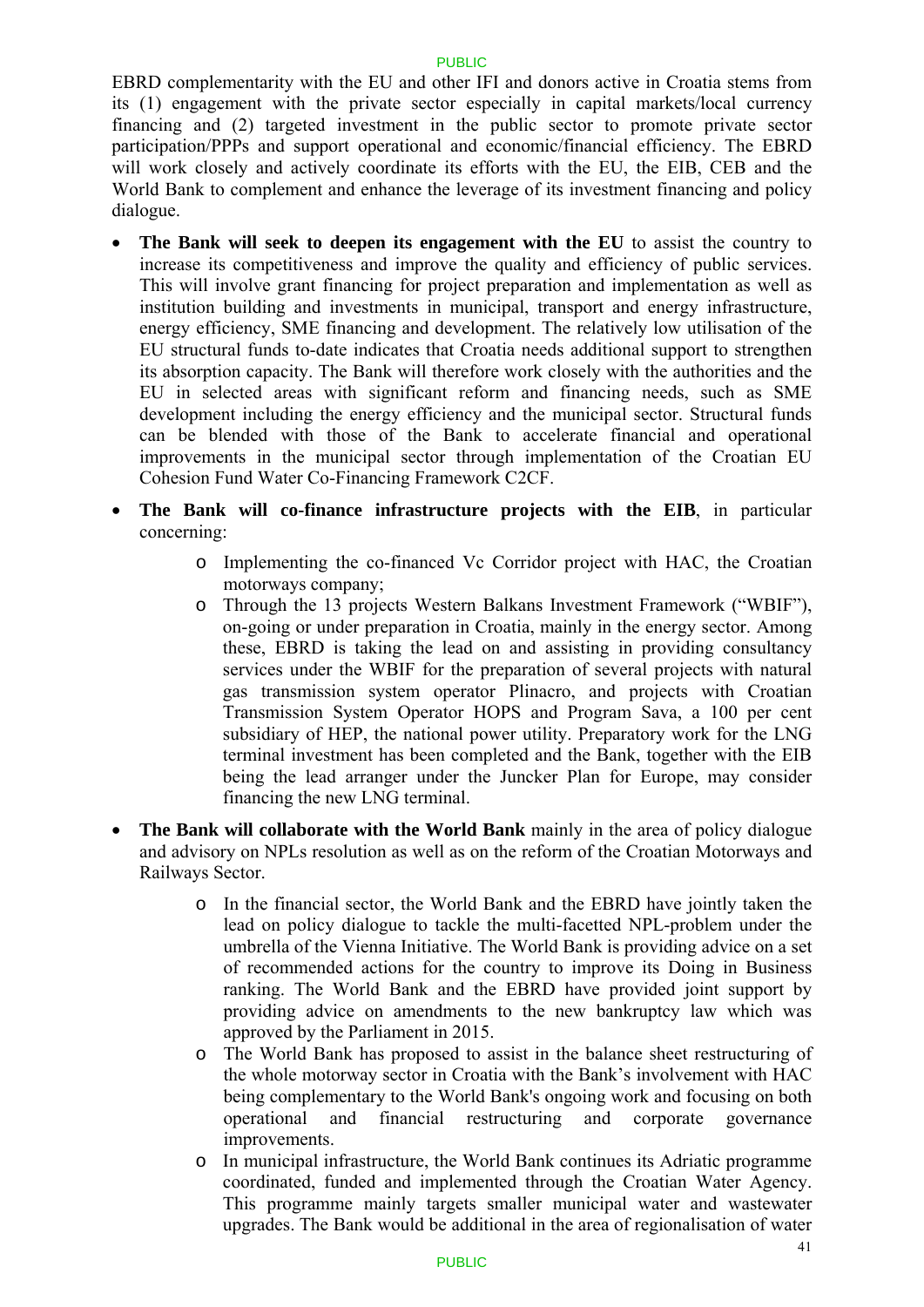EBRD complementarity with the EU and other IFI and donors active in Croatia stems from its (1) engagement with the private sector especially in capital markets/local currency financing and (2) targeted investment in the public sector to promote private sector participation/PPPs and support operational and economic/financial efficiency. The EBRD will work closely and actively coordinate its efforts with the EU, the EIB, CEB and the World Bank to complement and enhance the leverage of its investment financing and policy dialogue.

- **The Bank will seek to deepen its engagement with the EU** to assist the country to increase its competitiveness and improve the quality and efficiency of public services. This will involve grant financing for project preparation and implementation as well as institution building and investments in municipal, transport and energy infrastructure, energy efficiency, SME financing and development. The relatively low utilisation of the EU structural funds to-date indicates that Croatia needs additional support to strengthen its absorption capacity. The Bank will therefore work closely with the authorities and the EU in selected areas with significant reform and financing needs, such as SME development including the energy efficiency and the municipal sector. Structural funds can be blended with those of the Bank to accelerate financial and operational improvements in the municipal sector through implementation of the Croatian EU Cohesion Fund Water Co-Financing Framework C2CF.
- **The Bank will co-finance infrastructure projects with the EIB**, in particular concerning:
  - Implementing the co-financed Vc Corridor project with HAC, the Croatian motorways company;
  - Through the 13 projects Western Balkans Investment Framework ("WBIF"), on-going or under preparation in Croatia, mainly in the energy sector. Among these, EBRD is taking the lead on and assisting in providing consultancy services under the WBIF for the preparation of several projects with natural gas transmission system operator Plinacro, and projects with Croatian Transmission System Operator HOPS and Program Sava, a 100 per cent subsidiary of HEP, the national power utility. Preparatory work for the LNG terminal investment has been completed and the Bank, together with the EIB being the lead arranger under the Juncker Plan for Europe, may consider financing the new LNG terminal.
- **The Bank will collaborate with the World Bank** mainly in the area of policy dialogue and advisory on NPLs resolution as well as on the reform of the Croatian Motorways and Railways Sector.
  - In the financial sector, the World Bank and the EBRD have jointly taken the lead on policy dialogue to tackle the multi-facetted NPL-problem under the umbrella of the Vienna Initiative. The World Bank is providing advice on a set of recommended actions for the country to improve its Doing in Business ranking. The World Bank and the EBRD have provided joint support by providing advice on amendments to the new bankruptcy law which was approved by the Parliament in 2015.
  - The World Bank has proposed to assist in the balance sheet restructuring of the whole motorway sector in Croatia with the Bank's involvement with HAC being complementary to the World Bank's ongoing work and focusing on both operational and financial restructuring and corporate governance improvements.
  - In municipal infrastructure, the World Bank continues its Adriatic programme coordinated, funded and implemented through the Croatian Water Agency. This programme mainly targets smaller municipal water and wastewater upgrades. The Bank would be additional in the area of regionalisation of water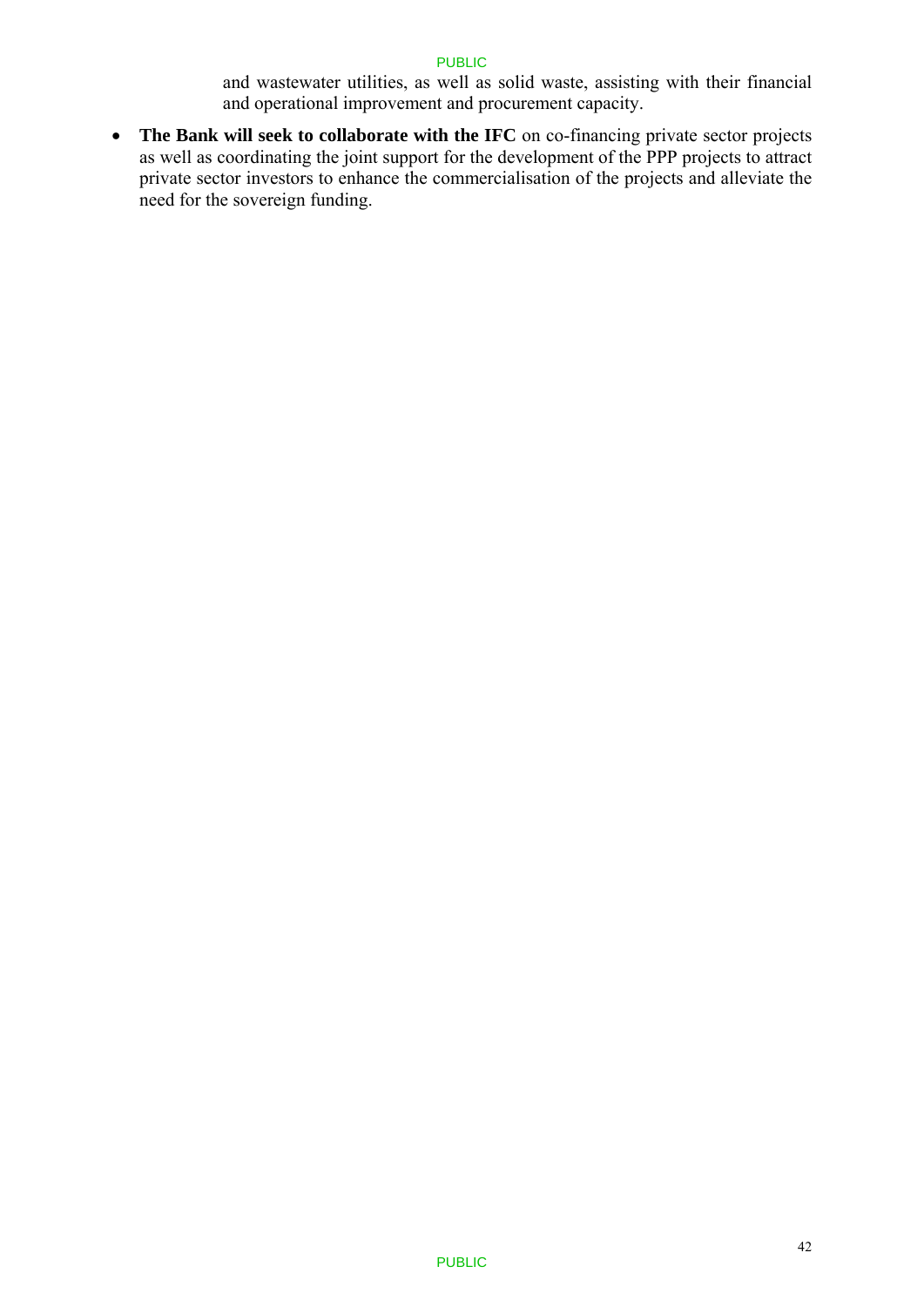and wastewater utilities, as well as solid waste, assisting with their financial and operational improvement and procurement capacity.

- **The Bank will seek to collaborate with the IFC** on co-financing private sector projects as well as coordinating the joint support for the development of the PPP projects to attract private sector investors to enhance the commercialisation of the projects and alleviate the need for the sovereign funding.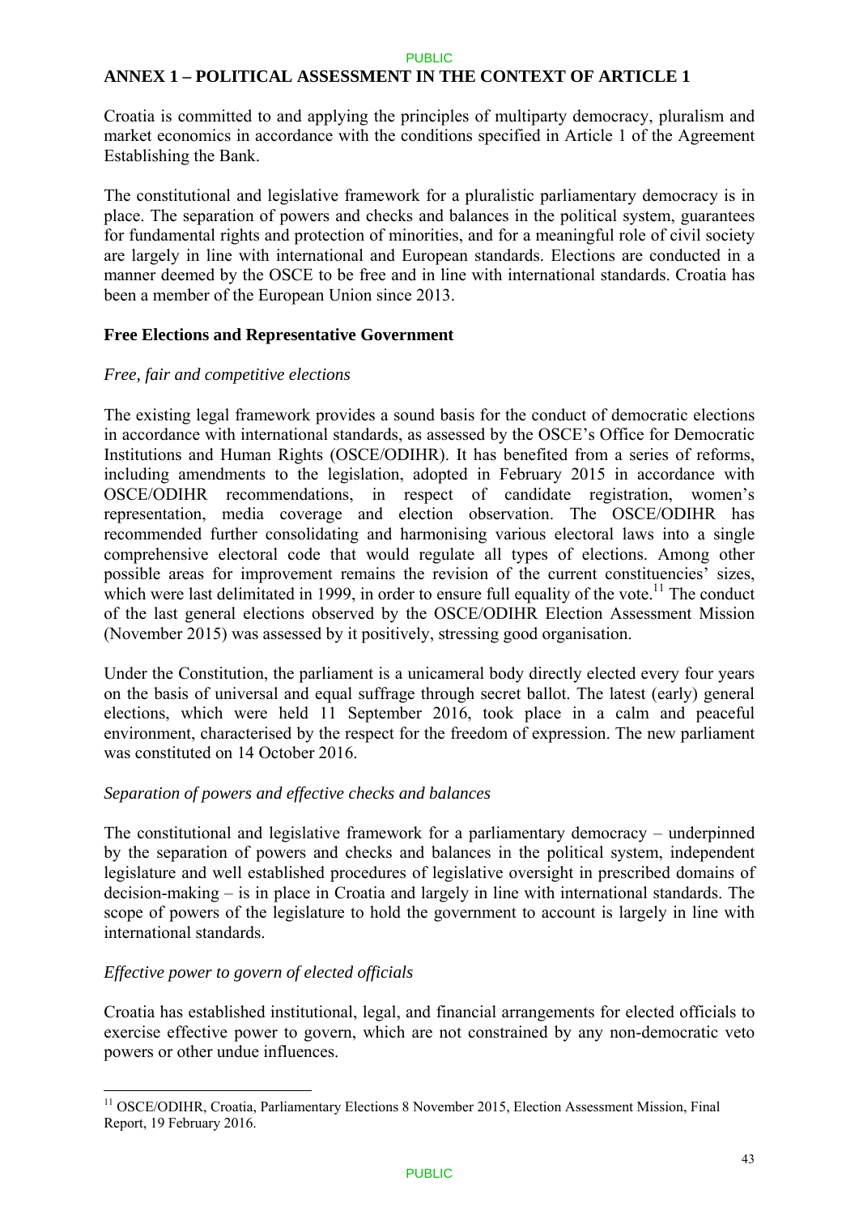# ANNEX 1 – POLITICAL ASSESSMENT IN THE CONTEXT OF ARTICLE 1

Croatia is committed to and applying the principles of multiparty democracy, pluralism and market economics in accordance with the conditions specified in Article 1 of the Agreement Establishing the Bank.

The constitutional and legislative framework for a pluralistic parliamentary democracy is in place. The separation of powers and checks and balances in the political system, guarantees for fundamental rights and protection of minorities, and for a meaningful role of civil society are largely in line with international and European standards. Elections are conducted in a manner deemed by the OSCE to be free and in line with international standards. Croatia has been a member of the European Union since 2013.

## Free Elections and Representative Government

*Free, fair and competitive elections*

The existing legal framework provides a sound basis for the conduct of democratic elections in accordance with international standards, as assessed by the OSCE's Office for Democratic Institutions and Human Rights (OSCE/ODIHR). It has benefited from a series of reforms, including amendments to the legislation, adopted in February 2015 in accordance with OSCE/ODIHR recommendations, in respect of candidate registration, women's representation, media coverage and election observation. The OSCE/ODIHR has recommended further consolidating and harmonising various electoral laws into a single comprehensive electoral code that would regulate all types of elections. Among other possible areas for improvement remains the revision of the current constituencies' sizes, which were last delimitated in 1999, in order to ensure full equality of the vote.[11] The conduct of the last general elections observed by the OSCE/ODIHR Election Assessment Mission (November 2015) was assessed by it positively, stressing good organisation.

Under the Constitution, the parliament is a unicameral body directly elected every four years on the basis of universal and equal suffrage through secret ballot. The latest (early) general elections, which were held 11 September 2016, took place in a calm and peaceful environment, characterised by the respect for the freedom of expression. The new parliament was constituted on 14 October 2016.

*Separation of powers and effective checks and balances*

The constitutional and legislative framework for a parliamentary democracy – underpinned by the separation of powers and checks and balances in the political system, independent legislature and well established procedures of legislative oversight in prescribed domains of decision-making – is in place in Croatia and largely in line with international standards. The scope of powers of the legislature to hold the government to account is largely in line with international standards.

*Effective power to govern of elected officials*

Croatia has established institutional, legal, and financial arrangements for elected officials to exercise effective power to govern, which are not constrained by any non-democratic veto powers or other undue influences.

[11] OSCE/ODIHR, Croatia, Parliamentary Elections 8 November 2015, Election Assessment Mission, Final Report, 19 February 2016.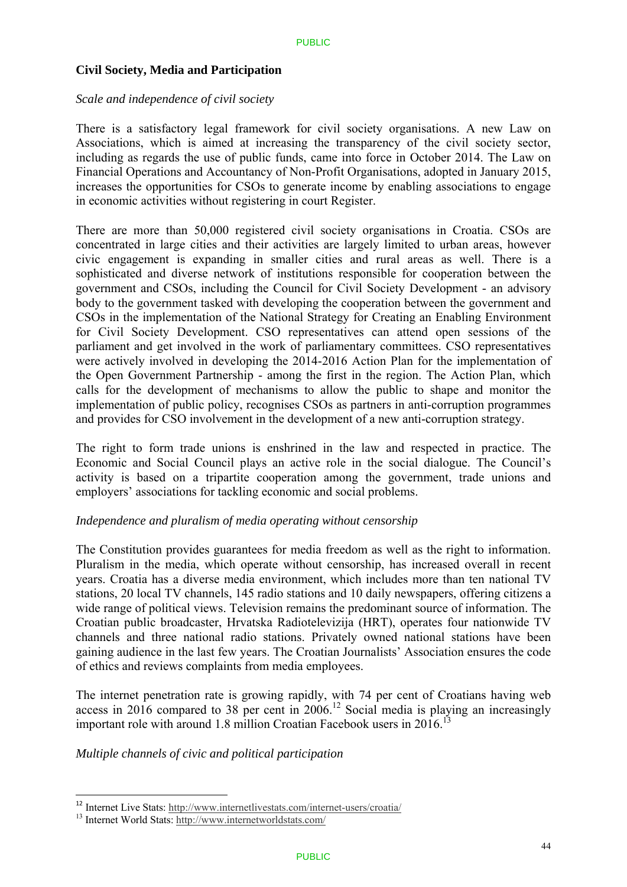## Civil Society, Media and Participation

*Scale and independence of civil society*

There is a satisfactory legal framework for civil society organisations. A new Law on Associations, which is aimed at increasing the transparency of the civil society sector, including as regards the use of public funds, came into force in October 2014. The Law on Financial Operations and Accountancy of Non-Profit Organisations, adopted in January 2015, increases the opportunities for CSOs to generate income by enabling associations to engage in economic activities without registering in court Register.

There are more than 50,000 registered civil society organisations in Croatia. CSOs are concentrated in large cities and their activities are largely limited to urban areas, however civic engagement is expanding in smaller cities and rural areas as well. There is a sophisticated and diverse network of institutions responsible for cooperation between the government and CSOs, including the Council for Civil Society Development - an advisory body to the government tasked with developing the cooperation between the government and CSOs in the implementation of the National Strategy for Creating an Enabling Environment for Civil Society Development. CSO representatives can attend open sessions of the parliament and get involved in the work of parliamentary committees. CSO representatives were actively involved in developing the 2014-2016 Action Plan for the implementation of the Open Government Partnership - among the first in the region. The Action Plan, which calls for the development of mechanisms to allow the public to shape and monitor the implementation of public policy, recognises CSOs as partners in anti-corruption programmes and provides for CSO involvement in the development of a new anti-corruption strategy.

The right to form trade unions is enshrined in the law and respected in practice. The Economic and Social Council plays an active role in the social dialogue. The Council's activity is based on a tripartite cooperation among the government, trade unions and employers' associations for tackling economic and social problems.

*Independence and pluralism of media operating without censorship*

The Constitution provides guarantees for media freedom as well as the right to information. Pluralism in the media, which operate without censorship, has increased overall in recent years. Croatia has a diverse media environment, which includes more than ten national TV stations, 20 local TV channels, 145 radio stations and 10 daily newspapers, offering citizens a wide range of political views. Television remains the predominant source of information. The Croatian public broadcaster, Hrvatska Radiotelevizija (HRT), operates four nationwide TV channels and three national radio stations. Privately owned national stations have been gaining audience in the last few years. The Croatian Journalists' Association ensures the code of ethics and reviews complaints from media employees.

The internet penetration rate is growing rapidly, with 74 per cent of Croatians having web access in 2016 compared to 38 per cent in 2006.[12] Social media is playing an increasingly important role with around 1.8 million Croatian Facebook users in 2016.[13]

*Multiple channels of civic and political participation*

---

[12] Internet Live Stats: http://www.internetlivestats.com/internet-users/croatia/

[13] Internet World Stats: http://www.internetworldstats.com/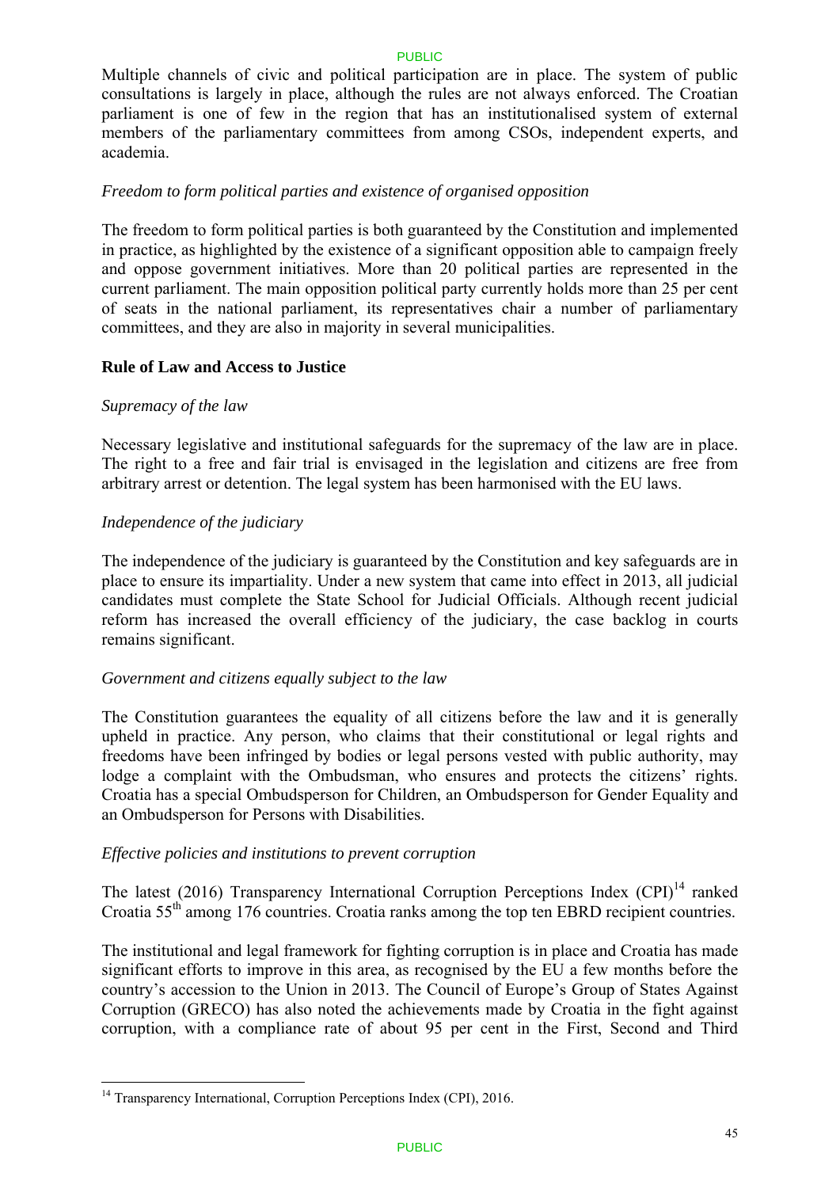Multiple channels of civic and political participation are in place. The system of public consultations is largely in place, although the rules are not always enforced. The Croatian parliament is one of few in the region that has an institutionalised system of external members of the parliamentary committees from among CSOs, independent experts, and academia.

*Freedom to form political parties and existence of organised opposition*

The freedom to form political parties is both guaranteed by the Constitution and implemented in practice, as highlighted by the existence of a significant opposition able to campaign freely and oppose government initiatives. More than 20 political parties are represented in the current parliament. The main opposition political party currently holds more than 25 per cent of seats in the national parliament, its representatives chair a number of parliamentary committees, and they are also in majority in several municipalities.

**Rule of Law and Access to Justice**

*Supremacy of the law*

Necessary legislative and institutional safeguards for the supremacy of the law are in place. The right to a free and fair trial is envisaged in the legislation and citizens are free from arbitrary arrest or detention. The legal system has been harmonised with the EU laws.

*Independence of the judiciary*

The independence of the judiciary is guaranteed by the Constitution and key safeguards are in place to ensure its impartiality. Under a new system that came into effect in 2013, all judicial candidates must complete the State School for Judicial Officials. Although recent judicial reform has increased the overall efficiency of the judiciary, the case backlog in courts remains significant.

*Government and citizens equally subject to the law*

The Constitution guarantees the equality of all citizens before the law and it is generally upheld in practice. Any person, who claims that their constitutional or legal rights and freedoms have been infringed by bodies or legal persons vested with public authority, may lodge a complaint with the Ombudsman, who ensures and protects the citizens' rights. Croatia has a special Ombudsperson for Children, an Ombudsperson for Gender Equality and an Ombudsperson for Persons with Disabilities.

*Effective policies and institutions to prevent corruption*

The latest (2016) Transparency International Corruption Perceptions Index (CPI)[14] ranked Croatia 55th among 176 countries. Croatia ranks among the top ten EBRD recipient countries.

The institutional and legal framework for fighting corruption is in place and Croatia has made significant efforts to improve in this area, as recognised by the EU a few months before the country's accession to the Union in 2013. The Council of Europe's Group of States Against Corruption (GRECO) has also noted the achievements made by Croatia in the fight against corruption, with a compliance rate of about 95 per cent in the First, Second and Third

[14] Transparency International, Corruption Perceptions Index (CPI), 2016.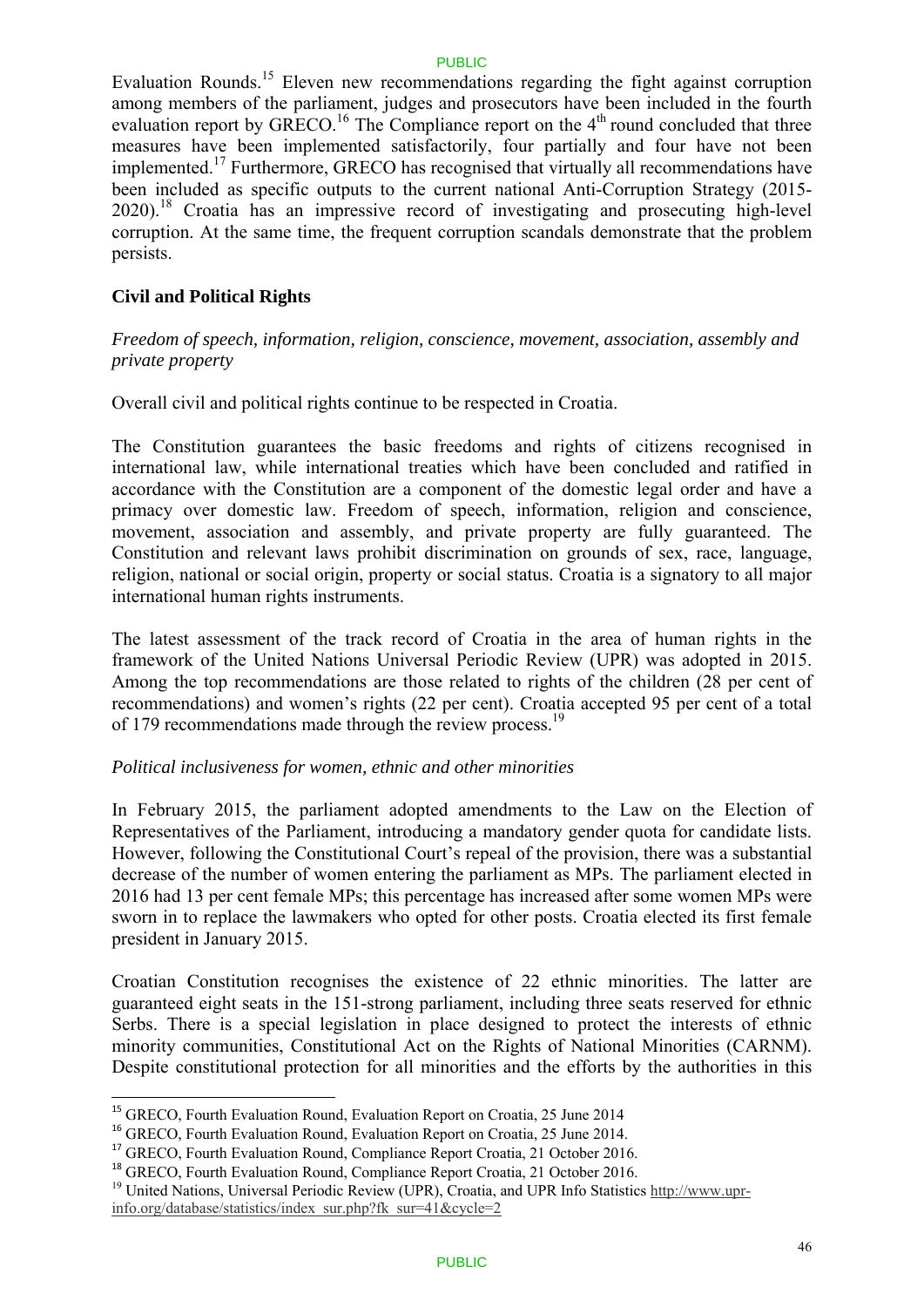Evaluation Rounds.[15] Eleven new recommendations regarding the fight against corruption among members of the parliament, judges and prosecutors have been included in the fourth evaluation report by GRECO.[16] The Compliance report on the 4th round concluded that three measures have been implemented satisfactorily, four partially and four have not been implemented.[17] Furthermore, GRECO has recognised that virtually all recommendations have been included as specific outputs to the current national Anti-Corruption Strategy (2015-2020).[18] Croatia has an impressive record of investigating and prosecuting high-level corruption. At the same time, the frequent corruption scandals demonstrate that the problem persists.

**Civil and Political Rights**

*Freedom of speech, information, religion, conscience, movement, association, assembly and private property*

Overall civil and political rights continue to be respected in Croatia.

The Constitution guarantees the basic freedoms and rights of citizens recognised in international law, while international treaties which have been concluded and ratified in accordance with the Constitution are a component of the domestic legal order and have a primacy over domestic law. Freedom of speech, information, religion and conscience, movement, association and assembly, and private property are fully guaranteed. The Constitution and relevant laws prohibit discrimination on grounds of sex, race, language, religion, national or social origin, property or social status. Croatia is a signatory to all major international human rights instruments.

The latest assessment of the track record of Croatia in the area of human rights in the framework of the United Nations Universal Periodic Review (UPR) was adopted in 2015. Among the top recommendations are those related to rights of the children (28 per cent of recommendations) and women's rights (22 per cent). Croatia accepted 95 per cent of a total of 179 recommendations made through the review process.[19]

*Political inclusiveness for women, ethnic and other minorities*

In February 2015, the parliament adopted amendments to the Law on the Election of Representatives of the Parliament, introducing a mandatory gender quota for candidate lists. However, following the Constitutional Court's repeal of the provision, there was a substantial decrease of the number of women entering the parliament as MPs. The parliament elected in 2016 had 13 per cent female MPs; this percentage has increased after some women MPs were sworn in to replace the lawmakers who opted for other posts. Croatia elected its first female president in January 2015.

Croatian Constitution recognises the existence of 22 ethnic minorities. The latter are guaranteed eight seats in the 151-strong parliament, including three seats reserved for ethnic Serbs. There is a special legislation in place designed to protect the interests of ethnic minority communities, Constitutional Act on the Rights of National Minorities (CARNM). Despite constitutional protection for all minorities and the efforts by the authorities in this

---

[15] GRECO, Fourth Evaluation Round, Evaluation Report on Croatia, 25 June 2014

[16] GRECO, Fourth Evaluation Round, Evaluation Report on Croatia, 25 June 2014.

[17] GRECO, Fourth Evaluation Round, Compliance Report Croatia, 21 October 2016.

[18] GRECO, Fourth Evaluation Round, Compliance Report Croatia, 21 October 2016.

[19] United Nations, Universal Periodic Review (UPR), Croatia, and UPR Info Statistics http://www.upr-info.org/database/statistics/index_sur.php?fk_sur=41&cycle=2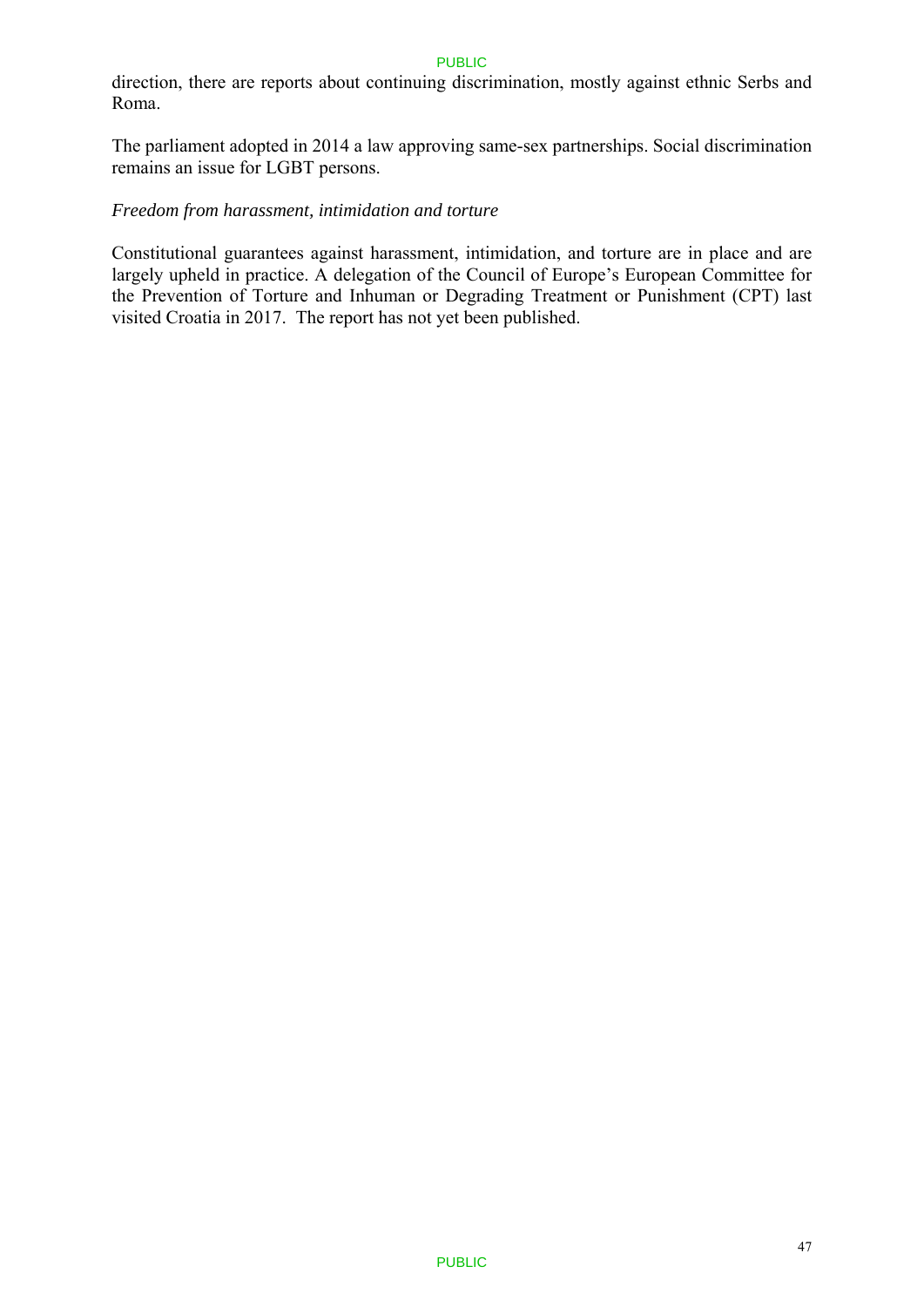direction, there are reports about continuing discrimination, mostly against ethnic Serbs and Roma.

The parliament adopted in 2014 a law approving same-sex partnerships. Social discrimination remains an issue for LGBT persons.

*Freedom from harassment, intimidation and torture*

Constitutional guarantees against harassment, intimidation, and torture are in place and are largely upheld in practice. A delegation of the Council of Europe's European Committee for the Prevention of Torture and Inhuman or Degrading Treatment or Punishment (CPT) last visited Croatia in 2017. The report has not yet been published.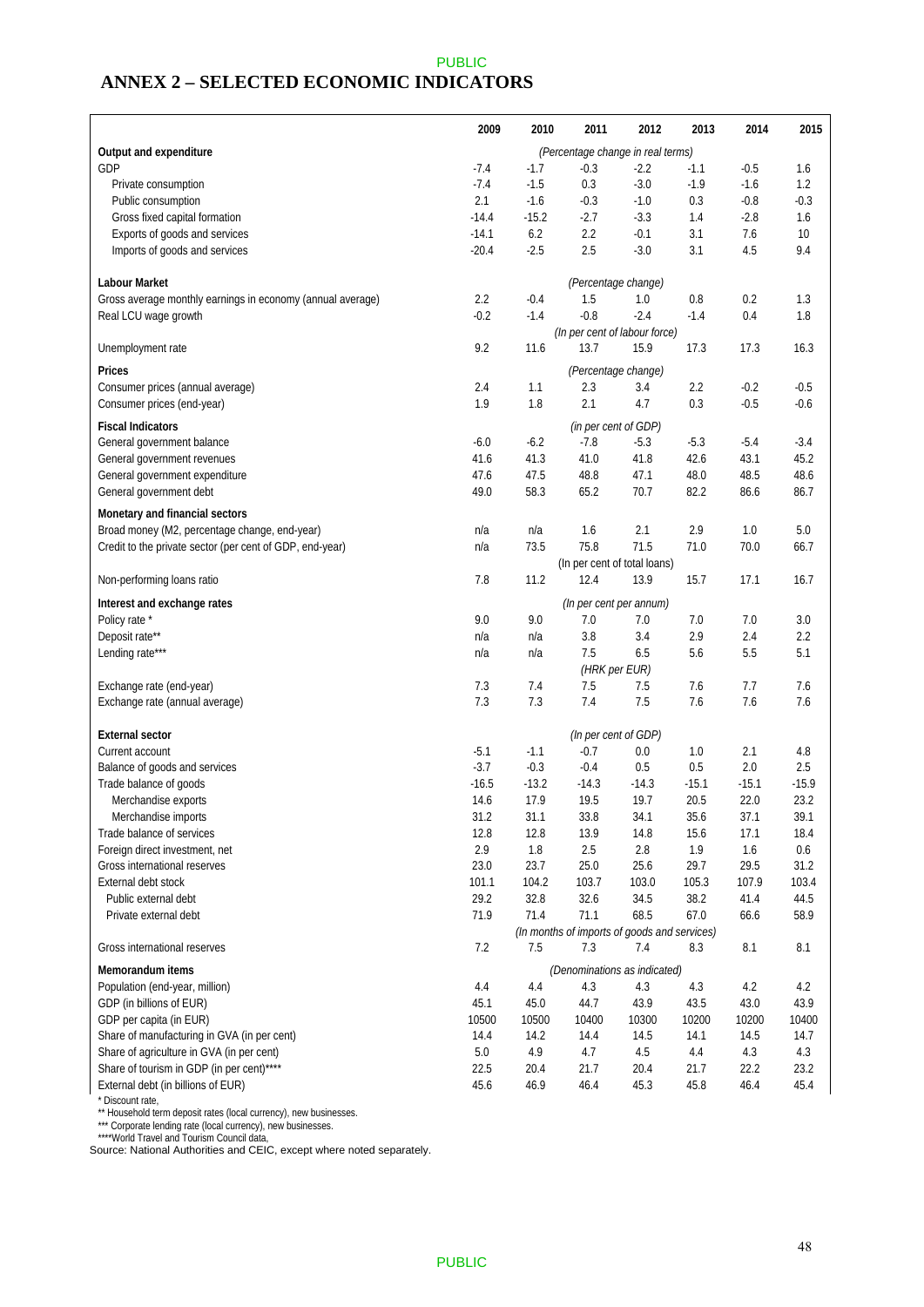## ANNEX 2 – SELECTED ECONOMIC INDICATORS

| | 2009 | 2010 | 2011 | 2012 | 2013 | 2014 | 2015 |
|---|---|---|---|---|---|---|---|
| **Output and expenditure** | | | *(Percentage change in real terms)* | | | | |
| GDP | -7.4 | -1.7 | -0.3 | -2.2 | -1.1 | -0.5 | 1.6 |
| Private consumption | -7.4 | -1.5 | 0.3 | -3.0 | -1.9 | -1.6 | 1.2 |
| Public consumption | 2.1 | -1.6 | -0.3 | -1.0 | 0.3 | -0.8 | -0.3 |
| Gross fixed capital formation | -14.4 | -15.2 | -2.7 | -3.3 | 1.4 | -2.8 | 1.6 |
| Exports of goods and services | -14.1 | 6.2 | 2.2 | -0.1 | 3.1 | 7.6 | 10 |
| Imports of goods and services | -20.4 | -2.5 | 2.5 | -3.0 | 3.1 | 4.5 | 9.4 |
| **Labour Market** | | | *(Percentage change)* | | | | |
| Gross average monthly earnings in economy (annual average) | 2.2 | -0.4 | 1.5 | 1.0 | 0.8 | 0.2 | 1.3 |
| Real LCU wage growth | -0.2 | -1.4 | -0.8 | -2.4 | -1.4 | 0.4 | 1.8 |
| | | | *(In per cent of labour force)* | | | | |
| Unemployment rate | 9.2 | 11.6 | 13.7 | 15.9 | 17.3 | 17.3 | 16.3 |
| **Prices** | | | *(Percentage change)* | | | | |
| Consumer prices (annual average) | 2.4 | 1.1 | 2.3 | 3.4 | 2.2 | -0.2 | -0.5 |
| Consumer prices (end-year) | 1.9 | 1.8 | 2.1 | 4.7 | 0.3 | -0.5 | -0.6 |
| **Fiscal Indicators** | | | *(in per cent of GDP)* | | | | |
| General government balance | -6.0 | -6.2 | -7.8 | -5.3 | -5.3 | -5.4 | -3.4 |
| General government revenues | 41.6 | 41.3 | 41.0 | 41.8 | 42.6 | 43.1 | 45.2 |
| General government expenditure | 47.6 | 47.5 | 48.8 | 47.1 | 48.0 | 48.5 | 48.6 |
| General government debt | 49.0 | 58.3 | 65.2 | 70.7 | 82.2 | 86.6 | 86.7 |
| **Monetary and financial sectors** | | | | | | | |
| Broad money (M2, percentage change, end-year) | n/a | n/a | 1.6 | 2.1 | 2.9 | 1.0 | 5.0 |
| Credit to the private sector (per cent of GDP, end-year) | n/a | 73.5 | 75.8 | 71.5 | 71.0 | 70.0 | 66.7 |
| | | | (In per cent of total loans) | | | | |
| Non-performing loans ratio | 7.8 | 11.2 | 12.4 | 13.9 | 15.7 | 17.1 | 16.7 |
| **Interest and exchange rates** | | | *(In per cent per annum)* | | | | |
| Policy rate * | 9.0 | 9.0 | 7.0 | 7.0 | 7.0 | 7.0 | 3.0 |
| Deposit rate** | n/a | n/a | 3.8 | 3.4 | 2.9 | 2.4 | 2.2 |
| Lending rate*** | n/a | n/a | 7.5 | 6.5 | 5.6 | 5.5 | 5.1 |
| | | | *(HRK per EUR)* | | | | |
| Exchange rate (end-year) | 7.3 | 7.4 | 7.5 | 7.5 | 7.6 | 7.7 | 7.6 |
| Exchange rate (annual average) | 7.3 | 7.3 | 7.4 | 7.5 | 7.6 | 7.6 | 7.6 |
| **External sector** | | | *(In per cent of GDP)* | | | | |
| Current account | -5.1 | -1.1 | -0.7 | 0.0 | 1.0 | 2.1 | 4.8 |
| Balance of goods and services | -3.7 | -0.3 | -0.4 | 0.5 | 0.5 | 2.0 | 2.5 |
| Trade balance of goods | -16.5 | -13.2 | -14.3 | -14.3 | -15.1 | -15.1 | -15.9 |
| Merchandise exports | 14.6 | 17.9 | 19.5 | 19.7 | 20.5 | 22.0 | 23.2 |
| Merchandise imports | 31.2 | 31.1 | 33.8 | 34.1 | 35.6 | 37.1 | 39.1 |
| Trade balance of services | 12.8 | 12.8 | 13.9 | 14.8 | 15.6 | 17.1 | 18.4 |
| Foreign direct investment, net | 2.9 | 1.8 | 2.5 | 2.8 | 1.9 | 1.6 | 0.6 |
| Gross international reserves | 23.0 | 23.7 | 25.0 | 25.6 | 29.7 | 29.5 | 31.2 |
| External debt stock | 101.1 | 104.2 | 103.7 | 103.0 | 105.3 | 107.9 | 103.4 |
| Public external debt | 29.2 | 32.8 | 32.6 | 34.5 | 38.2 | 41.4 | 44.5 |
| Private external debt | 71.9 | 71.4 | 71.1 | 68.5 | 67.0 | 66.6 | 58.9 |
| | | | *(In months of imports of goods and services)* | | | | |
| Gross international reserves | 7.2 | 7.5 | 7.3 | 7.4 | 8.3 | 8.1 | 8.1 |
| **Memorandum items** | | | *(Denominations as indicated)* | | | | |
| Population (end-year, million) | 4.4 | 4.4 | 4.3 | 4.3 | 4.3 | 4.2 | 4.2 |
| GDP (in billions of EUR) | 45.1 | 45.0 | 44.7 | 43.9 | 43.5 | 43.0 | 43.9 |
| GDP per capita (in EUR) | 10500 | 10500 | 10400 | 10300 | 10200 | 10200 | 10400 |
| Share of manufacturing in GVA (in per cent) | 14.4 | 14.2 | 14.4 | 14.5 | 14.1 | 14.5 | 14.7 |
| Share of agriculture in GVA (in per cent) | 5.0 | 4.9 | 4.7 | 4.5 | 4.4 | 4.3 | 4.3 |
| Share of tourism in GDP (in per cent)**** | 22.5 | 20.4 | 21.7 | 20.4 | 21.7 | 22.2 | 23.2 |
| External debt (in billions of EUR) | 45.6 | 46.9 | 46.4 | 45.3 | 45.8 | 46.4 | 45.4 |

* Discount rate,
** Household term deposit rates (local currency), new businesses.
*** Corporate lending rate (local currency), new businesses.
****World Travel and Tourism Council data,
Source: National Authorities and CEIC, except where noted separately.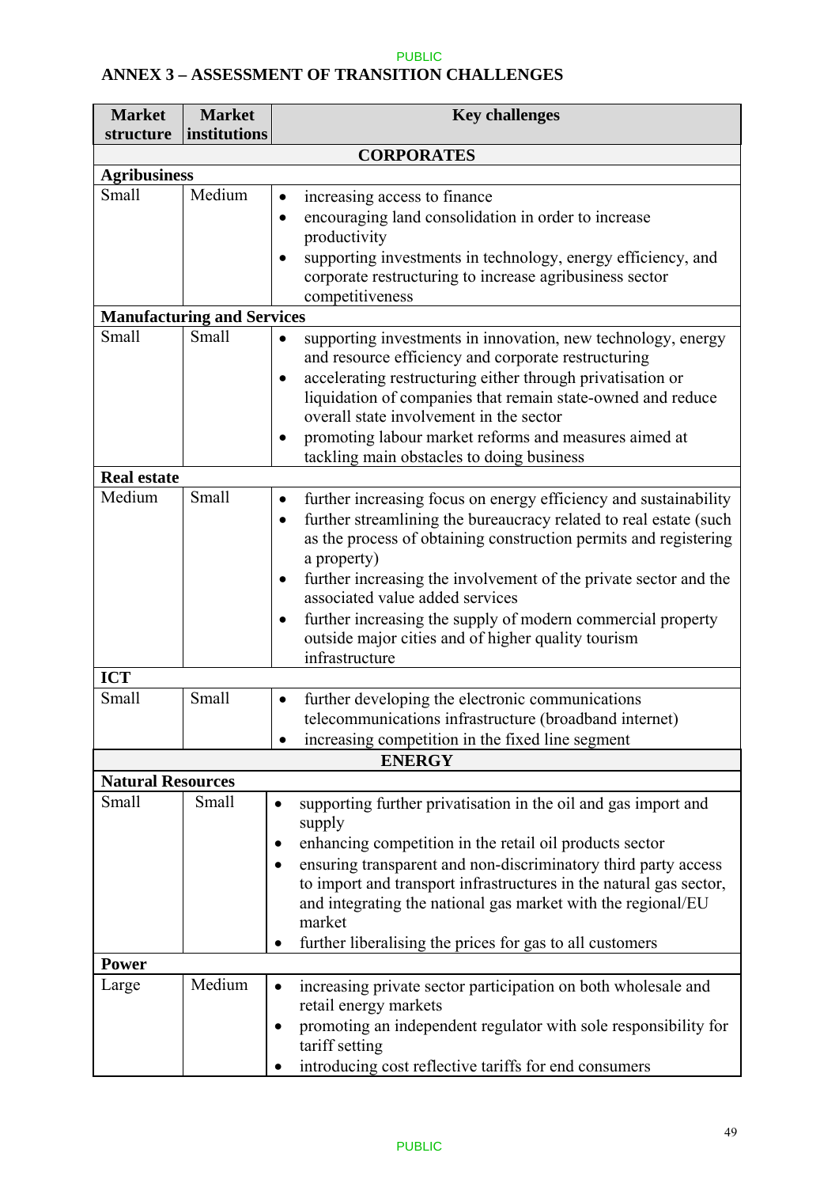## ANNEX 3 – ASSESSMENT OF TRANSITION CHALLENGES

| Market structure | Market institutions | Key challenges |
|---|---|---|
| **CORPORATES** | | |
| **Agribusiness** | | |
| Small | Medium | • increasing access to finance<br>• encouraging land consolidation in order to increase productivity<br>• supporting investments in technology, energy efficiency, and corporate restructuring to increase agribusiness sector competitiveness |
| **Manufacturing and Services** | | |
| Small | Small | • supporting investments in innovation, new technology, energy and resource efficiency and corporate restructuring<br>• accelerating restructuring either through privatisation or liquidation of companies that remain state-owned and reduce overall state involvement in the sector<br>• promoting labour market reforms and measures aimed at tackling main obstacles to doing business |
| **Real estate** | | |
| Medium | Small | • further increasing focus on energy efficiency and sustainability<br>• further streamlining the bureaucracy related to real estate (such as the process of obtaining construction permits and registering a property)<br>• further increasing the involvement of the private sector and the associated value added services<br>• further increasing the supply of modern commercial property outside major cities and of higher quality tourism infrastructure |
| **ICT** | | |
| Small | Small | • further developing the electronic communications telecommunications infrastructure (broadband internet)<br>• increasing competition in the fixed line segment |
| **ENERGY** | | |
| **Natural Resources** | | |
| Small | Small | • supporting further privatisation in the oil and gas import and supply<br>• enhancing competition in the retail oil products sector<br>• ensuring transparent and non-discriminatory third party access to import and transport infrastructures in the natural gas sector, and integrating the national gas market with the regional/EU market<br>• further liberalising the prices for gas to all customers |
| **Power** | | |
| Large | Medium | • increasing private sector participation on both wholesale and retail energy markets<br>• promoting an independent regulator with sole responsibility for tariff setting<br>• introducing cost reflective tariffs for end consumers |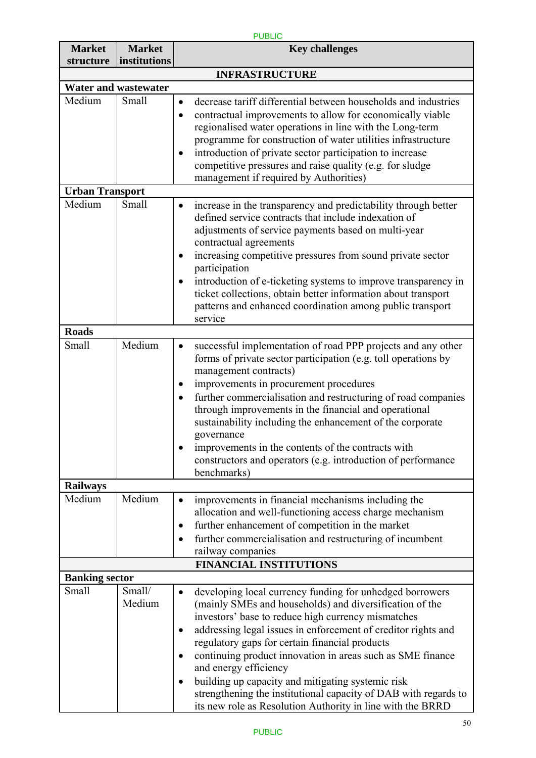| Market structure | Market institutions | Key challenges |
|---|---|---|
| **INFRASTRUCTURE** | | |
| **Water and wastewater** | | |
| Medium | Small | • decrease tariff differential between households and industries<br>• contractual improvements to allow for economically viable regionalised water operations in line with the Long-term programme for construction of water utilities infrastructure<br>• introduction of private sector participation to increase competitive pressures and raise quality (e.g. for sludge management if required by Authorities) |
| **Urban Transport** | | |
| Medium | Small | • increase in the transparency and predictability through better defined service contracts that include indexation of adjustments of service payments based on multi-year contractual agreements<br>• increasing competitive pressures from sound private sector participation<br>• introduction of e-ticketing systems to improve transparency in ticket collections, obtain better information about transport patterns and enhanced coordination among public transport service |
| **Roads** | | |
| Small | Medium | • successful implementation of road PPP projects and any other forms of private sector participation (e.g. toll operations by management contracts)<br>• improvements in procurement procedures<br>• further commercialisation and restructuring of road companies through improvements in the financial and operational sustainability including the enhancement of the corporate governance<br>• improvements in the contents of the contracts with constructors and operators (e.g. introduction of performance benchmarks) |
| **Railways** | | |
| Medium | Medium | • improvements in financial mechanisms including the allocation and well-functioning access charge mechanism<br>• further enhancement of competition in the market<br>• further commercialisation and restructuring of incumbent railway companies |
| **FINANCIAL INSTITUTIONS** | | |
| **Banking sector** | | |
| Small | Small/ Medium | • developing local currency funding for unhedged borrowers (mainly SMEs and households) and diversification of the investors' base to reduce high currency mismatches<br>• addressing legal issues in enforcement of creditor rights and regulatory gaps for certain financial products<br>• continuing product innovation in areas such as SME finance and energy efficiency<br>• building up capacity and mitigating systemic risk strengthening the institutional capacity of DAB with regards to its new role as Resolution Authority in line with the BRRD |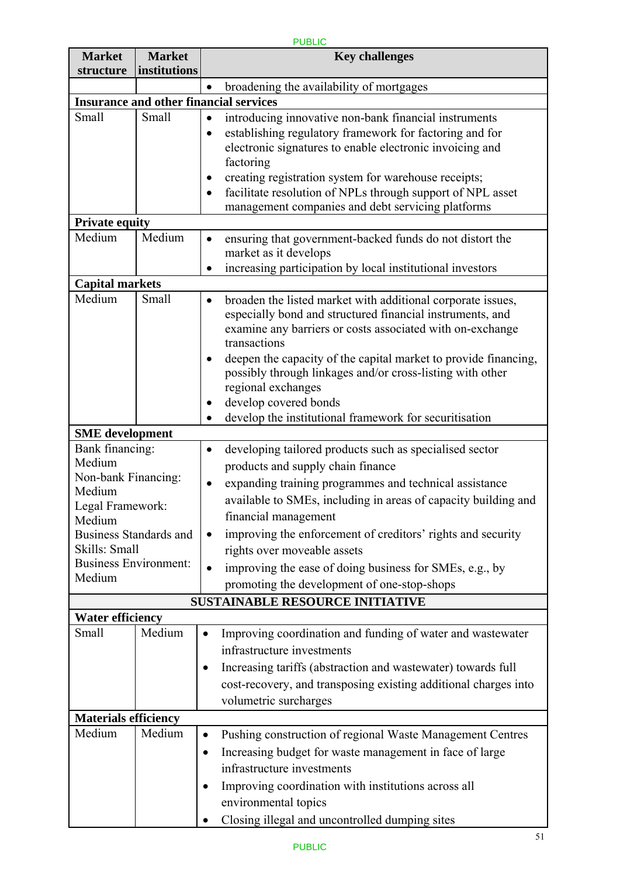| Market structure | Market institutions | Key challenges |
|---|---|---|
| | | • broadening the availability of mortgages |
| **Insurance and other financial services** | | |
| Small | Small | • introducing innovative non-bank financial instruments<br>• establishing regulatory framework for factoring and for electronic signatures to enable electronic invoicing and factoring<br>• creating registration system for warehouse receipts;<br>• facilitate resolution of NPLs through support of NPL asset management companies and debt servicing platforms |
| **Private equity** | | |
| Medium | Medium | • ensuring that government-backed funds do not distort the market as it develops<br>• increasing participation by local institutional investors |
| **Capital markets** | | |
| Medium | Small | • broaden the listed market with additional corporate issues, especially bond and structured financial instruments, and examine any barriers or costs associated with on-exchange transactions<br>• deepen the capacity of the capital market to provide financing, possibly through linkages and/or cross-listing with other regional exchanges<br>• develop covered bonds<br>• develop the institutional framework for securitisation |
| **SME development** | | |
| Bank financing: Medium<br>Non-bank Financing: Medium<br>Legal Framework: Medium<br>Business Standards and Skills: Small<br>Business Environment: Medium | | • developing tailored products such as specialised sector products and supply chain finance<br>• expanding training programmes and technical assistance available to SMEs, including in areas of capacity building and financial management<br>• improving the enforcement of creditors' rights and security rights over moveable assets<br>• improving the ease of doing business for SMEs, e.g., by promoting the development of one-stop-shops |
| **SUSTAINABLE RESOURCE INITIATIVE** | | |
| **Water efficiency** | | |
| Small | Medium | • Improving coordination and funding of water and wastewater infrastructure investments<br>• Increasing tariffs (abstraction and wastewater) towards full cost-recovery, and transposing existing additional charges into volumetric surcharges |
| **Materials efficiency** | | |
| Medium | Medium | • Pushing construction of regional Waste Management Centres<br>• Increasing budget for waste management in face of large infrastructure investments<br>• Improving coordination with institutions across all environmental topics<br>• Closing illegal and uncontrolled dumping sites |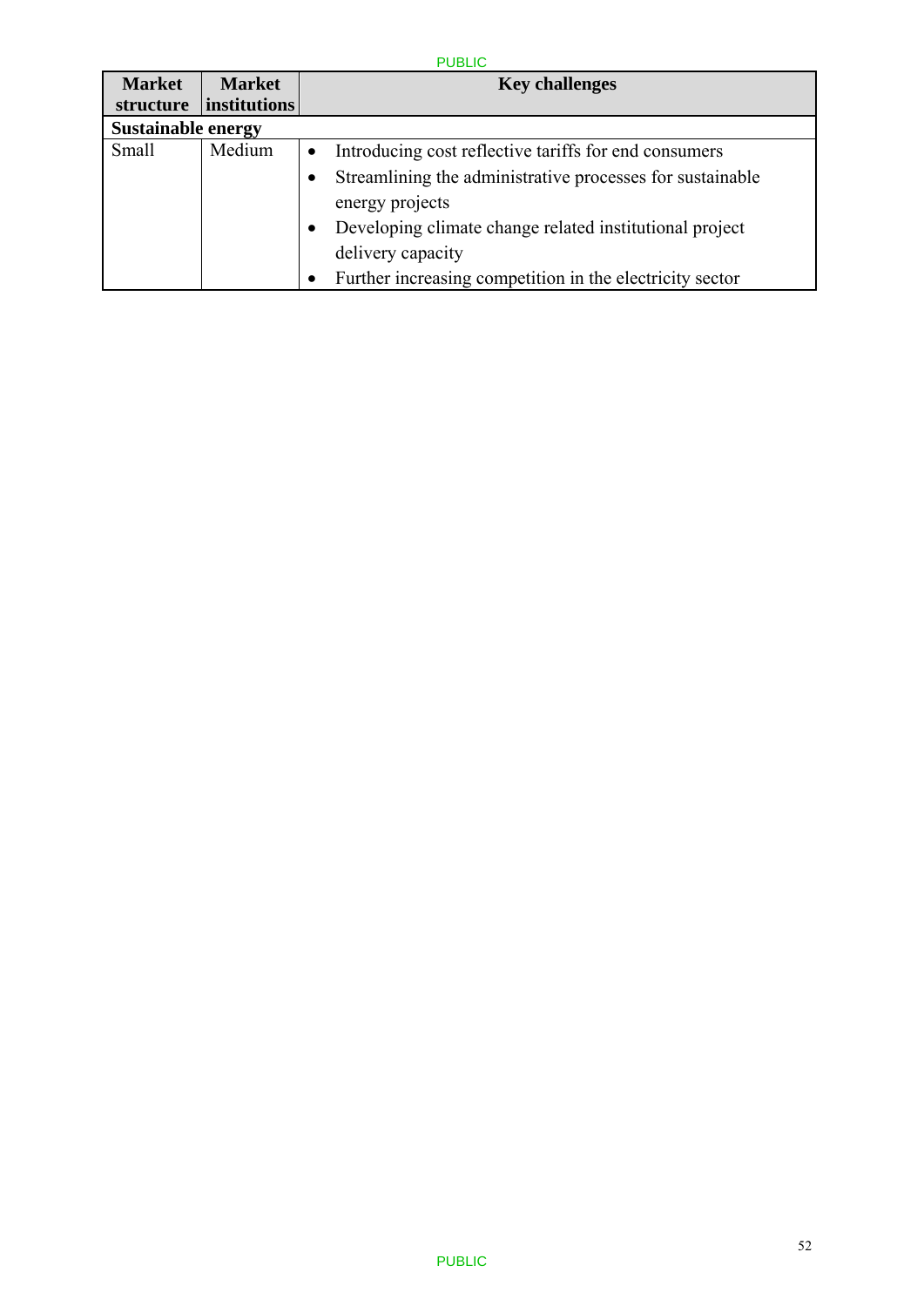| Market structure | Market institutions | Key challenges |
|---|---|---|
| **Sustainable energy** | | |
| Small | Medium | • Introducing cost reflective tariffs for end consumers<br>• Streamlining the administrative processes for sustainable energy projects<br>• Developing climate change related institutional project delivery capacity<br>• Further increasing competition in the electricity sector |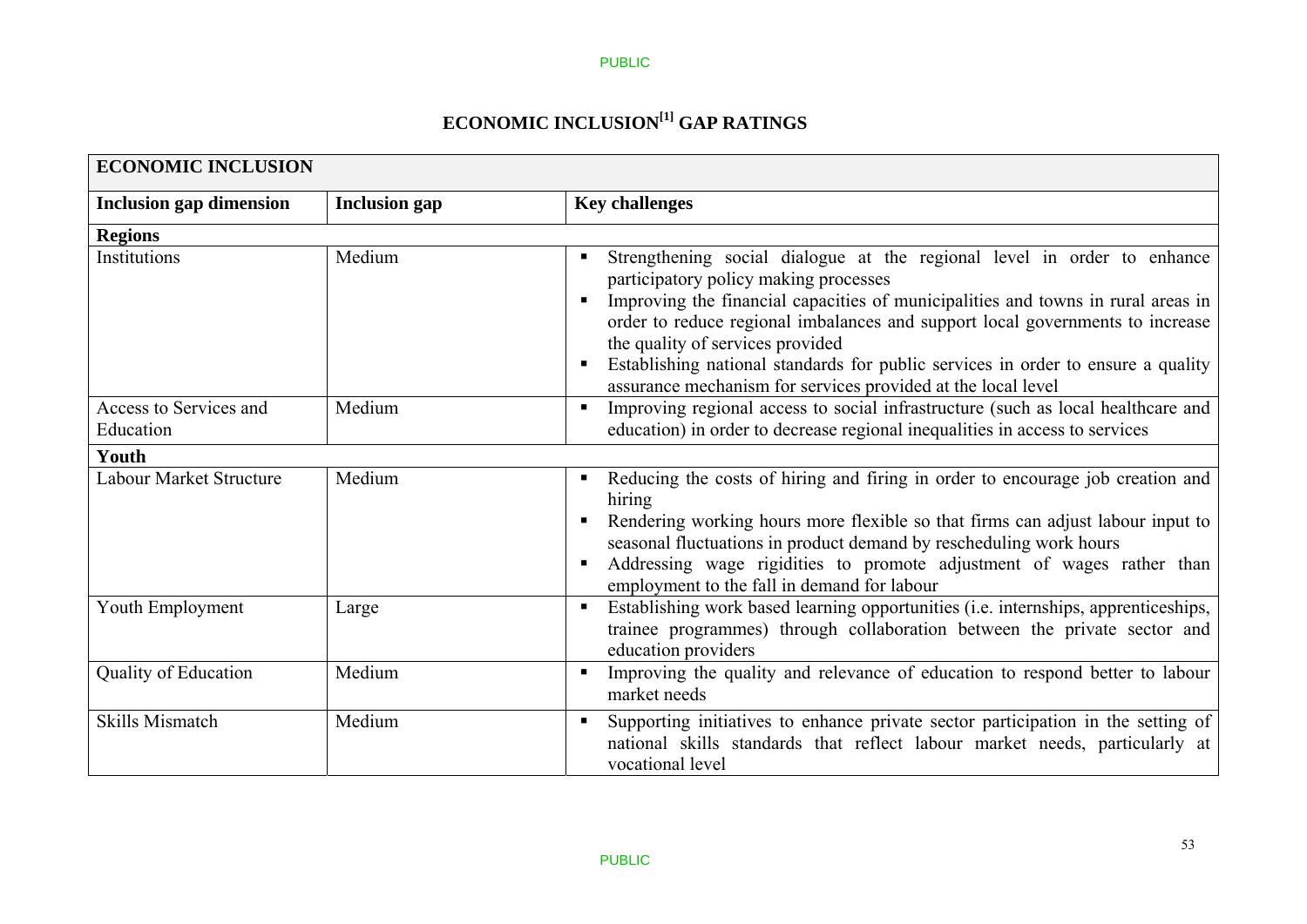# ECONOMIC INCLUSION[1] GAP RATINGS

| **ECONOMIC INCLUSION** | | |
|---|---|---|
| **Inclusion gap dimension** | **Inclusion gap** | **Key challenges** |
| **Regions** | | |
| Institutions | Medium | ▪ Strengthening social dialogue at the regional level in order to enhance participatory policy making processes<br>▪ Improving the financial capacities of municipalities and towns in rural areas in order to reduce regional imbalances and support local governments to increase the quality of services provided<br>▪ Establishing national standards for public services in order to ensure a quality assurance mechanism for services provided at the local level |
| Access to Services and Education | Medium | ▪ Improving regional access to social infrastructure (such as local healthcare and education) in order to decrease regional inequalities in access to services |
| **Youth** | | |
| Labour Market Structure | Medium | ▪ Reducing the costs of hiring and firing in order to encourage job creation and hiring<br>▪ Rendering working hours more flexible so that firms can adjust labour input to seasonal fluctuations in product demand by rescheduling work hours<br>▪ Addressing wage rigidities to promote adjustment of wages rather than employment to the fall in demand for labour |
| Youth Employment | Large | ▪ Establishing work based learning opportunities (i.e. internships, apprenticeships, trainee programmes) through collaboration between the private sector and education providers |
| Quality of Education | Medium | ▪ Improving the quality and relevance of education to respond better to labour market needs |
| Skills Mismatch | Medium | ▪ Supporting initiatives to enhance private sector participation in the setting of national skills standards that reflect labour market needs, particularly at vocational level |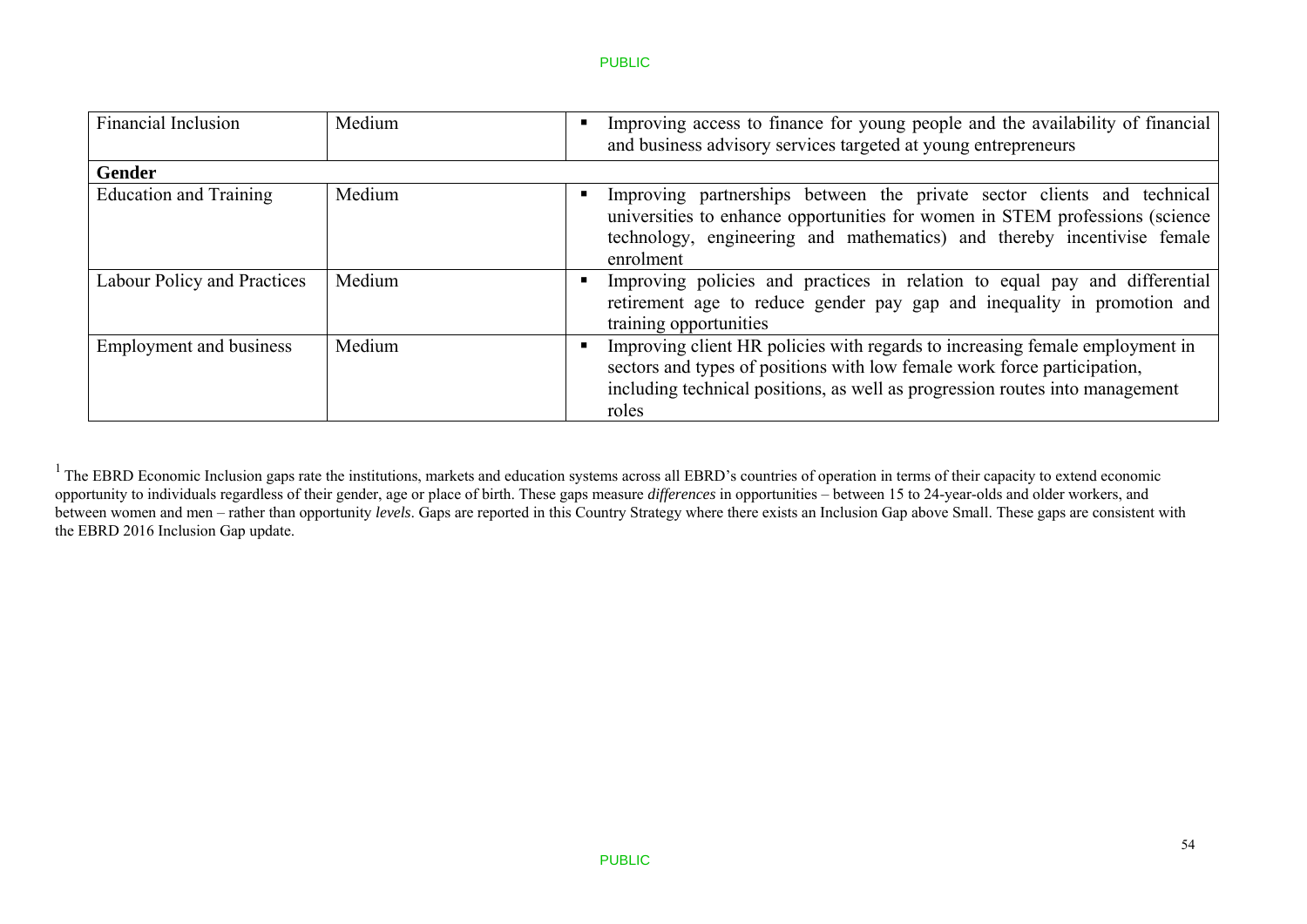| | | |
|---|---|---|
| Financial Inclusion | Medium | ▪ Improving access to finance for young people and the availability of financial and business advisory services targeted at young entrepreneurs |
| **Gender** | | |
| Education and Training | Medium | ▪ Improving partnerships between the private sector clients and technical universities to enhance opportunities for women in STEM professions (science technology, engineering and mathematics) and thereby incentivise female enrolment |
| Labour Policy and Practices | Medium | ▪ Improving policies and practices in relation to equal pay and differential retirement age to reduce gender pay gap and inequality in promotion and training opportunities |
| Employment and business | Medium | ▪ Improving client HR policies with regards to increasing female employment in sectors and types of positions with low female work force participation, including technical positions, as well as progression routes into management roles |

[1] The EBRD Economic Inclusion gaps rate the institutions, markets and education systems across all EBRD's countries of operation in terms of their capacity to extend economic opportunity to individuals regardless of their gender, age or place of birth. These gaps measure *differences* in opportunities – between 15 to 24-year-olds and older workers, and between women and men – rather than opportunity *levels*. Gaps are reported in this Country Strategy where there exists an Inclusion Gap above Small. These gaps are consistent with the EBRD 2016 Inclusion Gap update.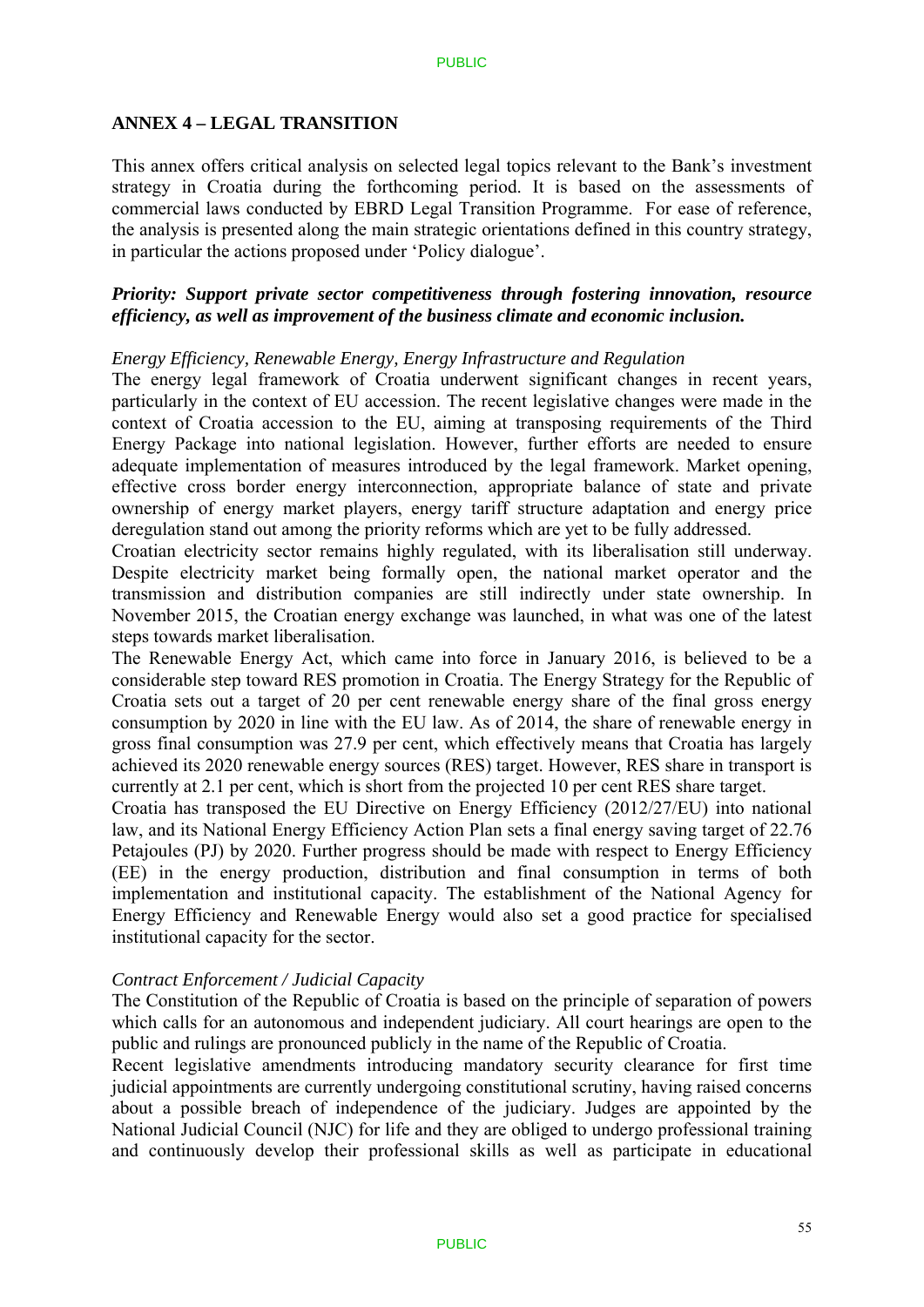## ANNEX 4 – LEGAL TRANSITION

This annex offers critical analysis on selected legal topics relevant to the Bank's investment strategy in Croatia during the forthcoming period. It is based on the assessments of commercial laws conducted by EBRD Legal Transition Programme. For ease of reference, the analysis is presented along the main strategic orientations defined in this country strategy, in particular the actions proposed under 'Policy dialogue'.

***Priority: Support private sector competitiveness through fostering innovation, resource efficiency, as well as improvement of the business climate and economic inclusion.***

*Energy Efficiency, Renewable Energy, Energy Infrastructure and Regulation*

The energy legal framework of Croatia underwent significant changes in recent years, particularly in the context of EU accession. The recent legislative changes were made in the context of Croatia accession to the EU, aiming at transposing requirements of the Third Energy Package into national legislation. However, further efforts are needed to ensure adequate implementation of measures introduced by the legal framework. Market opening, effective cross border energy interconnection, appropriate balance of state and private ownership of energy market players, energy tariff structure adaptation and energy price deregulation stand out among the priority reforms which are yet to be fully addressed.

Croatian electricity sector remains highly regulated, with its liberalisation still underway. Despite electricity market being formally open, the national market operator and the transmission and distribution companies are still indirectly under state ownership. In November 2015, the Croatian energy exchange was launched, in what was one of the latest steps towards market liberalisation.

The Renewable Energy Act, which came into force in January 2016, is believed to be a considerable step toward RES promotion in Croatia. The Energy Strategy for the Republic of Croatia sets out a target of 20 per cent renewable energy share of the final gross energy consumption by 2020 in line with the EU law. As of 2014, the share of renewable energy in gross final consumption was 27.9 per cent, which effectively means that Croatia has largely achieved its 2020 renewable energy sources (RES) target. However, RES share in transport is currently at 2.1 per cent, which is short from the projected 10 per cent RES share target.

Croatia has transposed the EU Directive on Energy Efficiency (2012/27/EU) into national law, and its National Energy Efficiency Action Plan sets a final energy saving target of 22.76 Petajoules (PJ) by 2020. Further progress should be made with respect to Energy Efficiency (EE) in the energy production, distribution and final consumption in terms of both implementation and institutional capacity. The establishment of the National Agency for Energy Efficiency and Renewable Energy would also set a good practice for specialised institutional capacity for the sector.

*Contract Enforcement / Judicial Capacity*

The Constitution of the Republic of Croatia is based on the principle of separation of powers which calls for an autonomous and independent judiciary. All court hearings are open to the public and rulings are pronounced publicly in the name of the Republic of Croatia.

Recent legislative amendments introducing mandatory security clearance for first time judicial appointments are currently undergoing constitutional scrutiny, having raised concerns about a possible breach of independence of the judiciary. Judges are appointed by the National Judicial Council (NJC) for life and they are obliged to undergo professional training and continuously develop their professional skills as well as participate in educational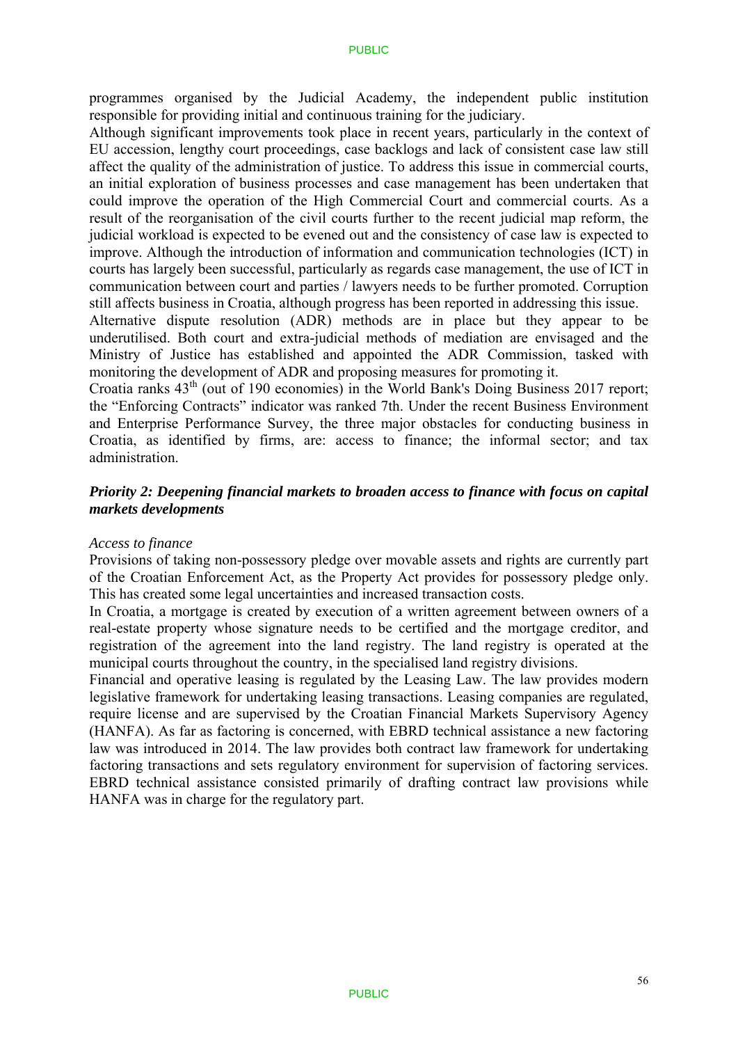programmes organised by the Judicial Academy, the independent public institution responsible for providing initial and continuous training for the judiciary.

Although significant improvements took place in recent years, particularly in the context of EU accession, lengthy court proceedings, case backlogs and lack of consistent case law still affect the quality of the administration of justice. To address this issue in commercial courts, an initial exploration of business processes and case management has been undertaken that could improve the operation of the High Commercial Court and commercial courts. As a result of the reorganisation of the civil courts further to the recent judicial map reform, the judicial workload is expected to be evened out and the consistency of case law is expected to improve. Although the introduction of information and communication technologies (ICT) in courts has largely been successful, particularly as regards case management, the use of ICT in communication between court and parties / lawyers needs to be further promoted. Corruption still affects business in Croatia, although progress has been reported in addressing this issue.

Alternative dispute resolution (ADR) methods are in place but they appear to be underutilised. Both court and extra-judicial methods of mediation are envisaged and the Ministry of Justice has established and appointed the ADR Commission, tasked with monitoring the development of ADR and proposing measures for promoting it.

Croatia ranks 43[th] (out of 190 economies) in the World Bank's Doing Business 2017 report; the "Enforcing Contracts" indicator was ranked 7th. Under the recent Business Environment and Enterprise Performance Survey, the three major obstacles for conducting business in Croatia, as identified by firms, are: access to finance; the informal sector; and tax administration.

### *Priority 2: Deepening financial markets to broaden access to finance with focus on capital markets developments*

*Access to finance*

Provisions of taking non-possessory pledge over movable assets and rights are currently part of the Croatian Enforcement Act, as the Property Act provides for possessory pledge only. This has created some legal uncertainties and increased transaction costs.

In Croatia, a mortgage is created by execution of a written agreement between owners of a real-estate property whose signature needs to be certified and the mortgage creditor, and registration of the agreement into the land registry. The land registry is operated at the municipal courts throughout the country, in the specialised land registry divisions.

Financial and operative leasing is regulated by the Leasing Law. The law provides modern legislative framework for undertaking leasing transactions. Leasing companies are regulated, require license and are supervised by the Croatian Financial Markets Supervisory Agency (HANFA). As far as factoring is concerned, with EBRD technical assistance a new factoring law was introduced in 2014. The law provides both contract law framework for undertaking factoring transactions and sets regulatory environment for supervision of factoring services. EBRD technical assistance consisted primarily of drafting contract law provisions while HANFA was in charge for the regulatory part.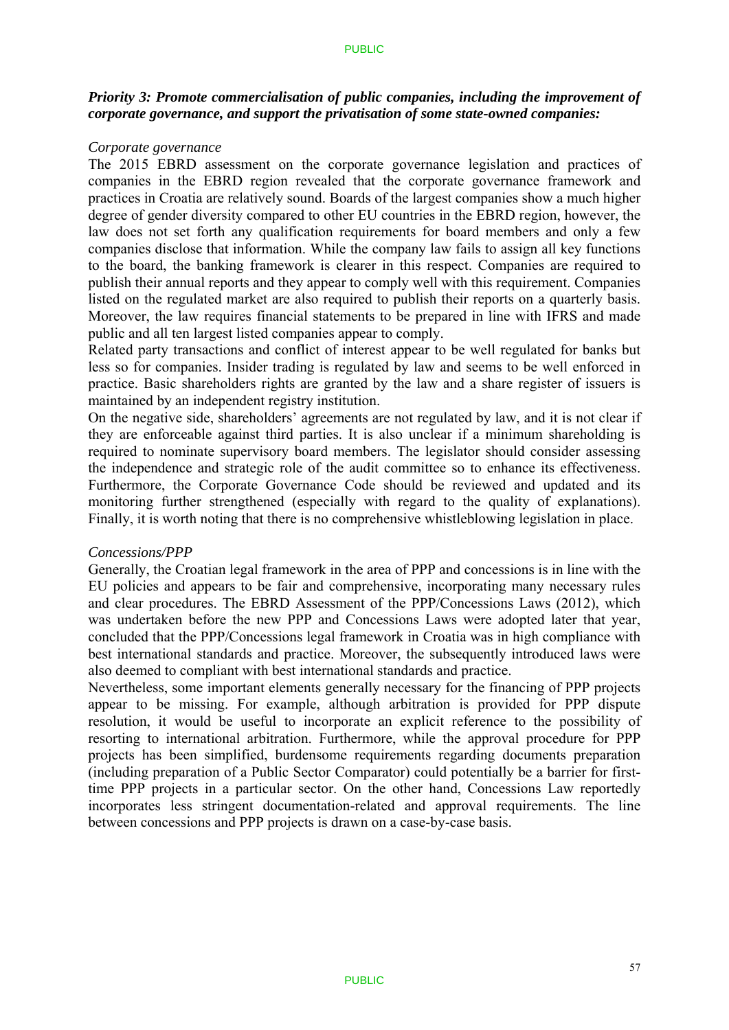***Priority 3: Promote commercialisation of public companies, including the improvement of corporate governance, and support the privatisation of some state-owned companies:***

*Corporate governance*

The 2015 EBRD assessment on the corporate governance legislation and practices of companies in the EBRD region revealed that the corporate governance framework and practices in Croatia are relatively sound. Boards of the largest companies show a much higher degree of gender diversity compared to other EU countries in the EBRD region, however, the law does not set forth any qualification requirements for board members and only a few companies disclose that information. While the company law fails to assign all key functions to the board, the banking framework is clearer in this respect. Companies are required to publish their annual reports and they appear to comply well with this requirement. Companies listed on the regulated market are also required to publish their reports on a quarterly basis. Moreover, the law requires financial statements to be prepared in line with IFRS and made public and all ten largest listed companies appear to comply.

Related party transactions and conflict of interest appear to be well regulated for banks but less so for companies. Insider trading is regulated by law and seems to be well enforced in practice. Basic shareholders rights are granted by the law and a share register of issuers is maintained by an independent registry institution.

On the negative side, shareholders' agreements are not regulated by law, and it is not clear if they are enforceable against third parties. It is also unclear if a minimum shareholding is required to nominate supervisory board members. The legislator should consider assessing the independence and strategic role of the audit committee so to enhance its effectiveness. Furthermore, the Corporate Governance Code should be reviewed and updated and its monitoring further strengthened (especially with regard to the quality of explanations). Finally, it is worth noting that there is no comprehensive whistleblowing legislation in place.

*Concessions/PPP*

Generally, the Croatian legal framework in the area of PPP and concessions is in line with the EU policies and appears to be fair and comprehensive, incorporating many necessary rules and clear procedures. The EBRD Assessment of the PPP/Concessions Laws (2012), which was undertaken before the new PPP and Concessions Laws were adopted later that year, concluded that the PPP/Concessions legal framework in Croatia was in high compliance with best international standards and practice. Moreover, the subsequently introduced laws were also deemed to compliant with best international standards and practice.

Nevertheless, some important elements generally necessary for the financing of PPP projects appear to be missing. For example, although arbitration is provided for PPP dispute resolution, it would be useful to incorporate an explicit reference to the possibility of resorting to international arbitration. Furthermore, while the approval procedure for PPP projects has been simplified, burdensome requirements regarding documents preparation (including preparation of a Public Sector Comparator) could potentially be a barrier for first-time PPP projects in a particular sector. On the other hand, Concessions Law reportedly incorporates less stringent documentation-related and approval requirements. The line between concessions and PPP projects is drawn on a case-by-case basis.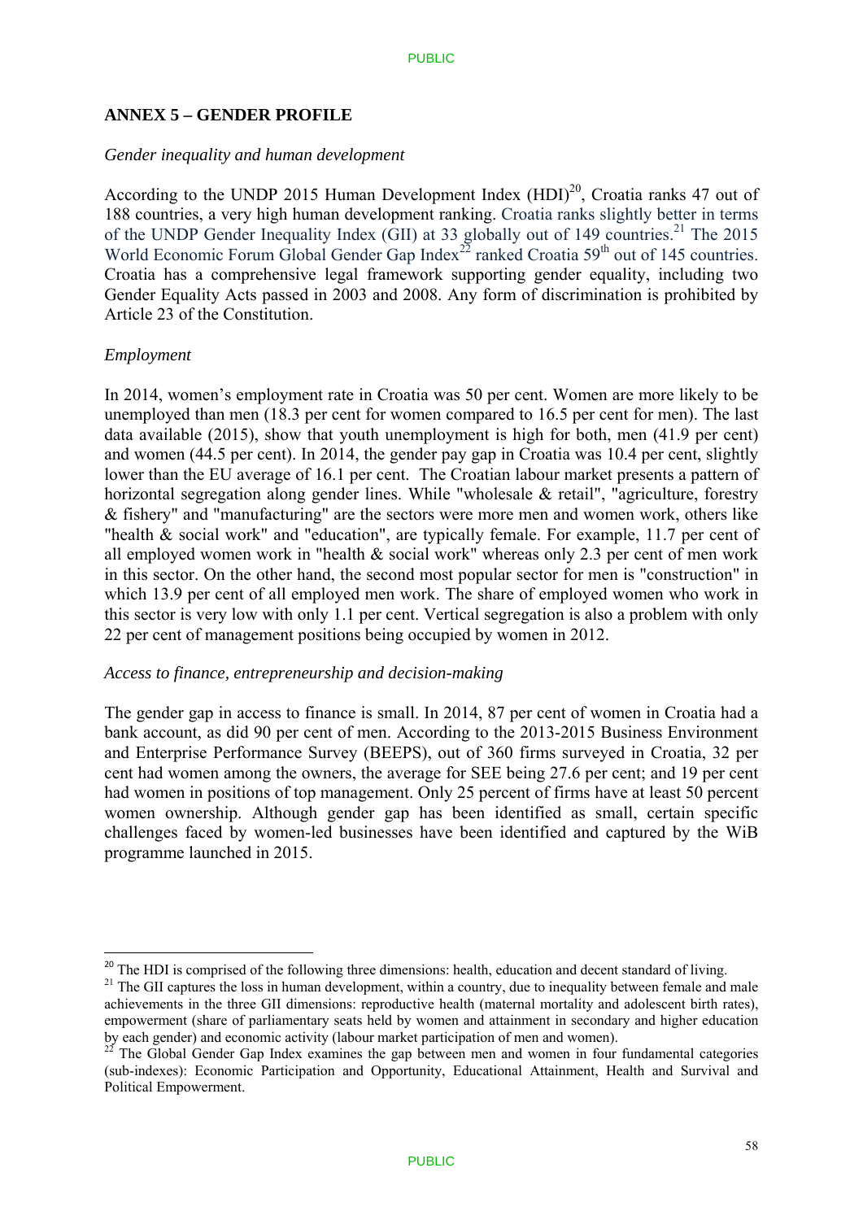## ANNEX 5 – GENDER PROFILE

*Gender inequality and human development*

According to the UNDP 2015 Human Development Index (HDI)[20], Croatia ranks 47 out of 188 countries, a very high human development ranking. Croatia ranks slightly better in terms of the UNDP Gender Inequality Index (GII) at 33 globally out of 149 countries.[21] The 2015 World Economic Forum Global Gender Gap Index[22] ranked Croatia 59th out of 145 countries. Croatia has a comprehensive legal framework supporting gender equality, including two Gender Equality Acts passed in 2003 and 2008. Any form of discrimination is prohibited by Article 23 of the Constitution.

*Employment*

In 2014, women's employment rate in Croatia was 50 per cent. Women are more likely to be unemployed than men (18.3 per cent for women compared to 16.5 per cent for men). The last data available (2015), show that youth unemployment is high for both, men (41.9 per cent) and women (44.5 per cent). In 2014, the gender pay gap in Croatia was 10.4 per cent, slightly lower than the EU average of 16.1 per cent. The Croatian labour market presents a pattern of horizontal segregation along gender lines. While "wholesale & retail", "agriculture, forestry & fishery" and "manufacturing" are the sectors were more men and women work, others like "health & social work" and "education", are typically female. For example, 11.7 per cent of all employed women work in "health & social work" whereas only 2.3 per cent of men work in this sector. On the other hand, the second most popular sector for men is "construction" in which 13.9 per cent of all employed men work. The share of employed women who work in this sector is very low with only 1.1 per cent. Vertical segregation is also a problem with only 22 per cent of management positions being occupied by women in 2012.

*Access to finance, entrepreneurship and decision-making*

The gender gap in access to finance is small. In 2014, 87 per cent of women in Croatia had a bank account, as did 90 per cent of men. According to the 2013-2015 Business Environment and Enterprise Performance Survey (BEEPS), out of 360 firms surveyed in Croatia, 32 per cent had women among the owners, the average for SEE being 27.6 per cent; and 19 per cent had women in positions of top management. Only 25 percent of firms have at least 50 percent women ownership. Although gender gap has been identified as small, certain specific challenges faced by women-led businesses have been identified and captured by the WiB programme launched in 2015.

---

[20] The HDI is comprised of the following three dimensions: health, education and decent standard of living.

[21] The GII captures the loss in human development, within a country, due to inequality between female and male achievements in the three GII dimensions: reproductive health (maternal mortality and adolescent birth rates), empowerment (share of parliamentary seats held by women and attainment in secondary and higher education by each gender) and economic activity (labour market participation of men and women).

[22] The Global Gender Gap Index examines the gap between men and women in four fundamental categories (sub-indexes): Economic Participation and Opportunity, Educational Attainment, Health and Survival and Political Empowerment.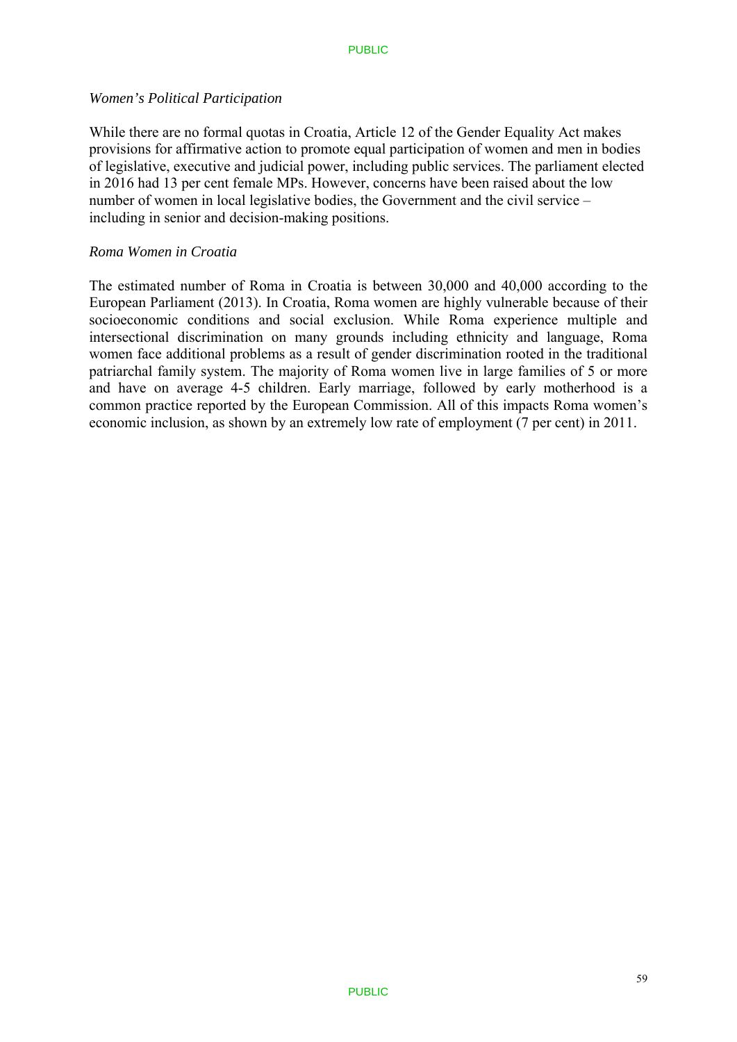*Women's Political Participation*

While there are no formal quotas in Croatia, Article 12 of the Gender Equality Act makes provisions for affirmative action to promote equal participation of women and men in bodies of legislative, executive and judicial power, including public services. The parliament elected in 2016 had 13 per cent female MPs. However, concerns have been raised about the low number of women in local legislative bodies, the Government and the civil service – including in senior and decision-making positions.

*Roma Women in Croatia*

The estimated number of Roma in Croatia is between 30,000 and 40,000 according to the European Parliament (2013). In Croatia, Roma women are highly vulnerable because of their socioeconomic conditions and social exclusion. While Roma experience multiple and intersectional discrimination on many grounds including ethnicity and language, Roma women face additional problems as a result of gender discrimination rooted in the traditional patriarchal family system. The majority of Roma women live in large families of 5 or more and have on average 4-5 children. Early marriage, followed by early motherhood is a common practice reported by the European Commission. All of this impacts Roma women's economic inclusion, as shown by an extremely low rate of employment (7 per cent) in 2011.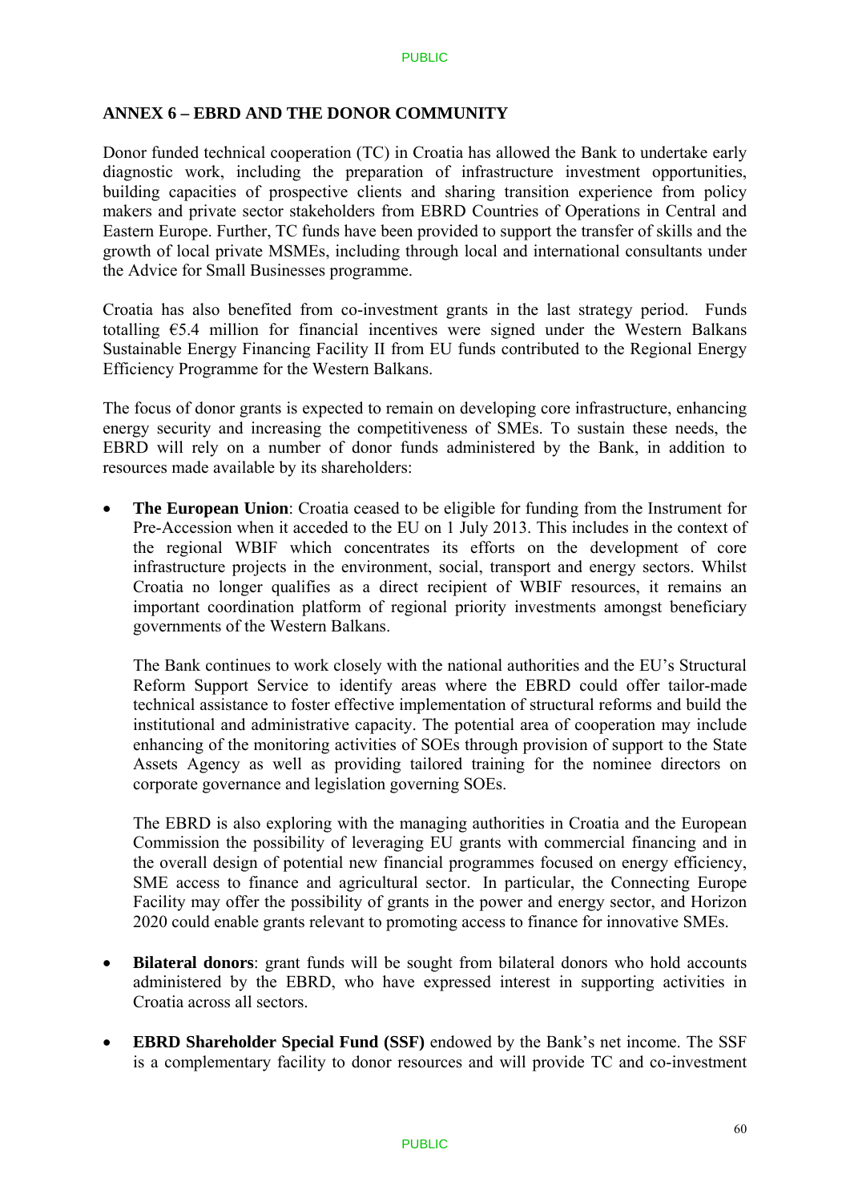## ANNEX 6 – EBRD AND THE DONOR COMMUNITY

Donor funded technical cooperation (TC) in Croatia has allowed the Bank to undertake early diagnostic work, including the preparation of infrastructure investment opportunities, building capacities of prospective clients and sharing transition experience from policy makers and private sector stakeholders from EBRD Countries of Operations in Central and Eastern Europe. Further, TC funds have been provided to support the transfer of skills and the growth of local private MSMEs, including through local and international consultants under the Advice for Small Businesses programme.

Croatia has also benefited from co-investment grants in the last strategy period. Funds totalling €5.4 million for financial incentives were signed under the Western Balkans Sustainable Energy Financing Facility II from EU funds contributed to the Regional Energy Efficiency Programme for the Western Balkans.

The focus of donor grants is expected to remain on developing core infrastructure, enhancing energy security and increasing the competitiveness of SMEs. To sustain these needs, the EBRD will rely on a number of donor funds administered by the Bank, in addition to resources made available by its shareholders:

- **The European Union**: Croatia ceased to be eligible for funding from the Instrument for Pre-Accession when it acceded to the EU on 1 July 2013. This includes in the context of the regional WBIF which concentrates its efforts on the development of core infrastructure projects in the environment, social, transport and energy sectors. Whilst Croatia no longer qualifies as a direct recipient of WBIF resources, it remains an important coordination platform of regional priority investments amongst beneficiary governments of the Western Balkans.

  The Bank continues to work closely with the national authorities and the EU's Structural Reform Support Service to identify areas where the EBRD could offer tailor-made technical assistance to foster effective implementation of structural reforms and build the institutional and administrative capacity. The potential area of cooperation may include enhancing of the monitoring activities of SOEs through provision of support to the State Assets Agency as well as providing tailored training for the nominee directors on corporate governance and legislation governing SOEs.

  The EBRD is also exploring with the managing authorities in Croatia and the European Commission the possibility of leveraging EU grants with commercial financing and in the overall design of potential new financial programmes focused on energy efficiency, SME access to finance and agricultural sector. In particular, the Connecting Europe Facility may offer the possibility of grants in the power and energy sector, and Horizon 2020 could enable grants relevant to promoting access to finance for innovative SMEs.

- **Bilateral donors**: grant funds will be sought from bilateral donors who hold accounts administered by the EBRD, who have expressed interest in supporting activities in Croatia across all sectors.

- **EBRD Shareholder Special Fund (SSF)** endowed by the Bank's net income. The SSF is a complementary facility to donor resources and will provide TC and co-investment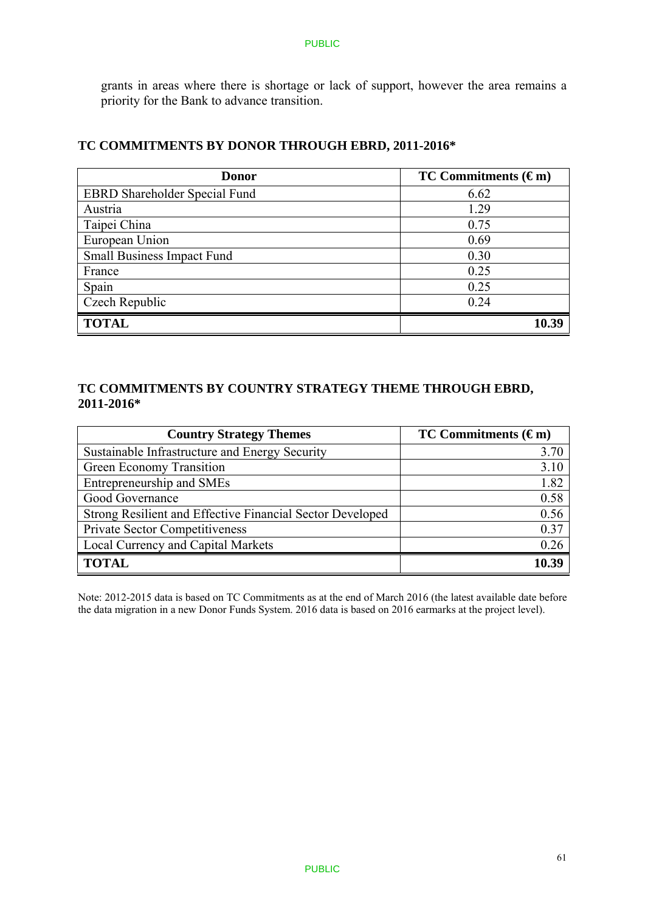grants in areas where there is shortage or lack of support, however the area remains a priority for the Bank to advance transition.

### TC COMMITMENTS BY DONOR THROUGH EBRD, 2011-2016*

| Donor | TC Commitments (€ m) |
|---|---|
| EBRD Shareholder Special Fund | 6.62 |
| Austria | 1.29 |
| Taipei China | 0.75 |
| European Union | 0.69 |
| Small Business Impact Fund | 0.30 |
| France | 0.25 |
| Spain | 0.25 |
| Czech Republic | 0.24 |
| **TOTAL** | **10.39** |

### TC COMMITMENTS BY COUNTRY STRATEGY THEME THROUGH EBRD, 2011-2016*

| Country Strategy Themes | TC Commitments (€ m) |
|---|---|
| Sustainable Infrastructure and Energy Security | 3.70 |
| Green Economy Transition | 3.10 |
| Entrepreneurship and SMEs | 1.82 |
| Good Governance | 0.58 |
| Strong Resilient and Effective Financial Sector Developed | 0.56 |
| Private Sector Competitiveness | 0.37 |
| Local Currency and Capital Markets | 0.26 |
| **TOTAL** | **10.39** |

Note: 2012-2015 data is based on TC Commitments as at the end of March 2016 (the latest available date before the data migration in a new Donor Funds System. 2016 data is based on 2016 earmarks at the project level).